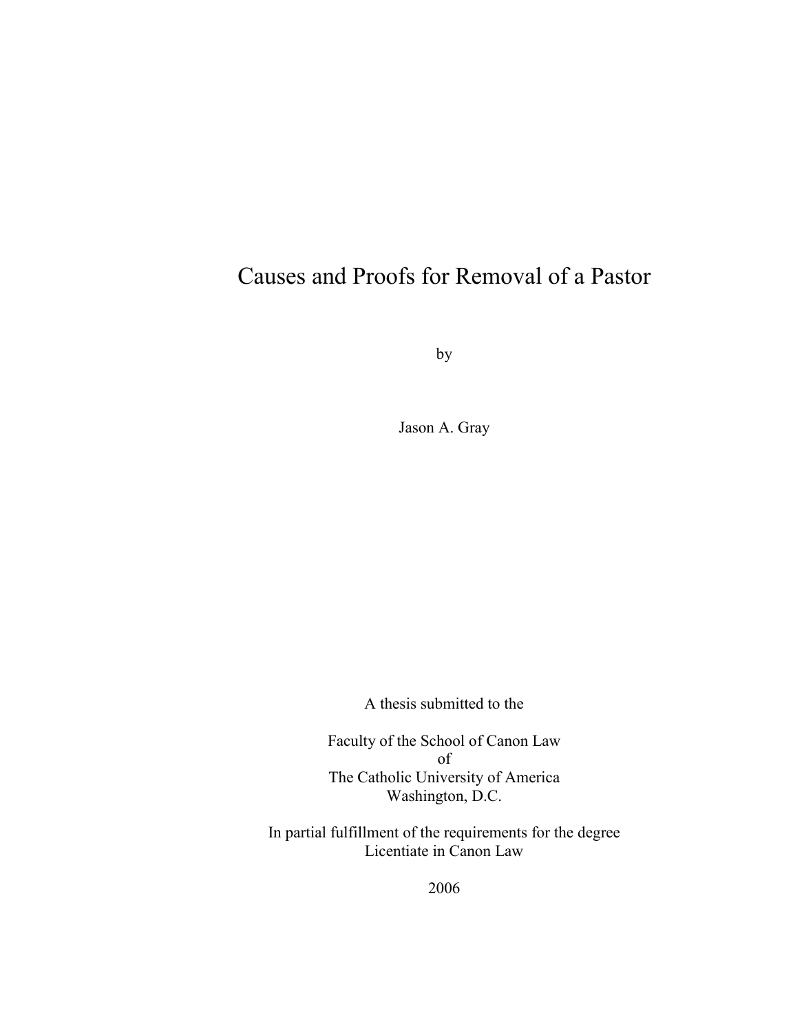# Causes and Proofs for Removal of a Pastor

by

Jason A. Gray

A thesis submitted to the

Faculty of the School of Canon Law
of
The Catholic University of America
Washington, D.C.

In partial fulfillment of the requirements for the degree
Licentiate in Canon Law

2006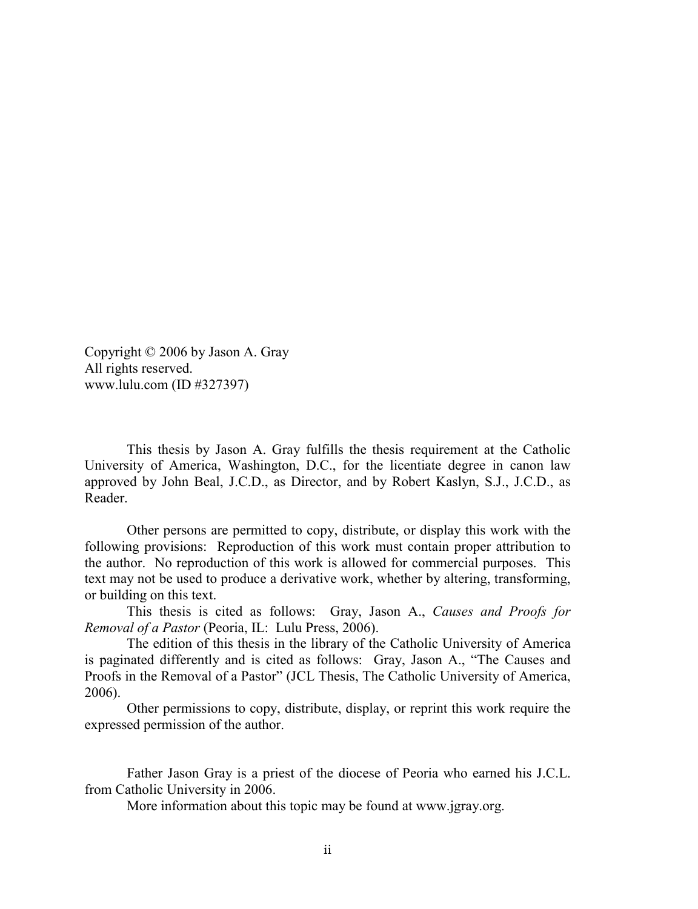Copyright © 2006 by Jason A. Gray  
All rights reserved.  
www.lulu.com (ID #327397)

This thesis by Jason A. Gray fulfills the thesis requirement at the Catholic University of America, Washington, D.C., for the licentiate degree in canon law approved by John Beal, J.C.D., as Director, and by Robert Kaslyn, S.J., J.C.D., as Reader.

Other persons are permitted to copy, distribute, or display this work with the following provisions: Reproduction of this work must contain proper attribution to the author. No reproduction of this work is allowed for commercial purposes. This text may not be used to produce a derivative work, whether by altering, transforming, or building on this text.

This thesis is cited as follows: Gray, Jason A., *Causes and Proofs for Removal of a Pastor* (Peoria, IL: Lulu Press, 2006).

The edition of this thesis in the library of the Catholic University of America is paginated differently and is cited as follows: Gray, Jason A., "The Causes and Proofs in the Removal of a Pastor" (JCL Thesis, The Catholic University of America, 2006).

Other permissions to copy, distribute, display, or reprint this work require the expressed permission of the author.

Father Jason Gray is a priest of the diocese of Peoria who earned his J.C.L. from Catholic University in 2006.

More information about this topic may be found at www.jgray.org.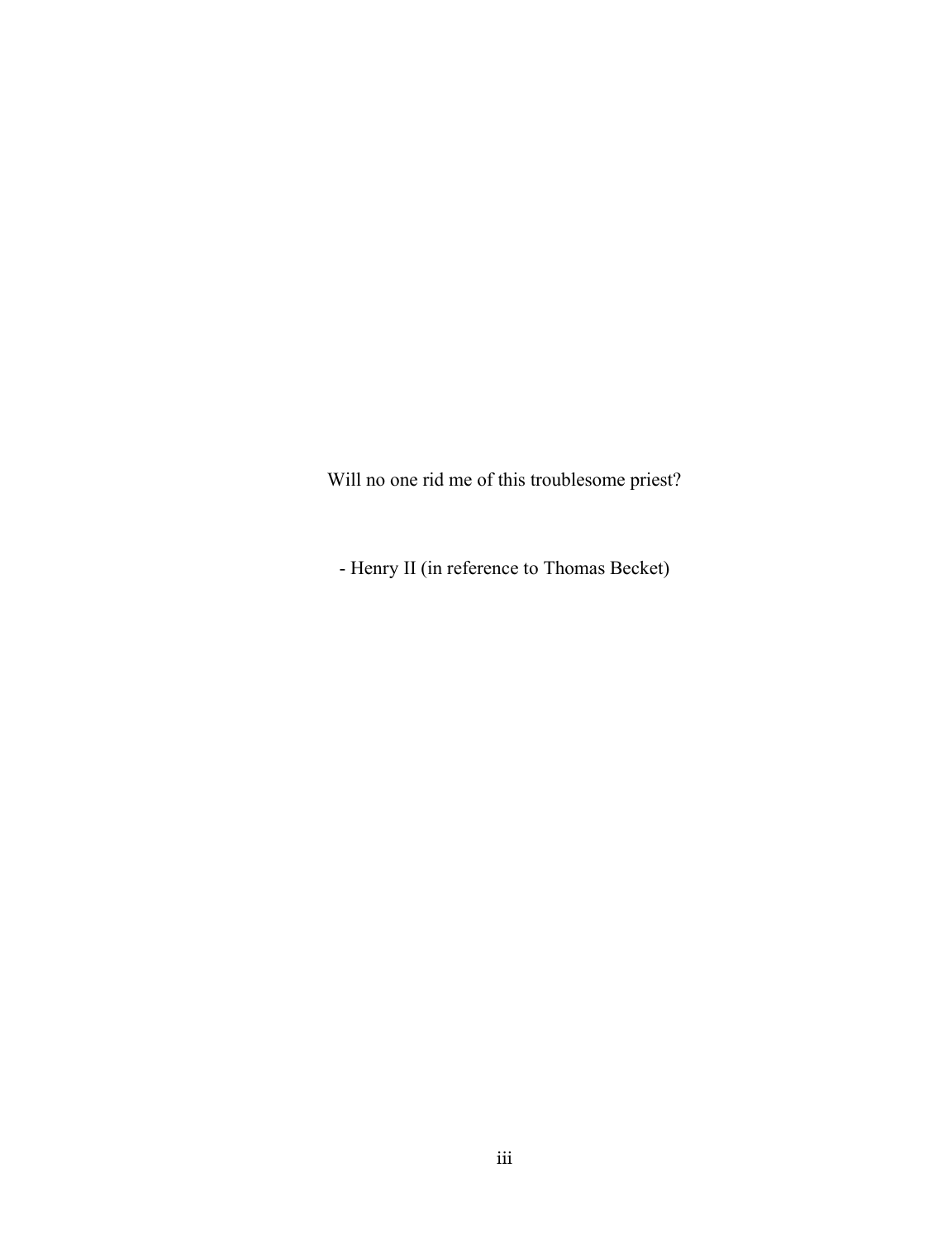Will no one rid me of this troublesome priest?

- Henry II (in reference to Thomas Becket)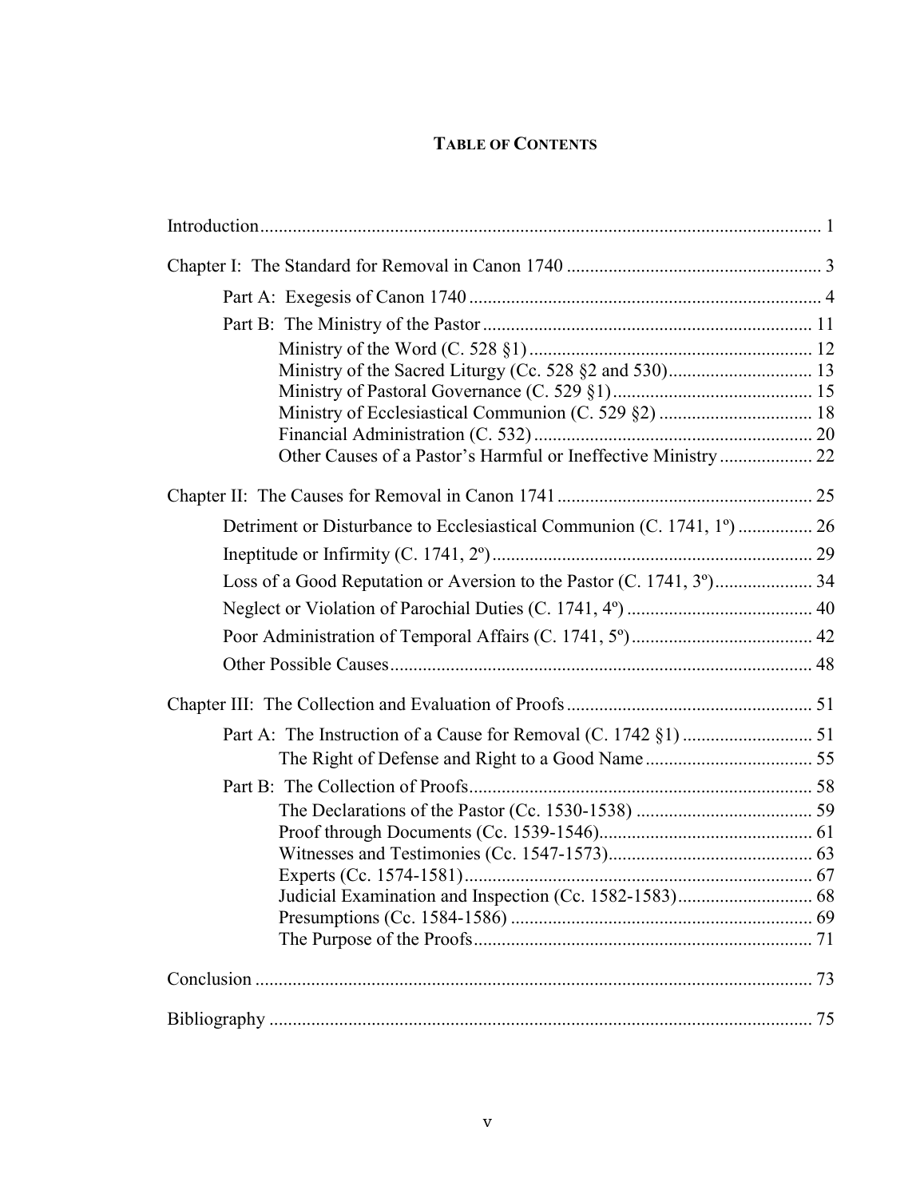# TABLE OF CONTENTS

Introduction ........................................................................................................ 1

Chapter I: The Standard for Removal in Canon 1740 ...................................................... 3

- Part A: Exegesis of Canon 1740 ............................................................................ 4
- Part B: The Ministry of the Pastor ...................................................................... 11
  - Ministry of the Word (C. 528 §1) ............................................................ 12
  - Ministry of the Sacred Liturgy (Cc. 528 §2 and 530) ............................... 13
  - Ministry of Pastoral Governance (C. 529 §1) ........................................... 15
  - Ministry of Ecclesiastical Communion (C. 529 §2) ................................. 18
  - Financial Administration (C. 532) ........................................................... 20
  - Other Causes of a Pastor's Harmful or Ineffective Ministry .................... 22

Chapter II: The Causes for Removal in Canon 1741 ....................................................... 25

- Detriment or Disturbance to Ecclesiastical Communion (C. 1741, 1º) ................ 26
- Ineptitude or Infirmity (C. 1741, 2º) ..................................................................... 29
- Loss of a Good Reputation or Aversion to the Pastor (C. 1741, 3º) ..................... 34
- Neglect or Violation of Parochial Duties (C. 1741, 4º) ........................................ 40
- Poor Administration of Temporal Affairs (C. 1741, 5º) ....................................... 42
- Other Possible Causes ........................................................................................... 48

Chapter III: The Collection and Evaluation of Proofs ..................................................... 51

- Part A: The Instruction of a Cause for Removal (C. 1742 §1) ............................ 51
  - The Right of Defense and Right to a Good Name .................................... 55
- Part B: The Collection of Proofs .......................................................................... 58
  - The Declarations of the Pastor (Cc. 1530-1538) ...................................... 59
  - Proof through Documents (Cc. 1539-1546) .............................................. 61
  - Witnesses and Testimonies (Cc. 1547-1573) ............................................ 63
  - Experts (Cc. 1574-1581) ........................................................................... 67
  - Judicial Examination and Inspection (Cc. 1582-1583) ............................. 68
  - Presumptions (Cc. 1584-1586) ................................................................. 69
  - The Purpose of the Proofs ......................................................................... 71

Conclusion ......................................................................................................................... 73

Bibliography ..................................................................................................................... 75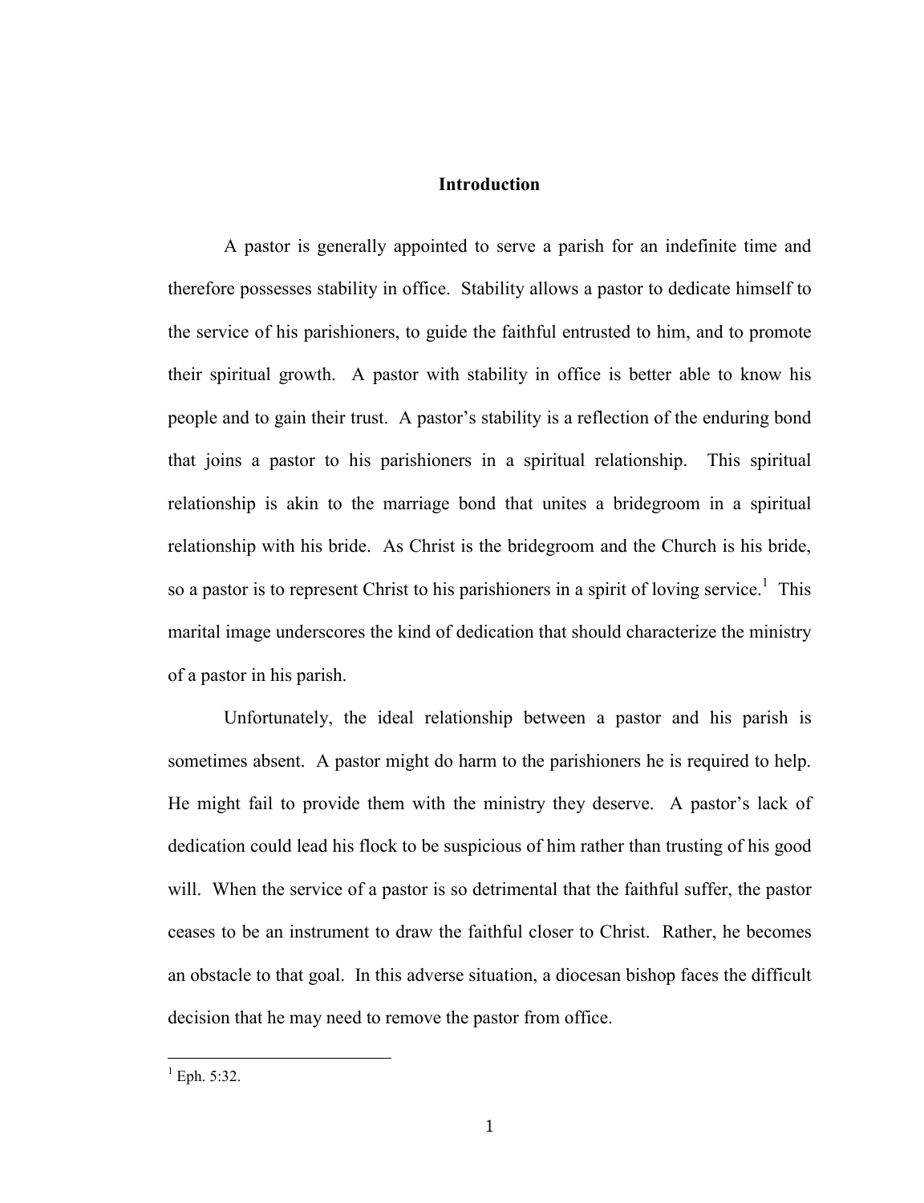# Introduction

A pastor is generally appointed to serve a parish for an indefinite time and therefore possesses stability in office. Stability allows a pastor to dedicate himself to the service of his parishioners, to guide the faithful entrusted to him, and to promote their spiritual growth. A pastor with stability in office is better able to know his people and to gain their trust. A pastor's stability is a reflection of the enduring bond that joins a pastor to his parishioners in a spiritual relationship. This spiritual relationship is akin to the marriage bond that unites a bridegroom in a spiritual relationship with his bride. As Christ is the bridegroom and the Church is his bride, so a pastor is to represent Christ to his parishioners in a spirit of loving service.[1] This marital image underscores the kind of dedication that should characterize the ministry of a pastor in his parish.

Unfortunately, the ideal relationship between a pastor and his parish is sometimes absent. A pastor might do harm to the parishioners he is required to help. He might fail to provide them with the ministry they deserve. A pastor's lack of dedication could lead his flock to be suspicious of him rather than trusting of his good will. When the service of a pastor is so detrimental that the faithful suffer, the pastor ceases to be an instrument to draw the faithful closer to Christ. Rather, he becomes an obstacle to that goal. In this adverse situation, a diocesan bishop faces the difficult decision that he may need to remove the pastor from office.

---

[1] Eph. 5:32.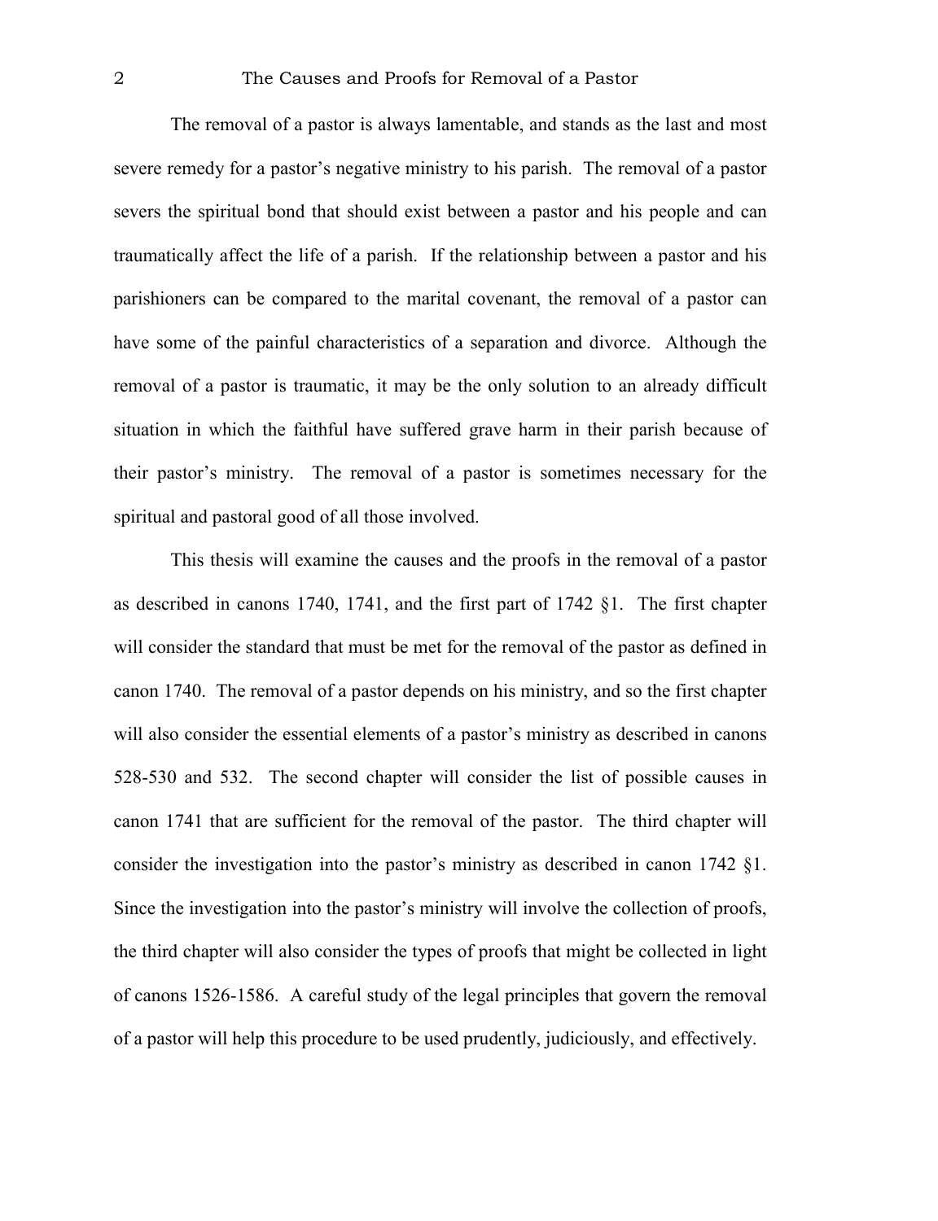The removal of a pastor is always lamentable, and stands as the last and most severe remedy for a pastor's negative ministry to his parish. The removal of a pastor severs the spiritual bond that should exist between a pastor and his people and can traumatically affect the life of a parish. If the relationship between a pastor and his parishioners can be compared to the marital covenant, the removal of a pastor can have some of the painful characteristics of a separation and divorce. Although the removal of a pastor is traumatic, it may be the only solution to an already difficult situation in which the faithful have suffered grave harm in their parish because of their pastor's ministry. The removal of a pastor is sometimes necessary for the spiritual and pastoral good of all those involved.

This thesis will examine the causes and the proofs in the removal of a pastor as described in canons 1740, 1741, and the first part of 1742 §1. The first chapter will consider the standard that must be met for the removal of the pastor as defined in canon 1740. The removal of a pastor depends on his ministry, and so the first chapter will also consider the essential elements of a pastor's ministry as described in canons 528-530 and 532. The second chapter will consider the list of possible causes in canon 1741 that are sufficient for the removal of the pastor. The third chapter will consider the investigation into the pastor's ministry as described in canon 1742 §1. Since the investigation into the pastor's ministry will involve the collection of proofs, the third chapter will also consider the types of proofs that might be collected in light of canons 1526-1586. A careful study of the legal principles that govern the removal of a pastor will help this procedure to be used prudently, judiciously, and effectively.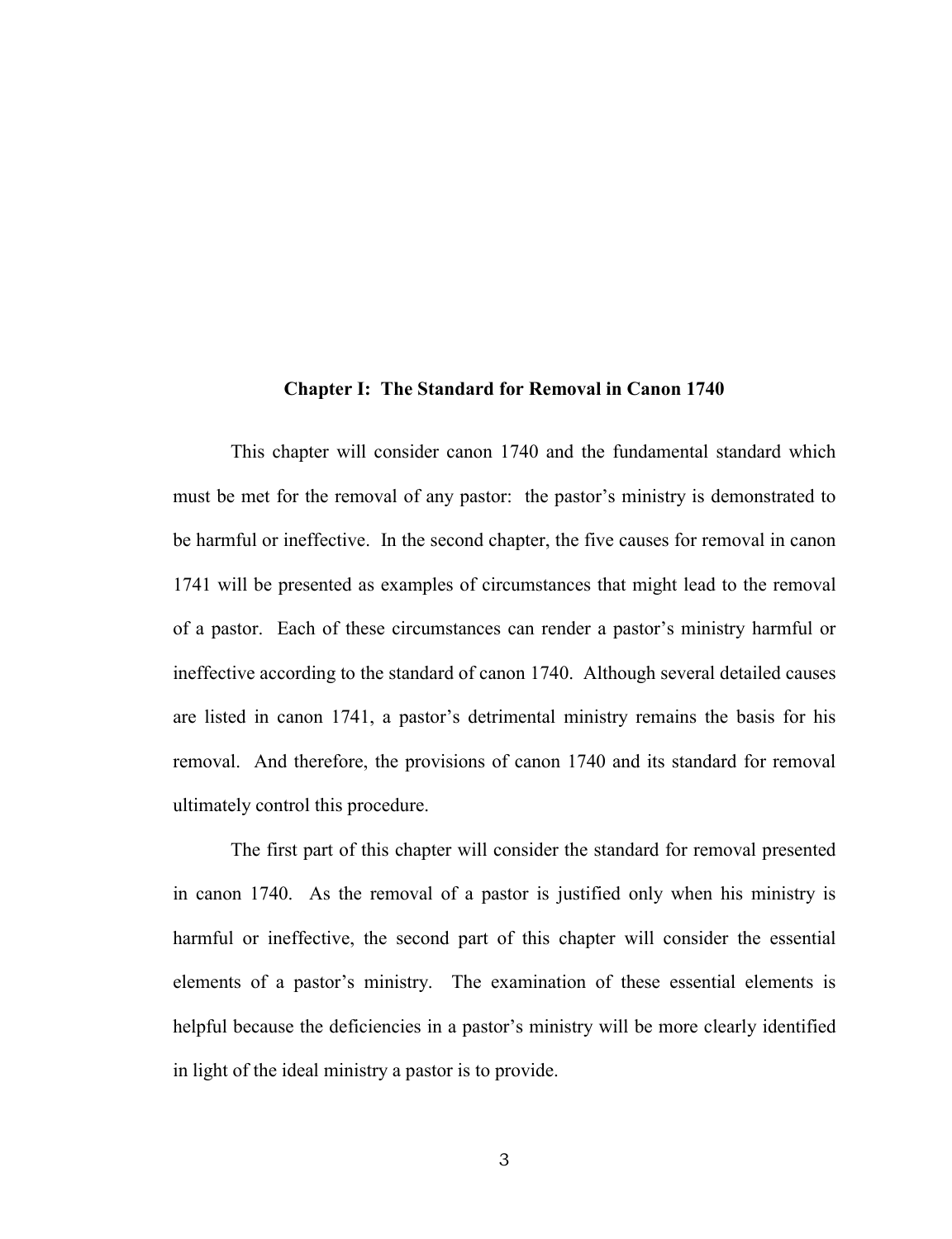# Chapter I: The Standard for Removal in Canon 1740

This chapter will consider canon 1740 and the fundamental standard which must be met for the removal of any pastor: the pastor's ministry is demonstrated to be harmful or ineffective. In the second chapter, the five causes for removal in canon 1741 will be presented as examples of circumstances that might lead to the removal of a pastor. Each of these circumstances can render a pastor's ministry harmful or ineffective according to the standard of canon 1740. Although several detailed causes are listed in canon 1741, a pastor's detrimental ministry remains the basis for his removal. And therefore, the provisions of canon 1740 and its standard for removal ultimately control this procedure.

The first part of this chapter will consider the standard for removal presented in canon 1740. As the removal of a pastor is justified only when his ministry is harmful or ineffective, the second part of this chapter will consider the essential elements of a pastor's ministry. The examination of these essential elements is helpful because the deficiencies in a pastor's ministry will be more clearly identified in light of the ideal ministry a pastor is to provide.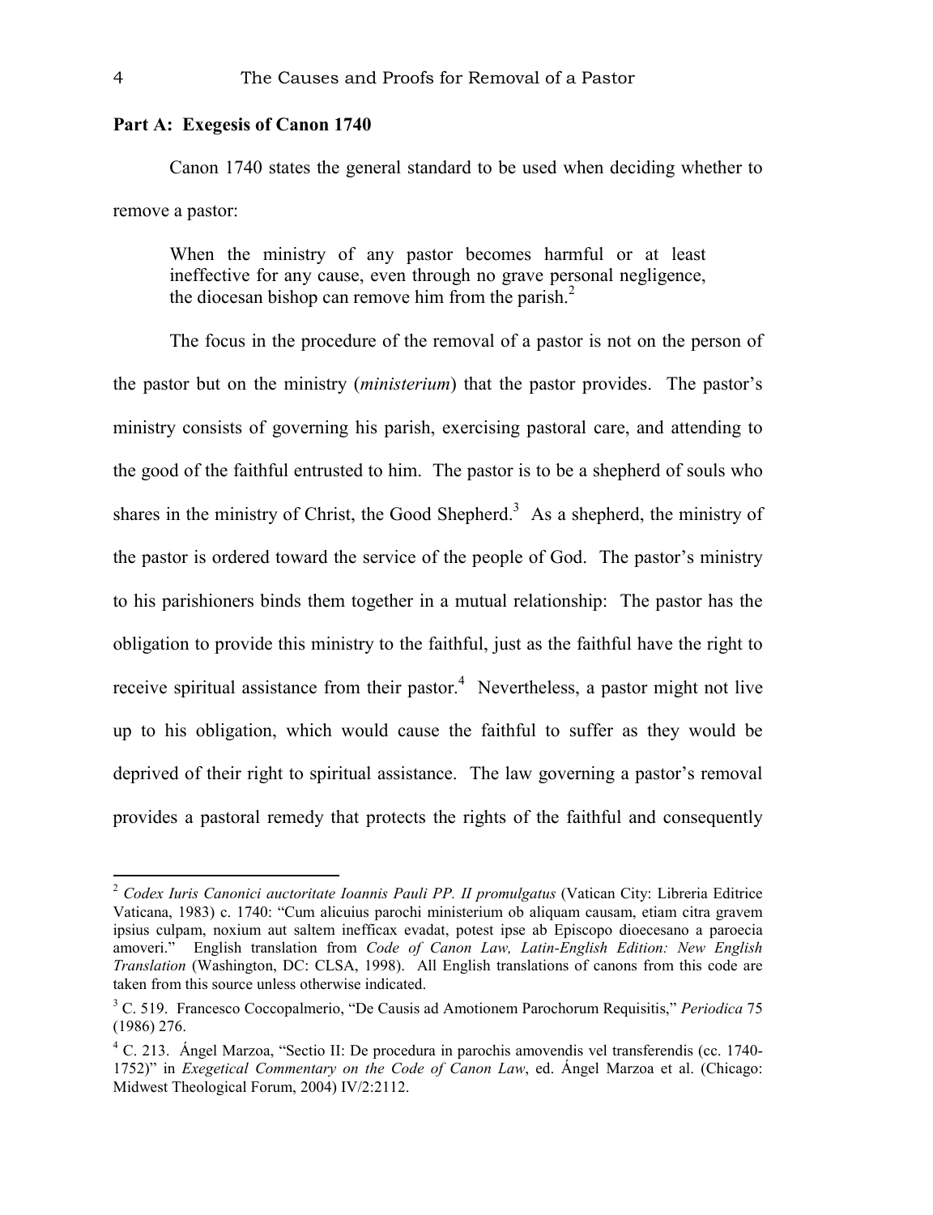**Part A: Exegesis of Canon 1740**

Canon 1740 states the general standard to be used when deciding whether to remove a pastor:

> When the ministry of any pastor becomes harmful or at least ineffective for any cause, even through no grave personal negligence, the diocesan bishop can remove him from the parish.[2]

The focus in the procedure of the removal of a pastor is not on the person of the pastor but on the ministry (*ministerium*) that the pastor provides. The pastor's ministry consists of governing his parish, exercising pastoral care, and attending to the good of the faithful entrusted to him. The pastor is to be a shepherd of souls who shares in the ministry of Christ, the Good Shepherd.[3] As a shepherd, the ministry of the pastor is ordered toward the service of the people of God. The pastor's ministry to his parishioners binds them together in a mutual relationship: The pastor has the obligation to provide this ministry to the faithful, just as the faithful have the right to receive spiritual assistance from their pastor.[4] Nevertheless, a pastor might not live up to his obligation, which would cause the faithful to suffer as they would be deprived of their right to spiritual assistance. The law governing a pastor's removal provides a pastoral remedy that protects the rights of the faithful and consequently

---

[2] *Codex Iuris Canonici auctoritate Ioannis Pauli PP. II promulgatus* (Vatican City: Libreria Editrice Vaticana, 1983) c. 1740: "Cum alicuius parochi ministerium ob aliquam causam, etiam citra gravem ipsius culpam, noxium aut saltem inefficax evadat, potest ipse ab Episcopo dioecesano a paroecia amoveri." English translation from *Code of Canon Law, Latin-English Edition: New English Translation* (Washington, DC: CLSA, 1998). All English translations of canons from this code are taken from this source unless otherwise indicated.

[3] C. 519. Francesco Coccopalmerio, "De Causis ad Amotionem Parochorum Requisitis," *Periodica* 75 (1986) 276.

[4] C. 213. Ángel Marzoa, "Sectio II: De procedura in parochis amovendis vel transferendis (cc. 1740-1752)" in *Exegetical Commentary on the Code of Canon Law*, ed. Ángel Marzoa et al. (Chicago: Midwest Theological Forum, 2004) IV/2:2112.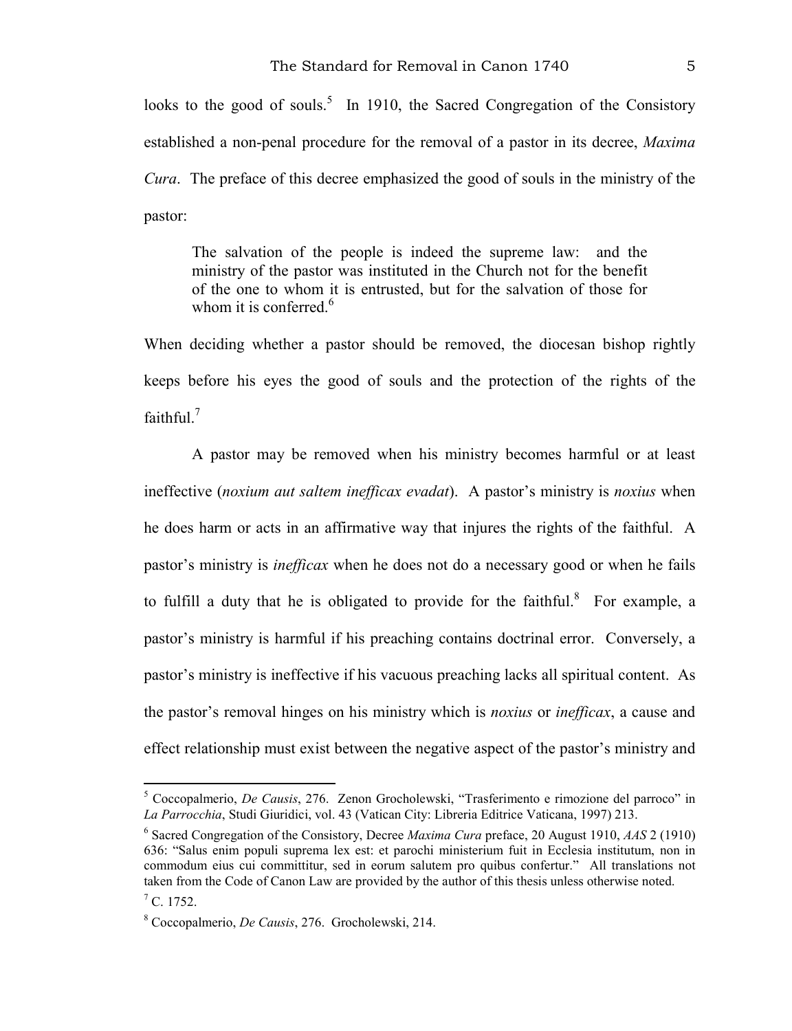looks to the good of souls.[5] In 1910, the Sacred Congregation of the Consistory established a non-penal procedure for the removal of a pastor in its decree, *Maxima Cura*. The preface of this decree emphasized the good of souls in the ministry of the pastor:

> The salvation of the people is indeed the supreme law: and the ministry of the pastor was instituted in the Church not for the benefit of the one to whom it is entrusted, but for the salvation of those for whom it is conferred.[6]

When deciding whether a pastor should be removed, the diocesan bishop rightly keeps before his eyes the good of souls and the protection of the rights of the faithful.[7]

A pastor may be removed when his ministry becomes harmful or at least ineffective (*noxium aut saltem inefficax evadat*). A pastor's ministry is *noxius* when he does harm or acts in an affirmative way that injures the rights of the faithful. A pastor's ministry is *inefficax* when he does not do a necessary good or when he fails to fulfill a duty that he is obligated to provide for the faithful.[8] For example, a pastor's ministry is harmful if his preaching contains doctrinal error. Conversely, a pastor's ministry is ineffective if his vacuous preaching lacks all spiritual content. As the pastor's removal hinges on his ministry which is *noxius* or *inefficax*, a cause and effect relationship must exist between the negative aspect of the pastor's ministry and

---

[5] Coccopalmerio, *De Causis*, 276. Zenon Grocholewski, "Trasferimento e rimozione del parroco" in *La Parrocchia*, Studi Giuridici, vol. 43 (Vatican City: Libreria Editrice Vaticana, 1997) 213.

[6] Sacred Congregation of the Consistory, Decree *Maxima Cura* preface, 20 August 1910, *AAS* 2 (1910) 636: "Salus enim populi suprema lex est: et parochi ministerium fuit in Ecclesia institutum, non in commodum eius cui committitur, sed in eorum salutem pro quibus confertur." All translations not taken from the Code of Canon Law are provided by the author of this thesis unless otherwise noted.

[7] C. 1752.

[8] Coccopalmerio, *De Causis*, 276. Grocholewski, 214.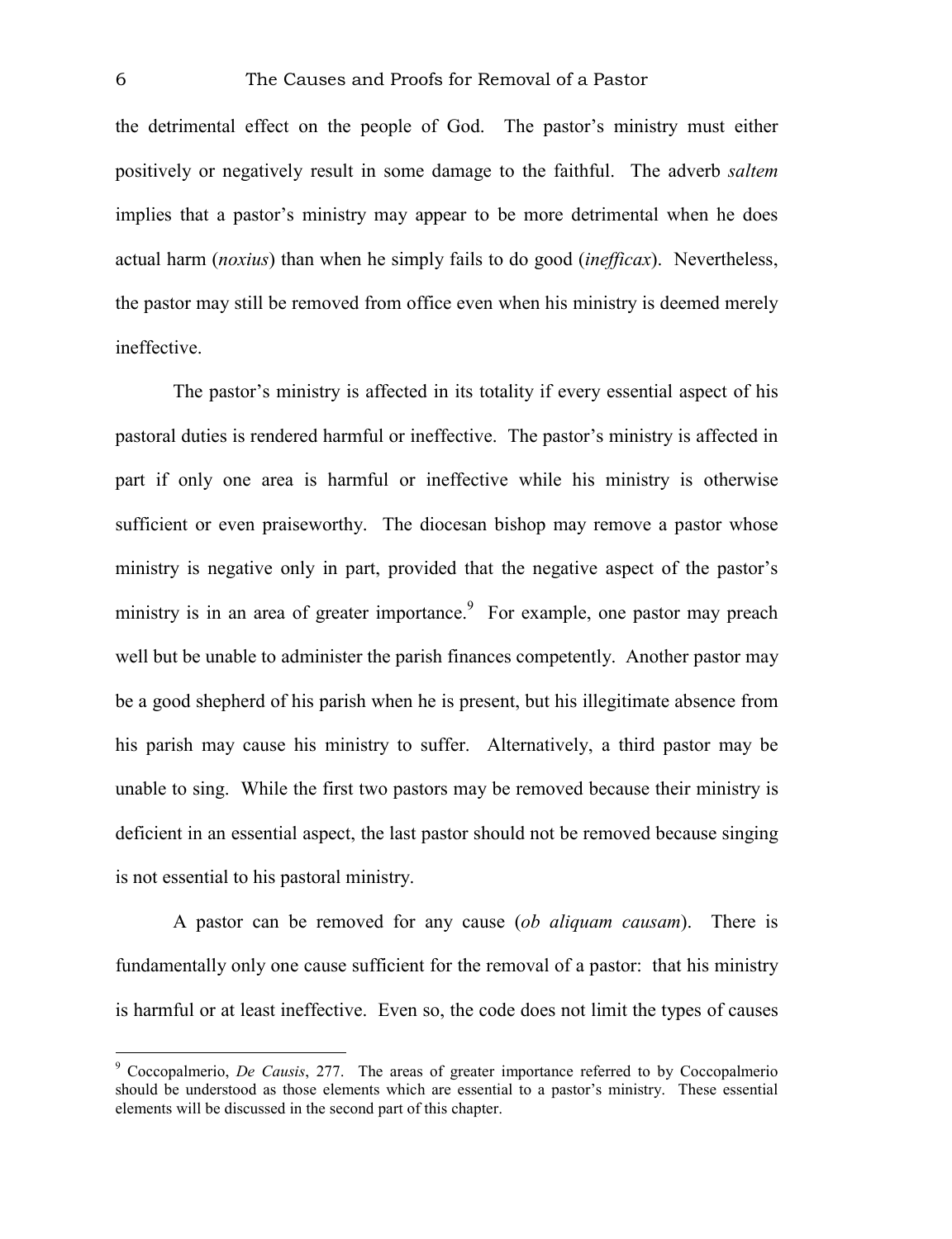the detrimental effect on the people of God. The pastor's ministry must either positively or negatively result in some damage to the faithful. The adverb *saltem* implies that a pastor's ministry may appear to be more detrimental when he does actual harm (*noxius*) than when he simply fails to do good (*inefficax*). Nevertheless, the pastor may still be removed from office even when his ministry is deemed merely ineffective.

The pastor's ministry is affected in its totality if every essential aspect of his pastoral duties is rendered harmful or ineffective. The pastor's ministry is affected in part if only one area is harmful or ineffective while his ministry is otherwise sufficient or even praiseworthy. The diocesan bishop may remove a pastor whose ministry is negative only in part, provided that the negative aspect of the pastor's ministry is in an area of greater importance.[9] For example, one pastor may preach well but be unable to administer the parish finances competently. Another pastor may be a good shepherd of his parish when he is present, but his illegitimate absence from his parish may cause his ministry to suffer. Alternatively, a third pastor may be unable to sing. While the first two pastors may be removed because their ministry is deficient in an essential aspect, the last pastor should not be removed because singing is not essential to his pastoral ministry.

A pastor can be removed for any cause (*ob aliquam causam*). There is fundamentally only one cause sufficient for the removal of a pastor: that his ministry is harmful or at least ineffective. Even so, the code does not limit the types of causes

---

[9] Coccopalmerio, *De Causis*, 277. The areas of greater importance referred to by Coccopalmerio should be understood as those elements which are essential to a pastor's ministry. These essential elements will be discussed in the second part of this chapter.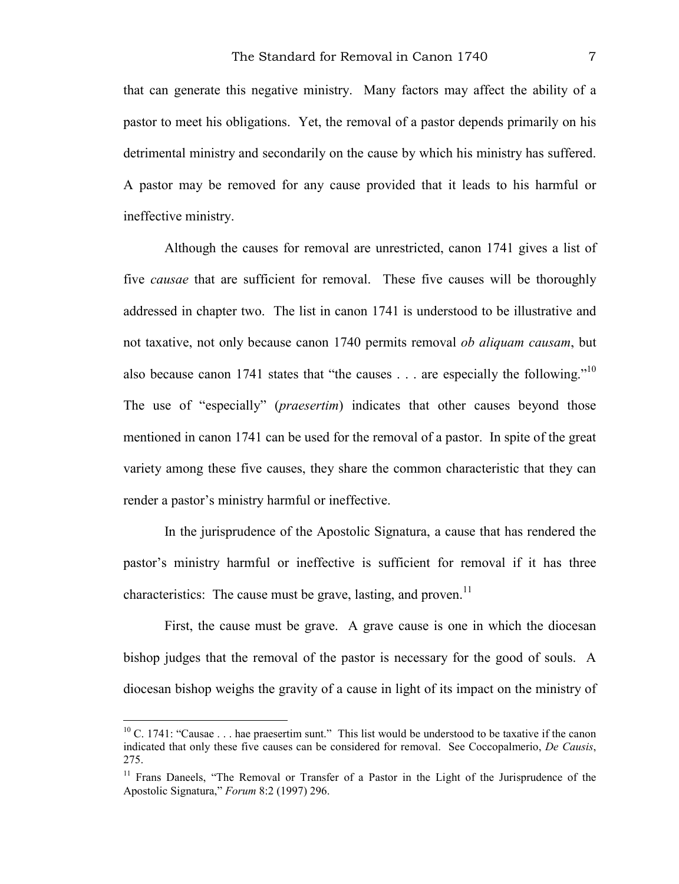that can generate this negative ministry. Many factors may affect the ability of a pastor to meet his obligations. Yet, the removal of a pastor depends primarily on his detrimental ministry and secondarily on the cause by which his ministry has suffered. A pastor may be removed for any cause provided that it leads to his harmful or ineffective ministry.

Although the causes for removal are unrestricted, canon 1741 gives a list of five *causae* that are sufficient for removal. These five causes will be thoroughly addressed in chapter two. The list in canon 1741 is understood to be illustrative and not taxative, not only because canon 1740 permits removal *ob aliquam causam*, but also because canon 1741 states that "the causes . . . are especially the following."[10] The use of "especially" (*praesertim*) indicates that other causes beyond those mentioned in canon 1741 can be used for the removal of a pastor. In spite of the great variety among these five causes, they share the common characteristic that they can render a pastor's ministry harmful or ineffective.

In the jurisprudence of the Apostolic Signatura, a cause that has rendered the pastor's ministry harmful or ineffective is sufficient for removal if it has three characteristics: The cause must be grave, lasting, and proven.[11]

First, the cause must be grave. A grave cause is one in which the diocesan bishop judges that the removal of the pastor is necessary for the good of souls. A diocesan bishop weighs the gravity of a cause in light of its impact on the ministry of

---

[10] C. 1741: "Causae . . . hae praesertim sunt." This list would be understood to be taxative if the canon indicated that only these five causes can be considered for removal. See Coccopalmerio, *De Causis*, 275.

[11] Frans Daneels, "The Removal or Transfer of a Pastor in the Light of the Jurisprudence of the Apostolic Signatura," *Forum* 8:2 (1997) 296.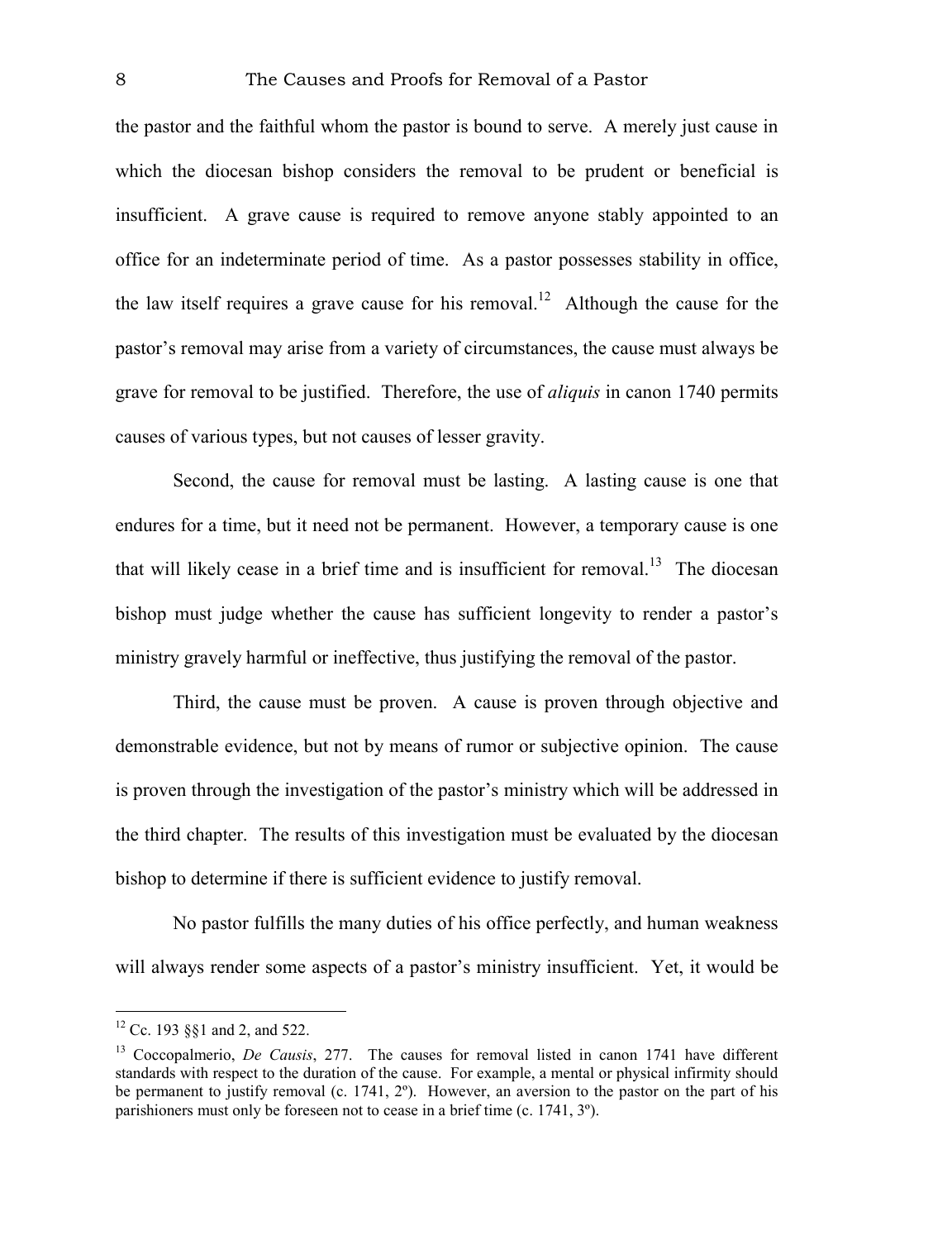the pastor and the faithful whom the pastor is bound to serve. A merely just cause in which the diocesan bishop considers the removal to be prudent or beneficial is insufficient. A grave cause is required to remove anyone stably appointed to an office for an indeterminate period of time. As a pastor possesses stability in office, the law itself requires a grave cause for his removal.[12] Although the cause for the pastor's removal may arise from a variety of circumstances, the cause must always be grave for removal to be justified. Therefore, the use of *aliquis* in canon 1740 permits causes of various types, but not causes of lesser gravity.

Second, the cause for removal must be lasting. A lasting cause is one that endures for a time, but it need not be permanent. However, a temporary cause is one that will likely cease in a brief time and is insufficient for removal.[13] The diocesan bishop must judge whether the cause has sufficient longevity to render a pastor's ministry gravely harmful or ineffective, thus justifying the removal of the pastor.

Third, the cause must be proven. A cause is proven through objective and demonstrable evidence, but not by means of rumor or subjective opinion. The cause is proven through the investigation of the pastor's ministry which will be addressed in the third chapter. The results of this investigation must be evaluated by the diocesan bishop to determine if there is sufficient evidence to justify removal.

No pastor fulfills the many duties of his office perfectly, and human weakness will always render some aspects of a pastor's ministry insufficient. Yet, it would be

---

[12] Cc. 193 §§1 and 2, and 522.

[13] Coccopalmerio, *De Causis*, 277. The causes for removal listed in canon 1741 have different standards with respect to the duration of the cause. For example, a mental or physical infirmity should be permanent to justify removal (c. 1741, 2º). However, an aversion to the pastor on the part of his parishioners must only be foreseen not to cease in a brief time (c. 1741, 3º).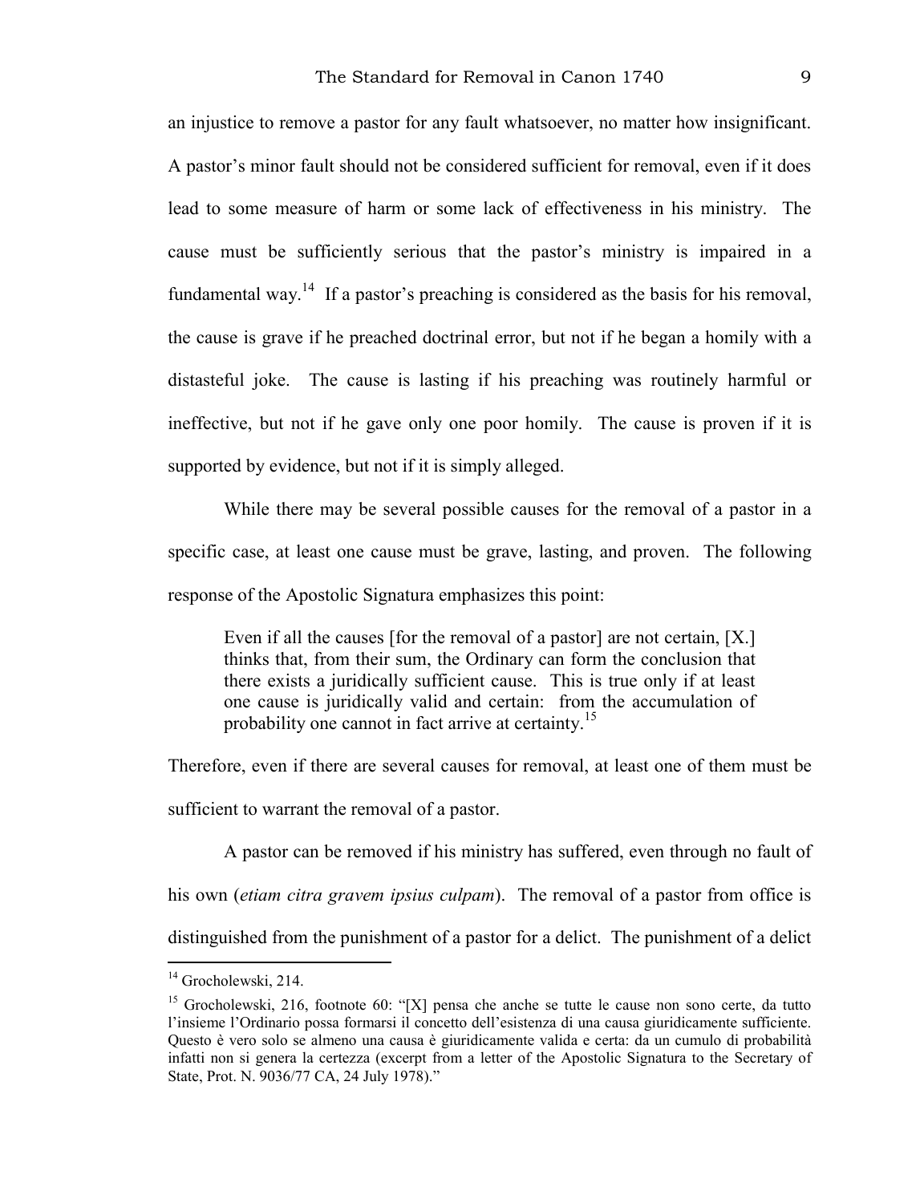an injustice to remove a pastor for any fault whatsoever, no matter how insignificant. A pastor's minor fault should not be considered sufficient for removal, even if it does lead to some measure of harm or some lack of effectiveness in his ministry. The cause must be sufficiently serious that the pastor's ministry is impaired in a fundamental way.[14] If a pastor's preaching is considered as the basis for his removal, the cause is grave if he preached doctrinal error, but not if he began a homily with a distasteful joke. The cause is lasting if his preaching was routinely harmful or ineffective, but not if he gave only one poor homily. The cause is proven if it is supported by evidence, but not if it is simply alleged.

While there may be several possible causes for the removal of a pastor in a specific case, at least one cause must be grave, lasting, and proven. The following response of the Apostolic Signatura emphasizes this point:

> Even if all the causes [for the removal of a pastor] are not certain, [X.] thinks that, from their sum, the Ordinary can form the conclusion that there exists a juridically sufficient cause. This is true only if at least one cause is juridically valid and certain: from the accumulation of probability one cannot in fact arrive at certainty.[15]

Therefore, even if there are several causes for removal, at least one of them must be sufficient to warrant the removal of a pastor.

A pastor can be removed if his ministry has suffered, even through no fault of his own (*etiam citra gravem ipsius culpam*). The removal of a pastor from office is distinguished from the punishment of a pastor for a delict. The punishment of a delict

---

[14] Grocholewski, 214.

[15] Grocholewski, 216, footnote 60: "[X] pensa che anche se tutte le cause non sono certe, da tutto l'insieme l'Ordinario possa formarsi il concetto dell'esistenza di una causa giuridicamente sufficiente. Questo è vero solo se almeno una causa è giuridicamente valida e certa: da un cumulo di probabilità infatti non si genera la certezza (excerpt from a letter of the Apostolic Signatura to the Secretary of State, Prot. N. 9036/77 CA, 24 July 1978)."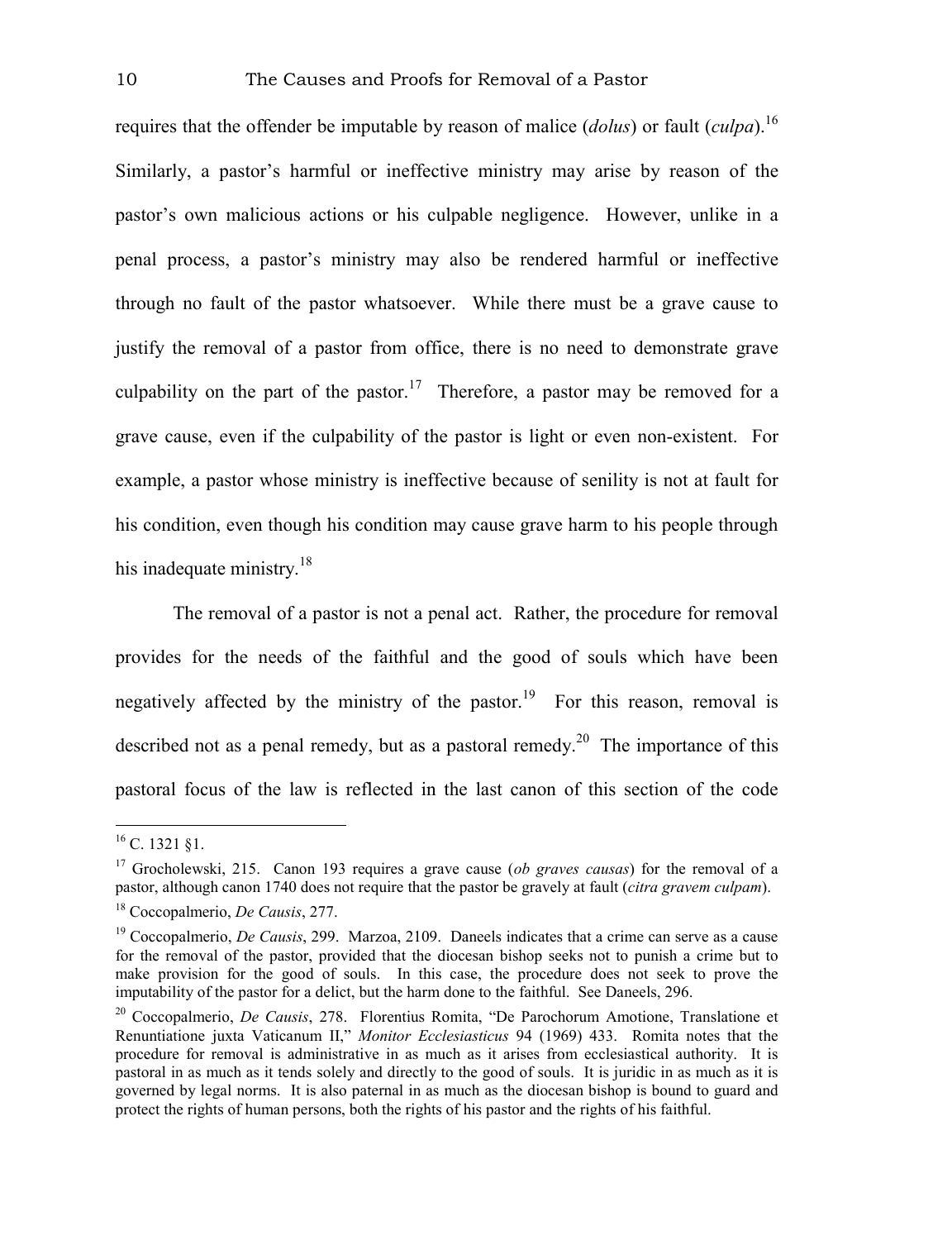requires that the offender be imputable by reason of malice (*dolus*) or fault (*culpa*).[16] Similarly, a pastor's harmful or ineffective ministry may arise by reason of the pastor's own malicious actions or his culpable negligence. However, unlike in a penal process, a pastor's ministry may also be rendered harmful or ineffective through no fault of the pastor whatsoever. While there must be a grave cause to justify the removal of a pastor from office, there is no need to demonstrate grave culpability on the part of the pastor.[17] Therefore, a pastor may be removed for a grave cause, even if the culpability of the pastor is light or even non-existent. For example, a pastor whose ministry is ineffective because of senility is not at fault for his condition, even though his condition may cause grave harm to his people through his inadequate ministry.[18]

The removal of a pastor is not a penal act. Rather, the procedure for removal provides for the needs of the faithful and the good of souls which have been negatively affected by the ministry of the pastor.[19] For this reason, removal is described not as a penal remedy, but as a pastoral remedy.[20] The importance of this pastoral focus of the law is reflected in the last canon of this section of the code

---

[16] C. 1321 §1.

[17] Grocholewski, 215. Canon 193 requires a grave cause (*ob graves causas*) for the removal of a pastor, although canon 1740 does not require that the pastor be gravely at fault (*citra gravem culpam*).

[18] Coccopalmerio, *De Causis*, 277.

[19] Coccopalmerio, *De Causis*, 299. Marzoa, 2109. Daneels indicates that a crime can serve as a cause for the removal of the pastor, provided that the diocesan bishop seeks not to punish a crime but to make provision for the good of souls. In this case, the procedure does not seek to prove the imputability of the pastor for a delict, but the harm done to the faithful. See Daneels, 296.

[20] Coccopalmerio, *De Causis*, 278. Florentius Romita, "De Parochorum Amotione, Translatione et Renuntiatione juxta Vaticanum II," *Monitor Ecclesiasticus* 94 (1969) 433. Romita notes that the procedure for removal is administrative in as much as it arises from ecclesiastical authority. It is pastoral in as much as it tends solely and directly to the good of souls. It is juridic in as much as it is governed by legal norms. It is also paternal in as much as the diocesan bishop is bound to guard and protect the rights of human persons, both the rights of his pastor and the rights of his faithful.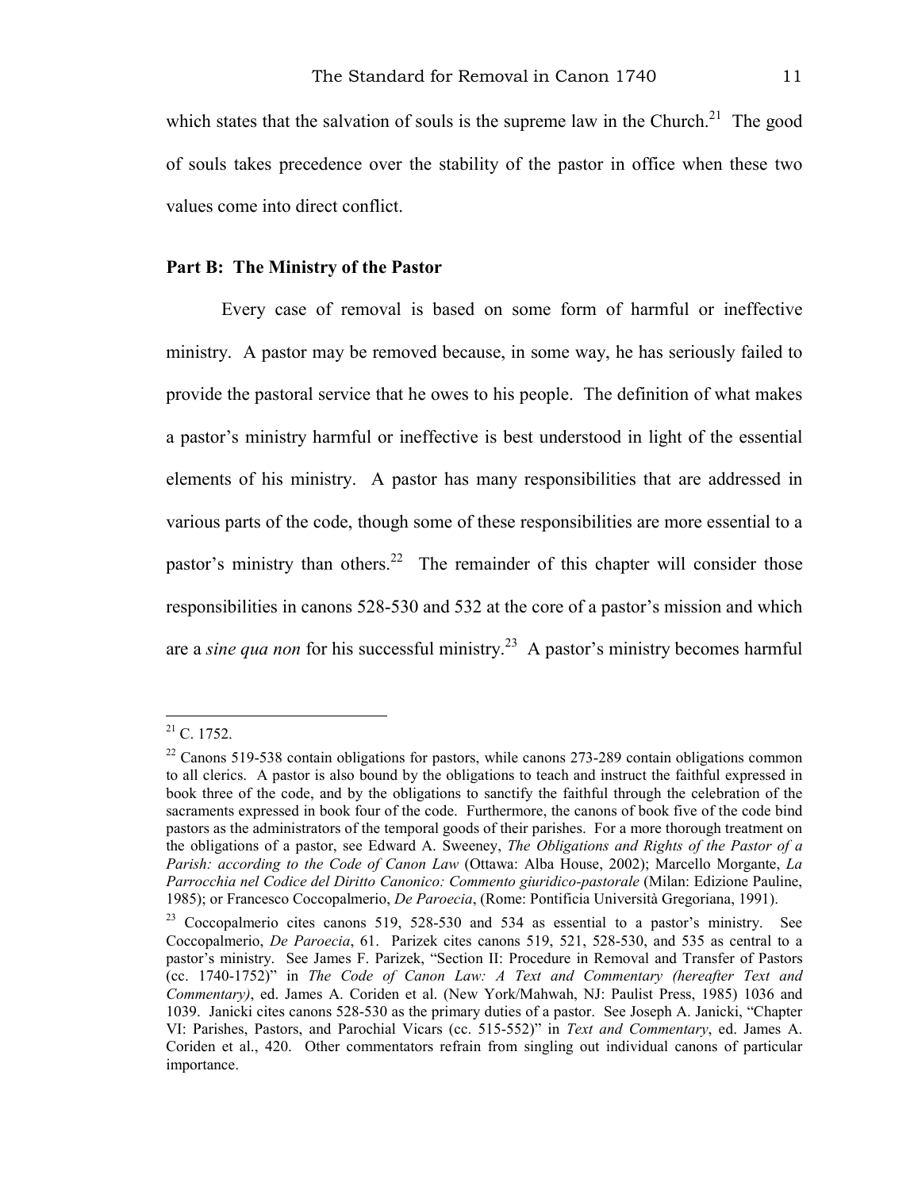which states that the salvation of souls is the supreme law in the Church.[21] The good of souls takes precedence over the stability of the pastor in office when these two values come into direct conflict.

## Part B: The Ministry of the Pastor

Every case of removal is based on some form of harmful or ineffective ministry. A pastor may be removed because, in some way, he has seriously failed to provide the pastoral service that he owes to his people. The definition of what makes a pastor's ministry harmful or ineffective is best understood in light of the essential elements of his ministry. A pastor has many responsibilities that are addressed in various parts of the code, though some of these responsibilities are more essential to a pastor's ministry than others.[22] The remainder of this chapter will consider those responsibilities in canons 528-530 and 532 at the core of a pastor's mission and which are a *sine qua non* for his successful ministry.[23] A pastor's ministry becomes harmful

---

[21] C. 1752.

[22] Canons 519-538 contain obligations for pastors, while canons 273-289 contain obligations common to all clerics. A pastor is also bound by the obligations to teach and instruct the faithful expressed in book three of the code, and by the obligations to sanctify the faithful through the celebration of the sacraments expressed in book four of the code. Furthermore, the canons of book five of the code bind pastors as the administrators of the temporal goods of their parishes. For a more thorough treatment on the obligations of a pastor, see Edward A. Sweeney, *The Obligations and Rights of the Pastor of a Parish: according to the Code of Canon Law* (Ottawa: Alba House, 2002); Marcello Morgante, *La Parrocchia nel Codice del Diritto Canonico: Commento giuridico-pastorale* (Milan: Edizione Pauline, 1985); or Francesco Coccopalmerio, *De Paroecia*, (Rome: Pontificia Università Gregoriana, 1991).

[23] Coccopalmerio cites canons 519, 528-530 and 534 as essential to a pastor's ministry. See Coccopalmerio, *De Paroecia*, 61. Parizek cites canons 519, 521, 528-530, and 535 as central to a pastor's ministry. See James F. Parizek, "Section II: Procedure in Removal and Transfer of Pastors (cc. 1740-1752)" in *The Code of Canon Law: A Text and Commentary (hereafter Text and Commentary)*, ed. James A. Coriden et al. (New York/Mahwah, NJ: Paulist Press, 1985) 1036 and 1039. Janicki cites canons 528-530 as the primary duties of a pastor. See Joseph A. Janicki, "Chapter VI: Parishes, Pastors, and Parochial Vicars (cc. 515-552)" in *Text and Commentary*, ed. James A. Coriden et al., 420. Other commentators refrain from singling out individual canons of particular importance.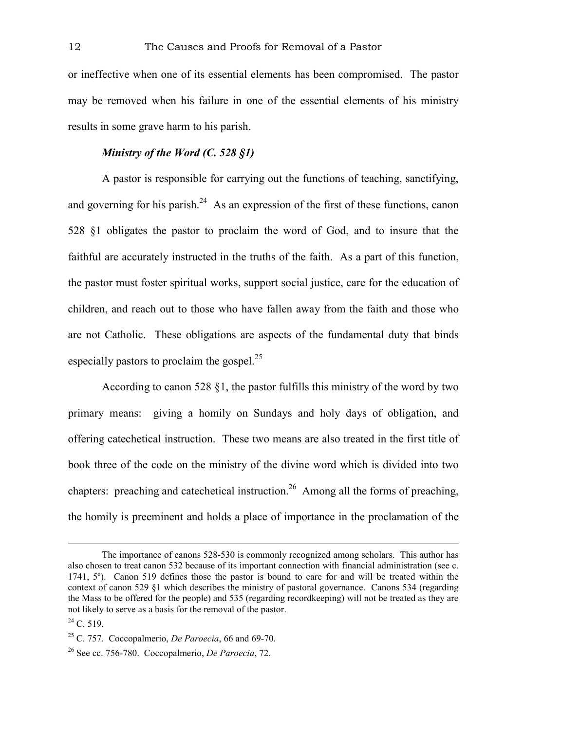or ineffective when one of its essential elements has been compromised. The pastor may be removed when his failure in one of the essential elements of his ministry results in some grave harm to his parish.

### *Ministry of the Word (C. 528 §1)*

A pastor is responsible for carrying out the functions of teaching, sanctifying, and governing for his parish.[24] As an expression of the first of these functions, canon 528 §1 obligates the pastor to proclaim the word of God, and to insure that the faithful are accurately instructed in the truths of the faith. As a part of this function, the pastor must foster spiritual works, support social justice, care for the education of children, and reach out to those who have fallen away from the faith and those who are not Catholic. These obligations are aspects of the fundamental duty that binds especially pastors to proclaim the gospel.[25]

According to canon 528 §1, the pastor fulfills this ministry of the word by two primary means: giving a homily on Sundays and holy days of obligation, and offering catechetical instruction. These two means are also treated in the first title of book three of the code on the ministry of the divine word which is divided into two chapters: preaching and catechetical instruction.[26] Among all the forms of preaching, the homily is preeminent and holds a place of importance in the proclamation of the

---

The importance of canons 528-530 is commonly recognized among scholars. This author has also chosen to treat canon 532 because of its important connection with financial administration (see c. 1741, 5º). Canon 519 defines those the pastor is bound to care for and will be treated within the context of canon 529 §1 which describes the ministry of pastoral governance. Canons 534 (regarding the Mass to be offered for the people) and 535 (regarding recordkeeping) will not be treated as they are not likely to serve as a basis for the removal of the pastor.

[24] C. 519.

[25] C. 757. Coccopalmerio, *De Paroecia*, 66 and 69-70.

[26] See cc. 756-780. Coccopalmerio, *De Paroecia*, 72.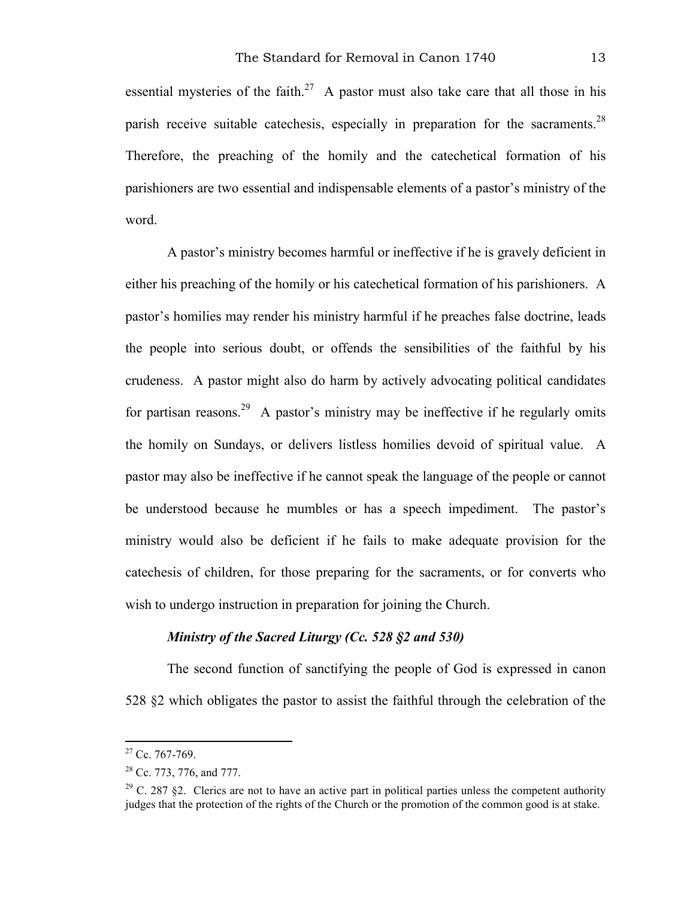essential mysteries of the faith.[27] A pastor must also take care that all those in his parish receive suitable catechesis, especially in preparation for the sacraments.[28] Therefore, the preaching of the homily and the catechetical formation of his parishioners are two essential and indispensable elements of a pastor's ministry of the word.

A pastor's ministry becomes harmful or ineffective if he is gravely deficient in either his preaching of the homily or his catechetical formation of his parishioners. A pastor's homilies may render his ministry harmful if he preaches false doctrine, leads the people into serious doubt, or offends the sensibilities of the faithful by his crudeness. A pastor might also do harm by actively advocating political candidates for partisan reasons.[29] A pastor's ministry may be ineffective if he regularly omits the homily on Sundays, or delivers listless homilies devoid of spiritual value. A pastor may also be ineffective if he cannot speak the language of the people or cannot be understood because he mumbles or has a speech impediment. The pastor's ministry would also be deficient if he fails to make adequate provision for the catechesis of children, for those preparing for the sacraments, or for converts who wish to undergo instruction in preparation for joining the Church.

#### *Ministry of the Sacred Liturgy (Cc. 528 §2 and 530)*

The second function of sanctifying the people of God is expressed in canon 528 §2 which obligates the pastor to assist the faithful through the celebration of the

---

[27] Cc. 767-769.

[28] Cc. 773, 776, and 777.

[29] C. 287 §2. Clerics are not to have an active part in political parties unless the competent authority judges that the protection of the rights of the Church or the promotion of the common good is at stake.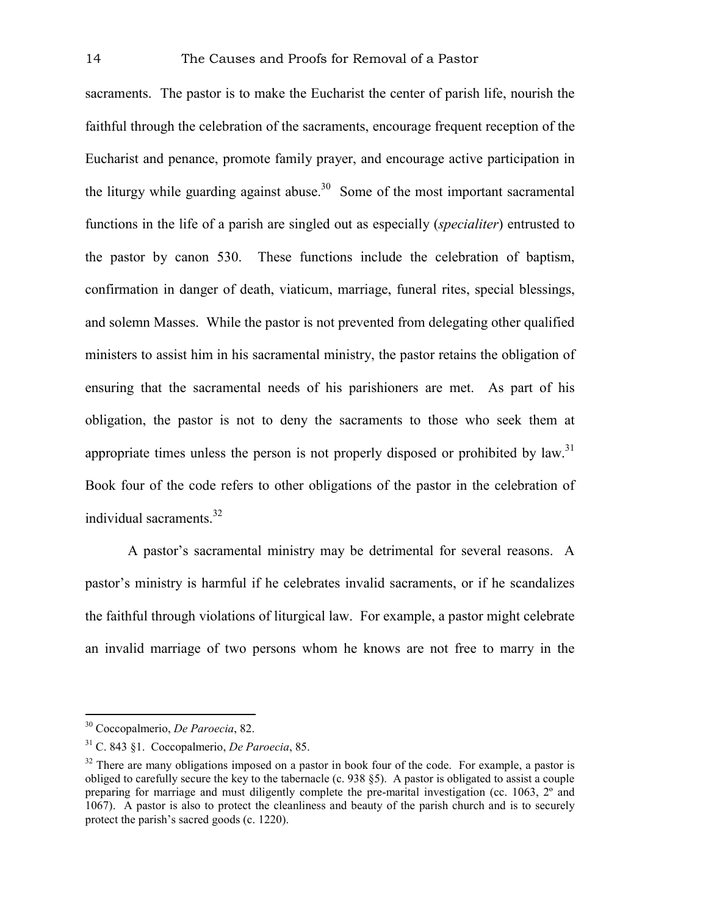sacraments. The pastor is to make the Eucharist the center of parish life, nourish the faithful through the celebration of the sacraments, encourage frequent reception of the Eucharist and penance, promote family prayer, and encourage active participation in the liturgy while guarding against abuse.[30] Some of the most important sacramental functions in the life of a parish are singled out as especially (*specialiter*) entrusted to the pastor by canon 530. These functions include the celebration of baptism, confirmation in danger of death, viaticum, marriage, funeral rites, special blessings, and solemn Masses. While the pastor is not prevented from delegating other qualified ministers to assist him in his sacramental ministry, the pastor retains the obligation of ensuring that the sacramental needs of his parishioners are met. As part of his obligation, the pastor is not to deny the sacraments to those who seek them at appropriate times unless the person is not properly disposed or prohibited by law.[31] Book four of the code refers to other obligations of the pastor in the celebration of individual sacraments.[32]

A pastor's sacramental ministry may be detrimental for several reasons. A pastor's ministry is harmful if he celebrates invalid sacraments, or if he scandalizes the faithful through violations of liturgical law. For example, a pastor might celebrate an invalid marriage of two persons whom he knows are not free to marry in the

---

[30] Coccopalmerio, *De Paroecia*, 82.

[31] C. 843 §1. Coccopalmerio, *De Paroecia*, 85.

[32] There are many obligations imposed on a pastor in book four of the code. For example, a pastor is obliged to carefully secure the key to the tabernacle (c. 938 §5). A pastor is obligated to assist a couple preparing for marriage and must diligently complete the pre-marital investigation (cc. 1063, 2º and 1067). A pastor is also to protect the cleanliness and beauty of the parish church and is to securely protect the parish's sacred goods (c. 1220).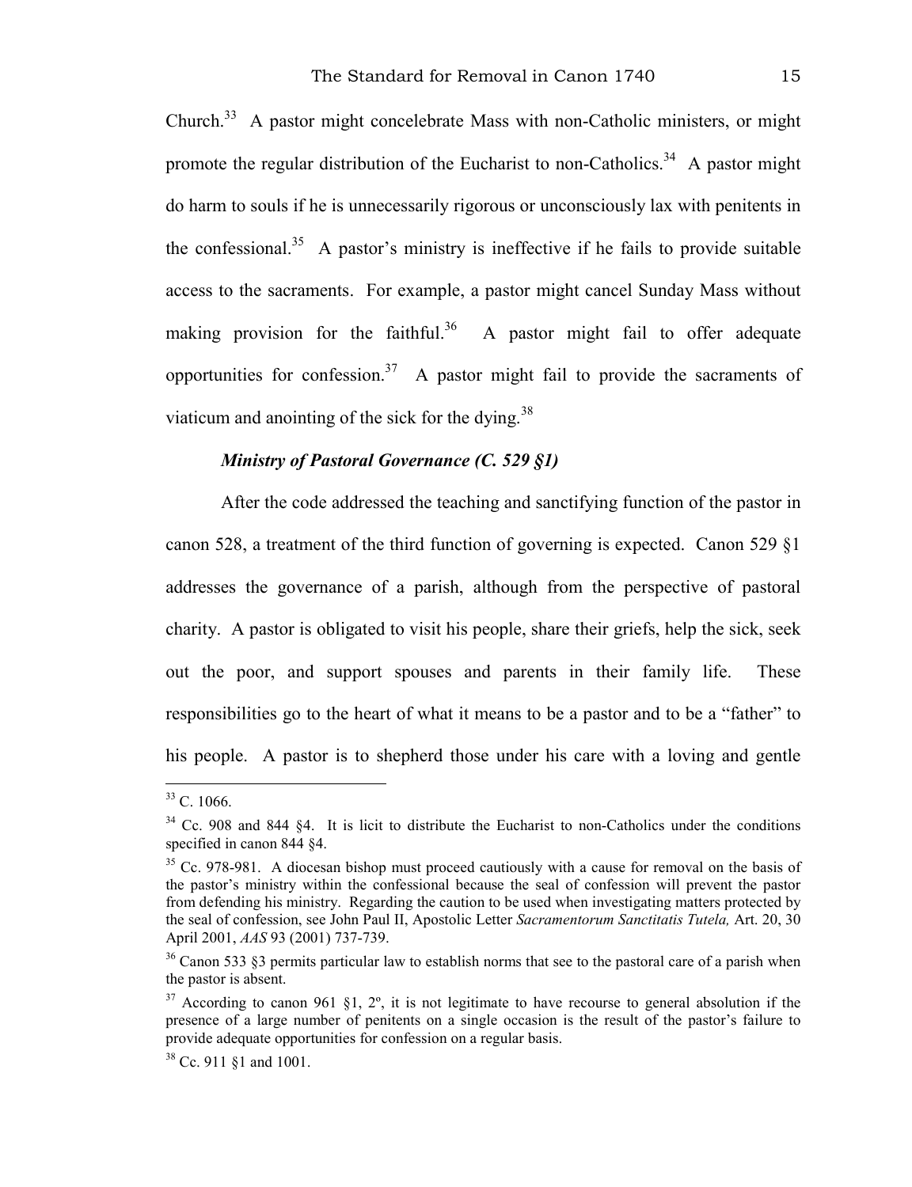Church.[33] A pastor might concelebrate Mass with non-Catholic ministers, or might promote the regular distribution of the Eucharist to non-Catholics.[34] A pastor might do harm to souls if he is unnecessarily rigorous or unconsciously lax with penitents in the confessional.[35] A pastor's ministry is ineffective if he fails to provide suitable access to the sacraments. For example, a pastor might cancel Sunday Mass without making provision for the faithful.[36] A pastor might fail to offer adequate opportunities for confession.[37] A pastor might fail to provide the sacraments of viaticum and anointing of the sick for the dying.[38]

***Ministry of Pastoral Governance (C. 529 §1)***

After the code addressed the teaching and sanctifying function of the pastor in canon 528, a treatment of the third function of governing is expected. Canon 529 §1 addresses the governance of a parish, although from the perspective of pastoral charity. A pastor is obligated to visit his people, share their griefs, help the sick, seek out the poor, and support spouses and parents in their family life. These responsibilities go to the heart of what it means to be a pastor and to be a "father" to his people. A pastor is to shepherd those under his care with a loving and gentle

---

[33] C. 1066.

[34] Cc. 908 and 844 §4. It is licit to distribute the Eucharist to non-Catholics under the conditions specified in canon 844 §4.

[35] Cc. 978-981. A diocesan bishop must proceed cautiously with a cause for removal on the basis of the pastor's ministry within the confessional because the seal of confession will prevent the pastor from defending his ministry. Regarding the caution to be used when investigating matters protected by the seal of confession, see John Paul II, Apostolic Letter *Sacramentorum Sanctitatis Tutela,* Art. 20, 30 April 2001, *AAS* 93 (2001) 737-739.

[36] Canon 533 §3 permits particular law to establish norms that see to the pastoral care of a parish when the pastor is absent.

[37] According to canon 961 §1, 2º, it is not legitimate to have recourse to general absolution if the presence of a large number of penitents on a single occasion is the result of the pastor's failure to provide adequate opportunities for confession on a regular basis.

[38] Cc. 911 §1 and 1001.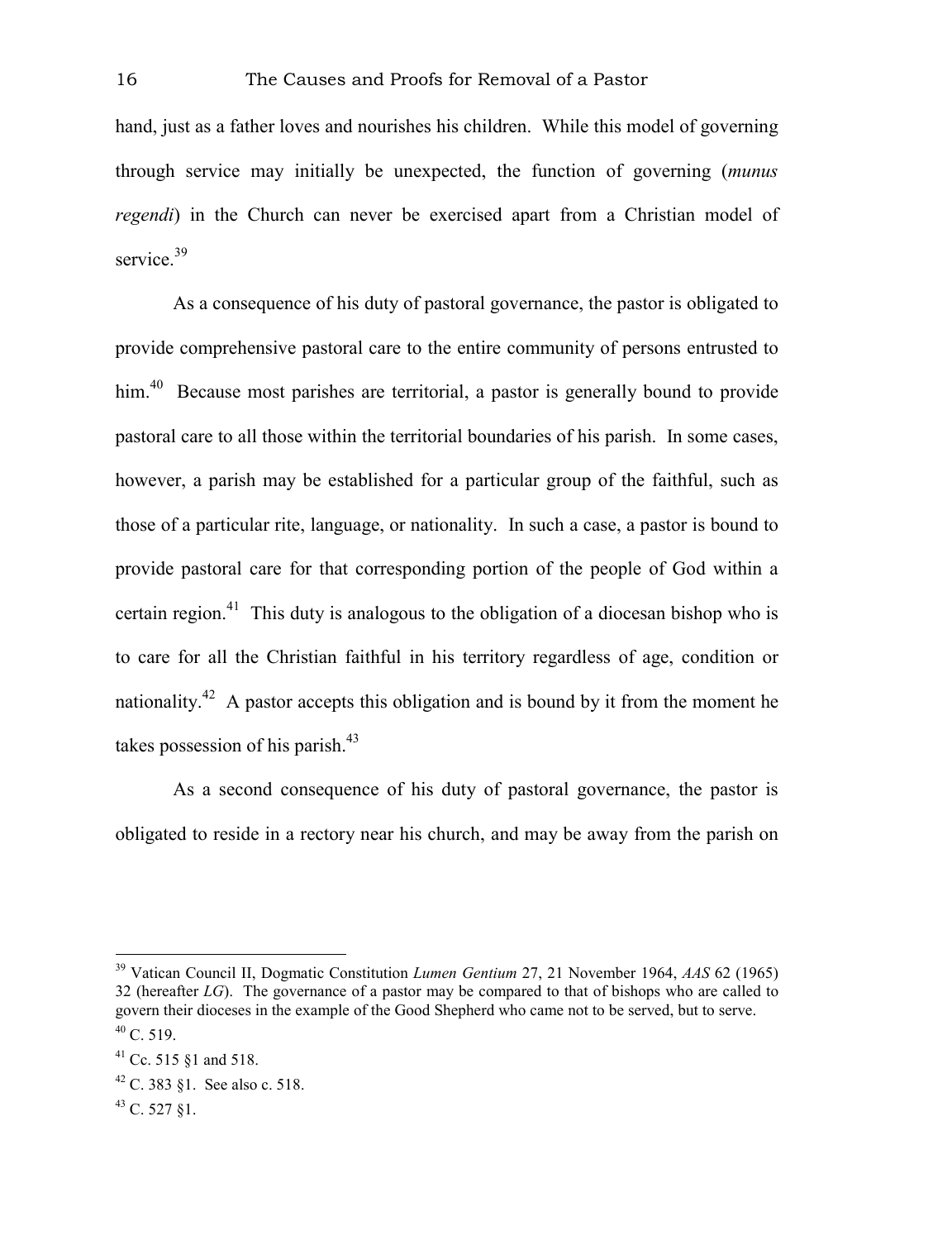hand, just as a father loves and nourishes his children. While this model of governing through service may initially be unexpected, the function of governing (*munus regendi*) in the Church can never be exercised apart from a Christian model of service.[39]

As a consequence of his duty of pastoral governance, the pastor is obligated to provide comprehensive pastoral care to the entire community of persons entrusted to him.[40] Because most parishes are territorial, a pastor is generally bound to provide pastoral care to all those within the territorial boundaries of his parish. In some cases, however, a parish may be established for a particular group of the faithful, such as those of a particular rite, language, or nationality. In such a case, a pastor is bound to provide pastoral care for that corresponding portion of the people of God within a certain region.[41] This duty is analogous to the obligation of a diocesan bishop who is to care for all the Christian faithful in his territory regardless of age, condition or nationality.[42] A pastor accepts this obligation and is bound by it from the moment he takes possession of his parish.[43]

As a second consequence of his duty of pastoral governance, the pastor is obligated to reside in a rectory near his church, and may be away from the parish on

---

[39] Vatican Council II, Dogmatic Constitution *Lumen Gentium* 27, 21 November 1964, *AAS* 62 (1965) 32 (hereafter *LG*). The governance of a pastor may be compared to that of bishops who are called to govern their dioceses in the example of the Good Shepherd who came not to be served, but to serve.

[40] C. 519.

[41] Cc. 515 §1 and 518.

[42] C. 383 §1. See also c. 518.

[43] C. 527 §1.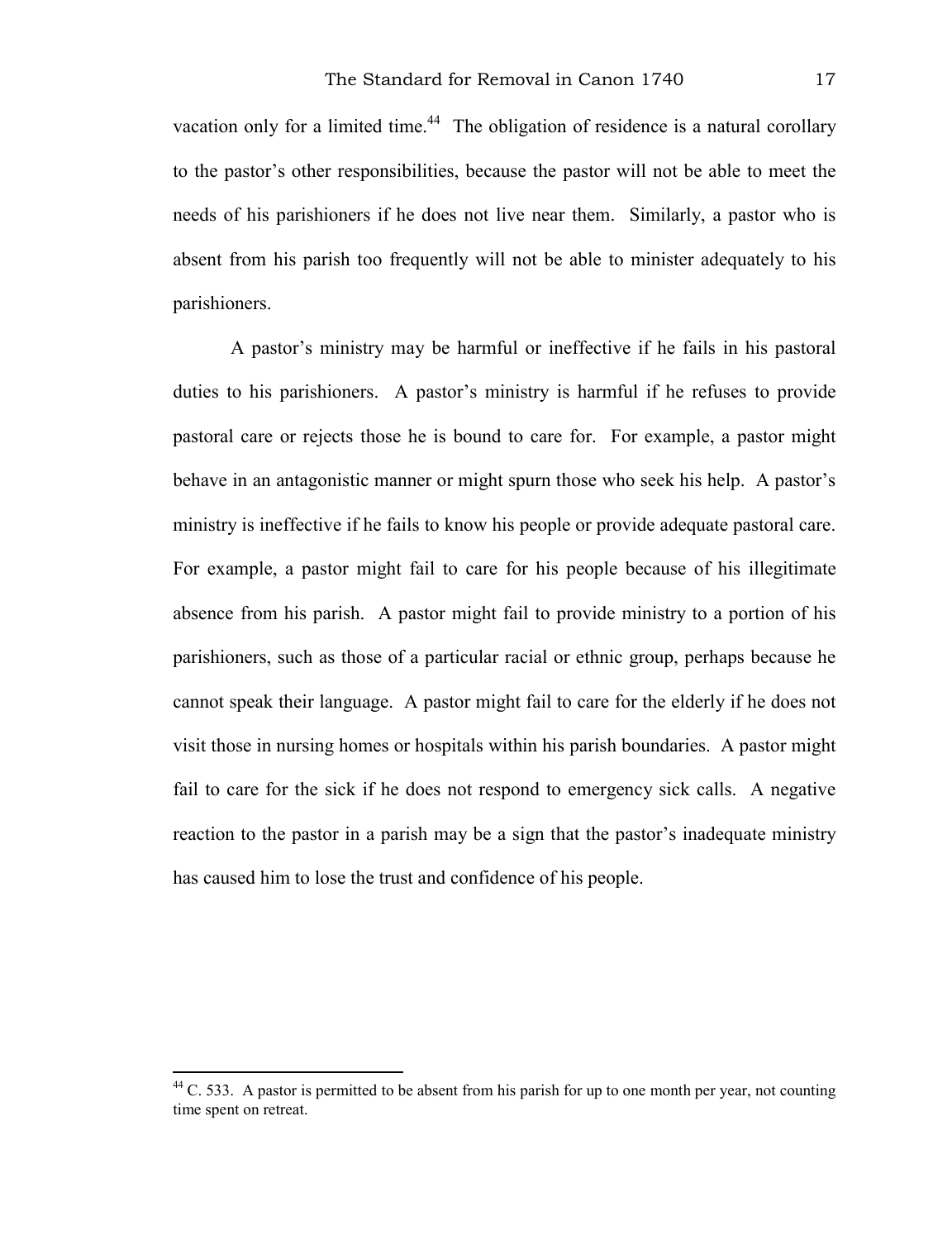vacation only for a limited time.[44] The obligation of residence is a natural corollary to the pastor's other responsibilities, because the pastor will not be able to meet the needs of his parishioners if he does not live near them. Similarly, a pastor who is absent from his parish too frequently will not be able to minister adequately to his parishioners.

A pastor's ministry may be harmful or ineffective if he fails in his pastoral duties to his parishioners. A pastor's ministry is harmful if he refuses to provide pastoral care or rejects those he is bound to care for. For example, a pastor might behave in an antagonistic manner or might spurn those who seek his help. A pastor's ministry is ineffective if he fails to know his people or provide adequate pastoral care. For example, a pastor might fail to care for his people because of his illegitimate absence from his parish. A pastor might fail to provide ministry to a portion of his parishioners, such as those of a particular racial or ethnic group, perhaps because he cannot speak their language. A pastor might fail to care for the elderly if he does not visit those in nursing homes or hospitals within his parish boundaries. A pastor might fail to care for the sick if he does not respond to emergency sick calls. A negative reaction to the pastor in a parish may be a sign that the pastor's inadequate ministry has caused him to lose the trust and confidence of his people.

[44] C. 533. A pastor is permitted to be absent from his parish for up to one month per year, not counting time spent on retreat.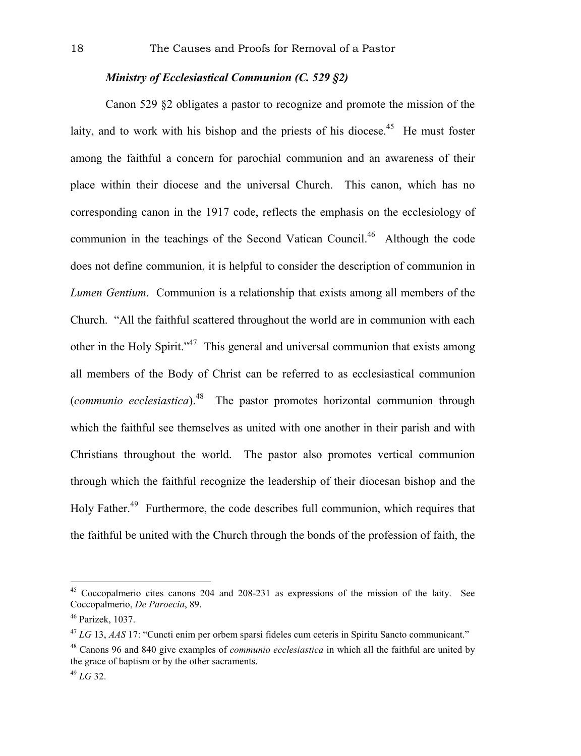### *Ministry of Ecclesiastical Communion (C. 529 §2)*

Canon 529 §2 obligates a pastor to recognize and promote the mission of the laity, and to work with his bishop and the priests of his diocese.[45] He must foster among the faithful a concern for parochial communion and an awareness of their place within their diocese and the universal Church. This canon, which has no corresponding canon in the 1917 code, reflects the emphasis on the ecclesiology of communion in the teachings of the Second Vatican Council.[46] Although the code does not define communion, it is helpful to consider the description of communion in *Lumen Gentium*. Communion is a relationship that exists among all members of the Church. "All the faithful scattered throughout the world are in communion with each other in the Holy Spirit."[47] This general and universal communion that exists among all members of the Body of Christ can be referred to as ecclesiastical communion (*communio ecclesiastica*).[48] The pastor promotes horizontal communion through which the faithful see themselves as united with one another in their parish and with Christians throughout the world. The pastor also promotes vertical communion through which the faithful recognize the leadership of their diocesan bishop and the Holy Father.[49] Furthermore, the code describes full communion, which requires that the faithful be united with the Church through the bonds of the profession of faith, the

---

[45] Coccopalmerio cites canons 204 and 208-231 as expressions of the mission of the laity. See Coccopalmerio, *De Paroecia*, 89.

[46] Parizek, 1037.

[47] *LG* 13, *AAS* 17: "Cuncti enim per orbem sparsi fideles cum ceteris in Spiritu Sancto communicant."

[48] Canons 96 and 840 give examples of *communio ecclesiastica* in which all the faithful are united by the grace of baptism or by the other sacraments.

[49] *LG* 32.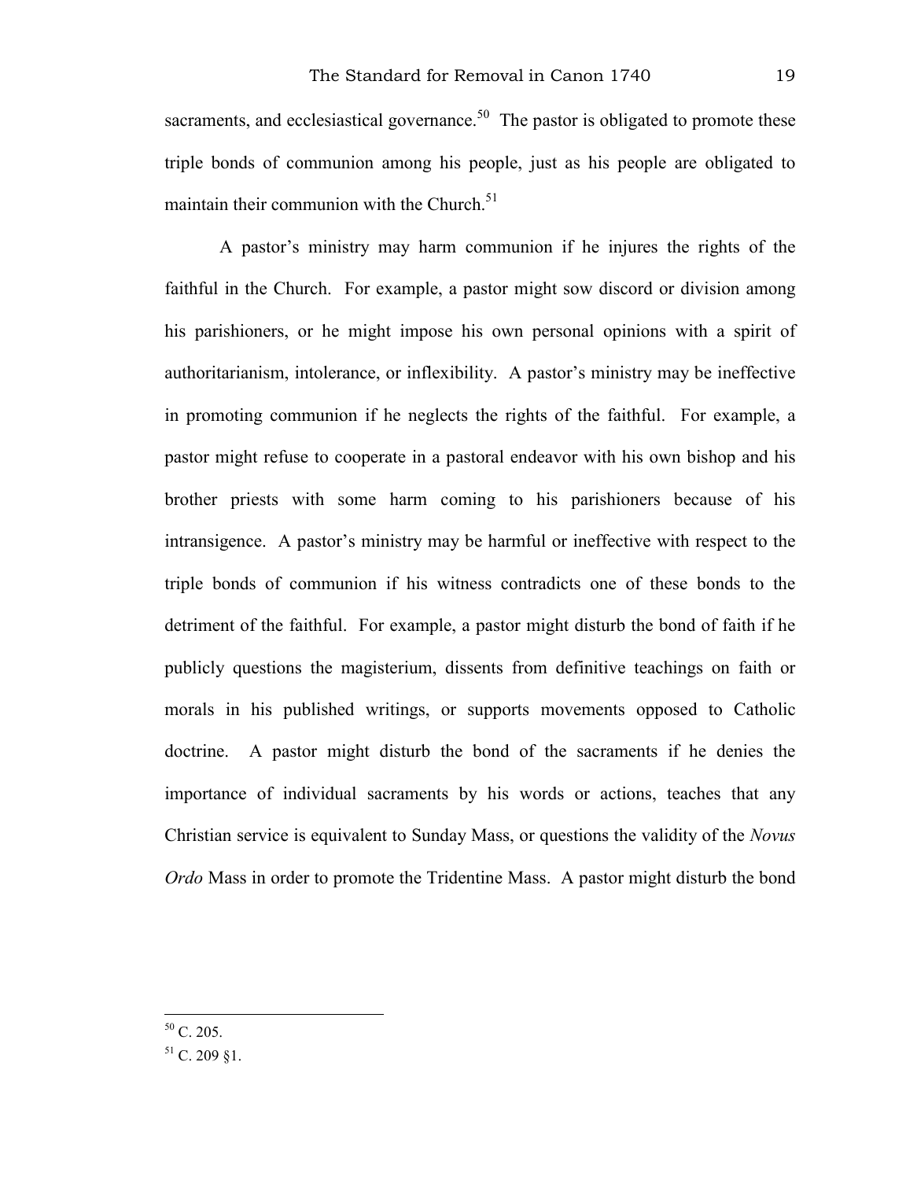sacraments, and ecclesiastical governance.[50] The pastor is obligated to promote these triple bonds of communion among his people, just as his people are obligated to maintain their communion with the Church.[51]

A pastor's ministry may harm communion if he injures the rights of the faithful in the Church. For example, a pastor might sow discord or division among his parishioners, or he might impose his own personal opinions with a spirit of authoritarianism, intolerance, or inflexibility. A pastor's ministry may be ineffective in promoting communion if he neglects the rights of the faithful. For example, a pastor might refuse to cooperate in a pastoral endeavor with his own bishop and his brother priests with some harm coming to his parishioners because of his intransigence. A pastor's ministry may be harmful or ineffective with respect to the triple bonds of communion if his witness contradicts one of these bonds to the detriment of the faithful. For example, a pastor might disturb the bond of faith if he publicly questions the magisterium, dissents from definitive teachings on faith or morals in his published writings, or supports movements opposed to Catholic doctrine. A pastor might disturb the bond of the sacraments if he denies the importance of individual sacraments by his words or actions, teaches that any Christian service is equivalent to Sunday Mass, or questions the validity of the *Novus Ordo* Mass in order to promote the Tridentine Mass. A pastor might disturb the bond

---

[50] C. 205.

[51] C. 209 §1.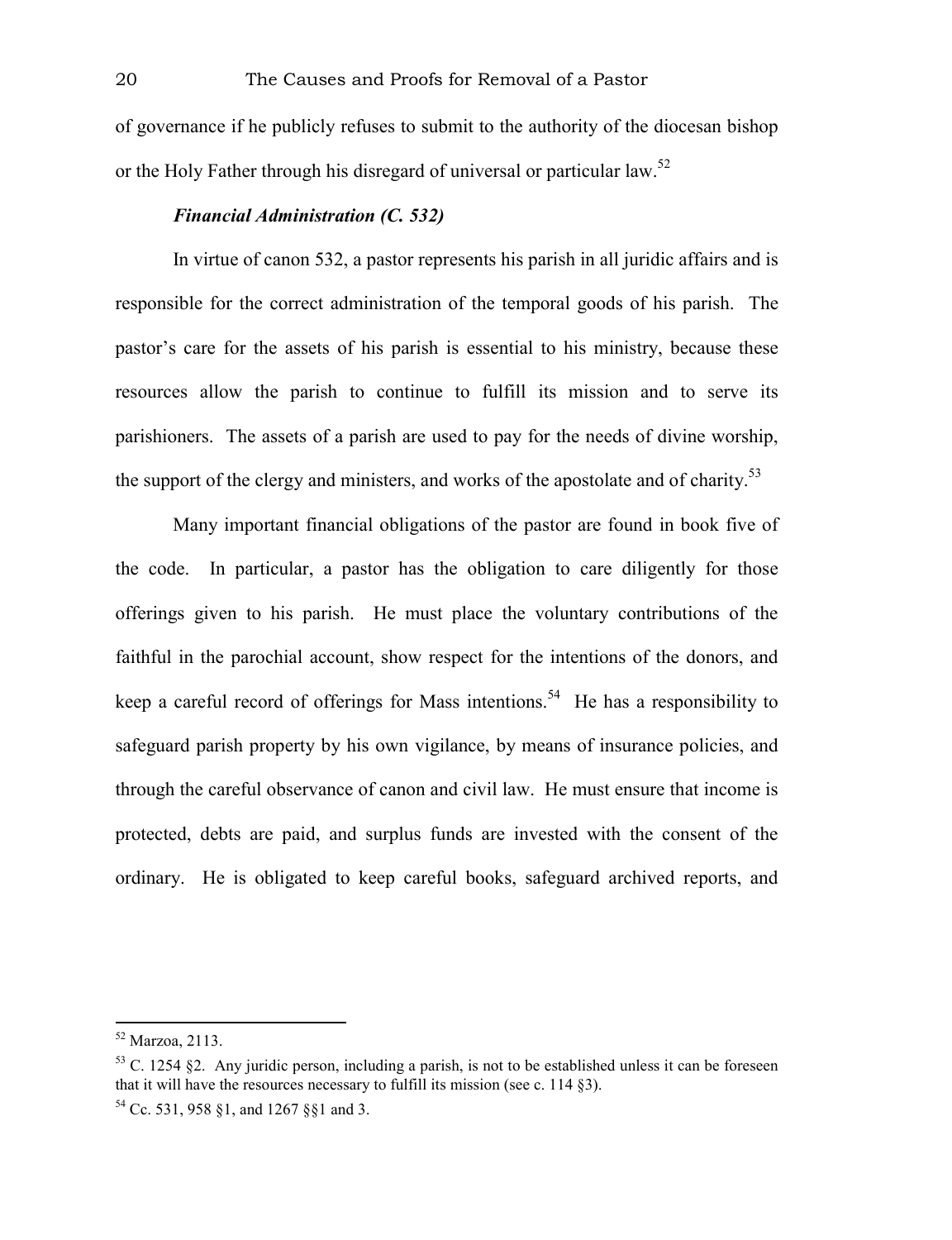of governance if he publicly refuses to submit to the authority of the diocesan bishop or the Holy Father through his disregard of universal or particular law.[52]

### *Financial Administration (C. 532)*

In virtue of canon 532, a pastor represents his parish in all juridic affairs and is responsible for the correct administration of the temporal goods of his parish. The pastor's care for the assets of his parish is essential to his ministry, because these resources allow the parish to continue to fulfill its mission and to serve its parishioners. The assets of a parish are used to pay for the needs of divine worship, the support of the clergy and ministers, and works of the apostolate and of charity.[53]

Many important financial obligations of the pastor are found in book five of the code. In particular, a pastor has the obligation to care diligently for those offerings given to his parish. He must place the voluntary contributions of the faithful in the parochial account, show respect for the intentions of the donors, and keep a careful record of offerings for Mass intentions.[54] He has a responsibility to safeguard parish property by his own vigilance, by means of insurance policies, and through the careful observance of canon and civil law. He must ensure that income is protected, debts are paid, and surplus funds are invested with the consent of the ordinary. He is obligated to keep careful books, safeguard archived reports, and

---

[52] Marzoa, 2113.

[53] C. 1254 §2. Any juridic person, including a parish, is not to be established unless it can be foreseen that it will have the resources necessary to fulfill its mission (see c. 114 §3).

[54] Cc. 531, 958 §1, and 1267 §§1 and 3.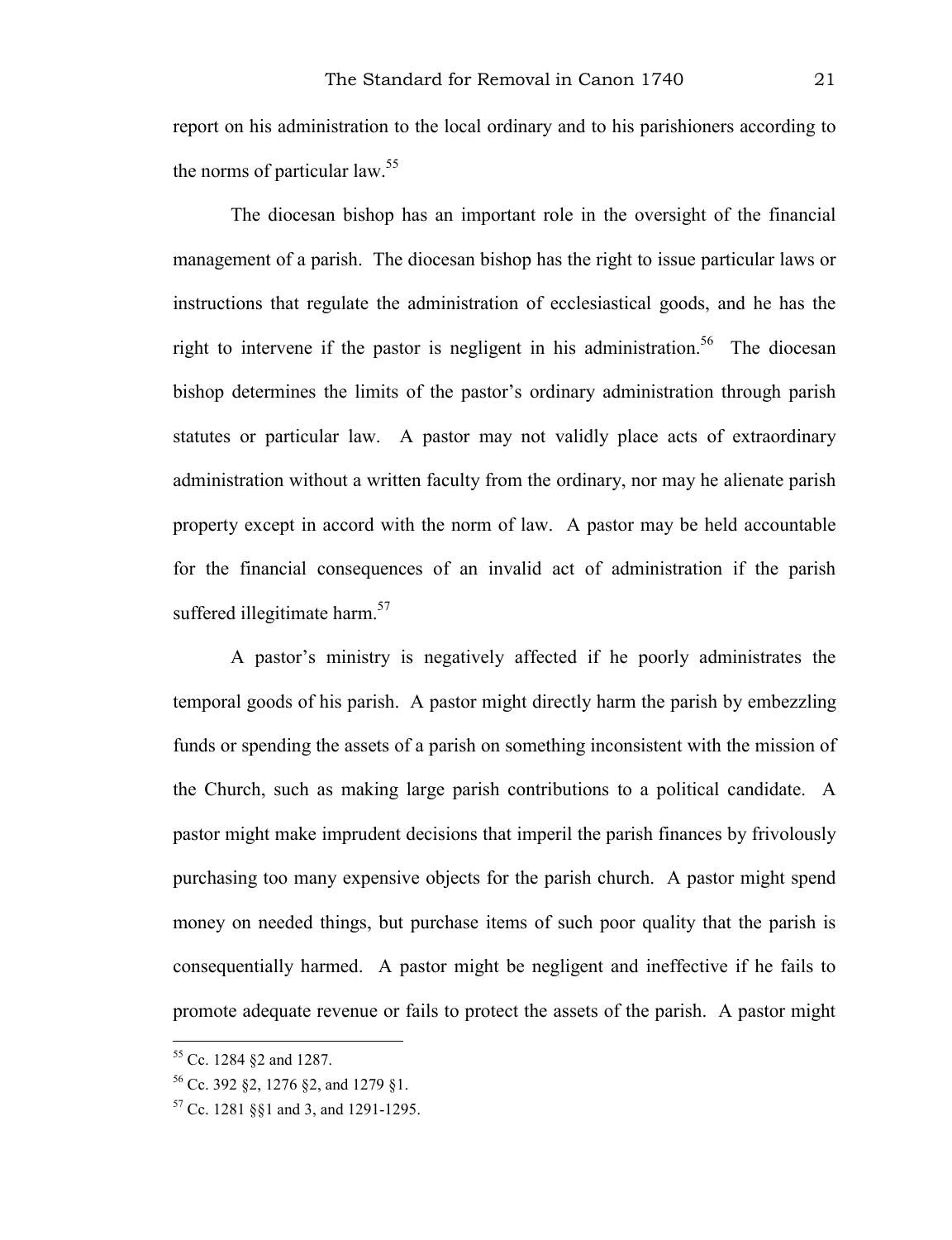report on his administration to the local ordinary and to his parishioners according to the norms of particular law.[55]

The diocesan bishop has an important role in the oversight of the financial management of a parish. The diocesan bishop has the right to issue particular laws or instructions that regulate the administration of ecclesiastical goods, and he has the right to intervene if the pastor is negligent in his administration.[56] The diocesan bishop determines the limits of the pastor's ordinary administration through parish statutes or particular law. A pastor may not validly place acts of extraordinary administration without a written faculty from the ordinary, nor may he alienate parish property except in accord with the norm of law. A pastor may be held accountable for the financial consequences of an invalid act of administration if the parish suffered illegitimate harm.[57]

A pastor's ministry is negatively affected if he poorly administrates the temporal goods of his parish. A pastor might directly harm the parish by embezzling funds or spending the assets of a parish on something inconsistent with the mission of the Church, such as making large parish contributions to a political candidate. A pastor might make imprudent decisions that imperil the parish finances by frivolously purchasing too many expensive objects for the parish church. A pastor might spend money on needed things, but purchase items of such poor quality that the parish is consequentially harmed. A pastor might be negligent and ineffective if he fails to promote adequate revenue or fails to protect the assets of the parish. A pastor might

---

[55] Cc. 1284 §2 and 1287.

[56] Cc. 392 §2, 1276 §2, and 1279 §1.

[57] Cc. 1281 §§1 and 3, and 1291-1295.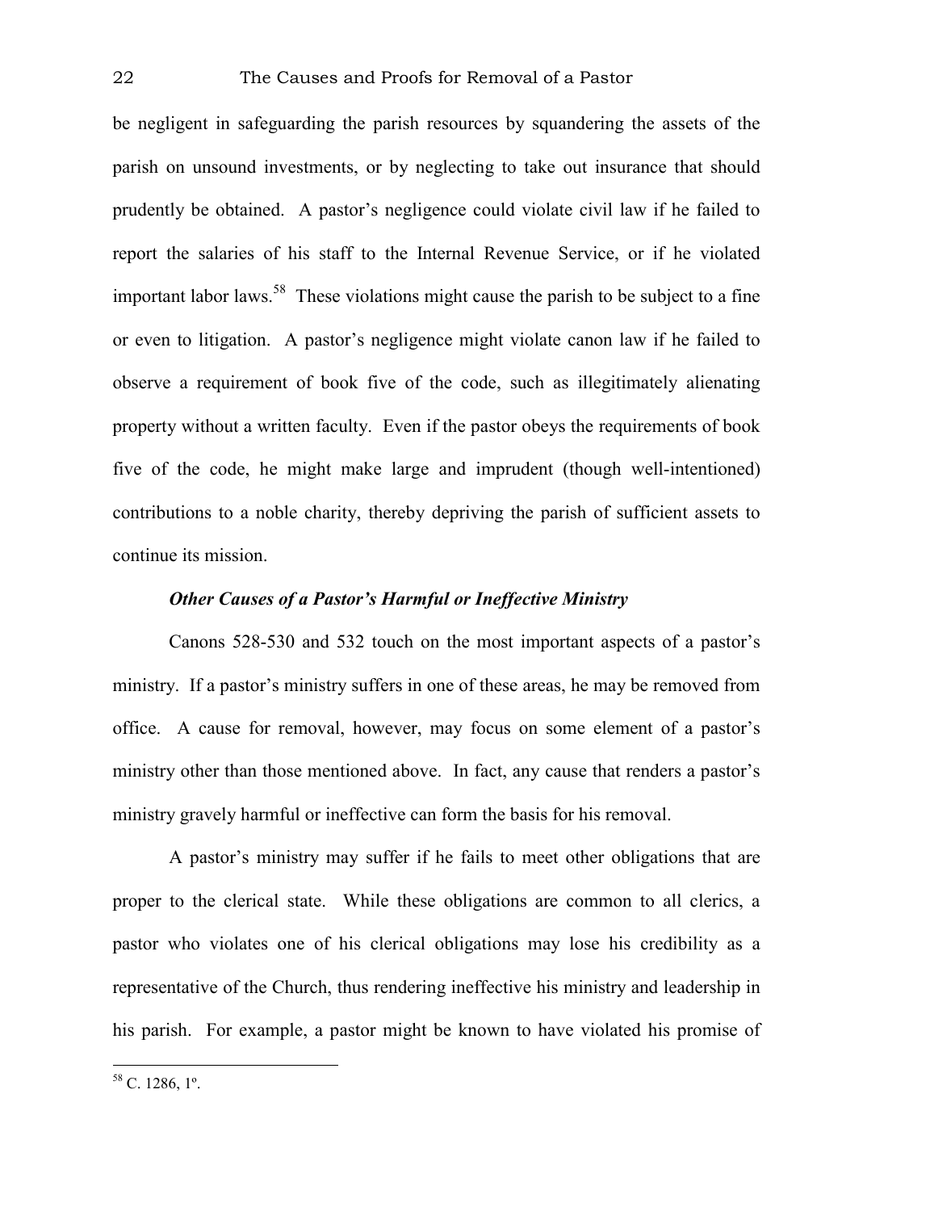be negligent in safeguarding the parish resources by squandering the assets of the parish on unsound investments, or by neglecting to take out insurance that should prudently be obtained. A pastor's negligence could violate civil law if he failed to report the salaries of his staff to the Internal Revenue Service, or if he violated important labor laws.[58] These violations might cause the parish to be subject to a fine or even to litigation. A pastor's negligence might violate canon law if he failed to observe a requirement of book five of the code, such as illegitimately alienating property without a written faculty. Even if the pastor obeys the requirements of book five of the code, he might make large and imprudent (though well-intentioned) contributions to a noble charity, thereby depriving the parish of sufficient assets to continue its mission.

### *Other Causes of a Pastor's Harmful or Ineffective Ministry*

Canons 528-530 and 532 touch on the most important aspects of a pastor's ministry. If a pastor's ministry suffers in one of these areas, he may be removed from office. A cause for removal, however, may focus on some element of a pastor's ministry other than those mentioned above. In fact, any cause that renders a pastor's ministry gravely harmful or ineffective can form the basis for his removal.

A pastor's ministry may suffer if he fails to meet other obligations that are proper to the clerical state. While these obligations are common to all clerics, a pastor who violates one of his clerical obligations may lose his credibility as a representative of the Church, thus rendering ineffective his ministry and leadership in his parish. For example, a pastor might be known to have violated his promise of

---

[58] C. 1286, 1º.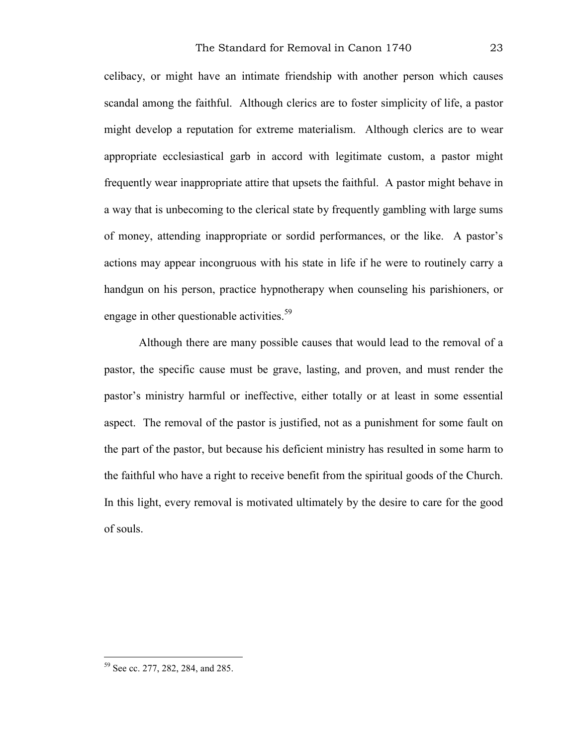celibacy, or might have an intimate friendship with another person which causes scandal among the faithful. Although clerics are to foster simplicity of life, a pastor might develop a reputation for extreme materialism. Although clerics are to wear appropriate ecclesiastical garb in accord with legitimate custom, a pastor might frequently wear inappropriate attire that upsets the faithful. A pastor might behave in a way that is unbecoming to the clerical state by frequently gambling with large sums of money, attending inappropriate or sordid performances, or the like. A pastor's actions may appear incongruous with his state in life if he were to routinely carry a handgun on his person, practice hypnotherapy when counseling his parishioners, or engage in other questionable activities.[59]

Although there are many possible causes that would lead to the removal of a pastor, the specific cause must be grave, lasting, and proven, and must render the pastor's ministry harmful or ineffective, either totally or at least in some essential aspect. The removal of the pastor is justified, not as a punishment for some fault on the part of the pastor, but because his deficient ministry has resulted in some harm to the faithful who have a right to receive benefit from the spiritual goods of the Church. In this light, every removal is motivated ultimately by the desire to care for the good of souls.

---

[59] See cc. 277, 282, 284, and 285.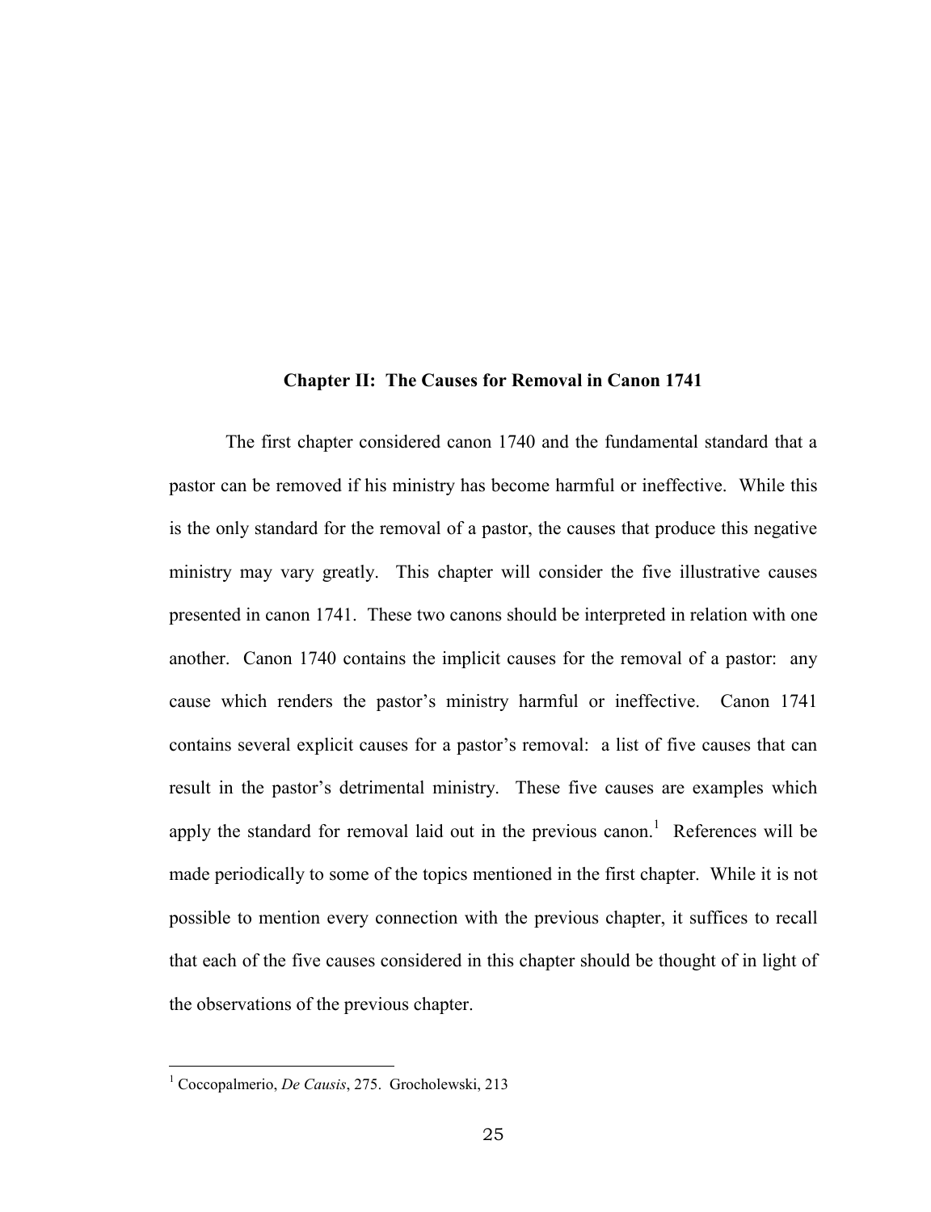## Chapter II: The Causes for Removal in Canon 1741

The first chapter considered canon 1740 and the fundamental standard that a pastor can be removed if his ministry has become harmful or ineffective. While this is the only standard for the removal of a pastor, the causes that produce this negative ministry may vary greatly. This chapter will consider the five illustrative causes presented in canon 1741. These two canons should be interpreted in relation with one another. Canon 1740 contains the implicit causes for the removal of a pastor: any cause which renders the pastor's ministry harmful or ineffective. Canon 1741 contains several explicit causes for a pastor's removal: a list of five causes that can result in the pastor's detrimental ministry. These five causes are examples which apply the standard for removal laid out in the previous canon.[1] References will be made periodically to some of the topics mentioned in the first chapter. While it is not possible to mention every connection with the previous chapter, it suffices to recall that each of the five causes considered in this chapter should be thought of in light of the observations of the previous chapter.

---

[1] Coccopalmerio, *De Causis*, 275. Grocholewski, 213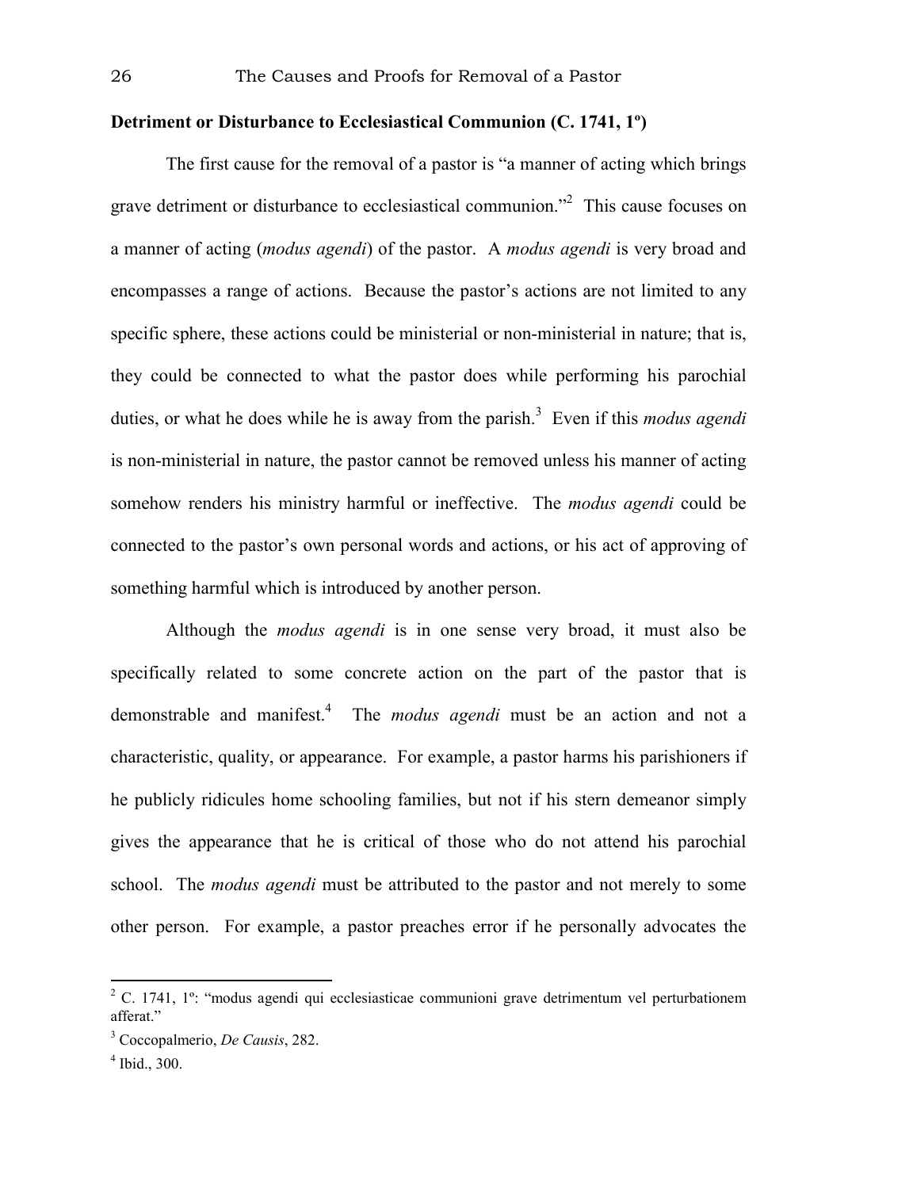**Detriment or Disturbance to Ecclesiastical Communion (C. 1741, 1º)**

The first cause for the removal of a pastor is "a manner of acting which brings grave detriment or disturbance to ecclesiastical communion."[2] This cause focuses on a manner of acting (*modus agendi*) of the pastor. A *modus agendi* is very broad and encompasses a range of actions. Because the pastor's actions are not limited to any specific sphere, these actions could be ministerial or non-ministerial in nature; that is, they could be connected to what the pastor does while performing his parochial duties, or what he does while he is away from the parish.[3] Even if this *modus agendi* is non-ministerial in nature, the pastor cannot be removed unless his manner of acting somehow renders his ministry harmful or ineffective. The *modus agendi* could be connected to the pastor's own personal words and actions, or his act of approving of something harmful which is introduced by another person.

Although the *modus agendi* is in one sense very broad, it must also be specifically related to some concrete action on the part of the pastor that is demonstrable and manifest.[4] The *modus agendi* must be an action and not a characteristic, quality, or appearance. For example, a pastor harms his parishioners if he publicly ridicules home schooling families, but not if his stern demeanor simply gives the appearance that he is critical of those who do not attend his parochial school. The *modus agendi* must be attributed to the pastor and not merely to some other person. For example, a pastor preaches error if he personally advocates the

---

[2] C. 1741, 1º: "modus agendi qui ecclesiasticae communioni grave detrimentum vel perturbationem afferat."

[3] Coccopalmerio, *De Causis*, 282.

[4] Ibid., 300.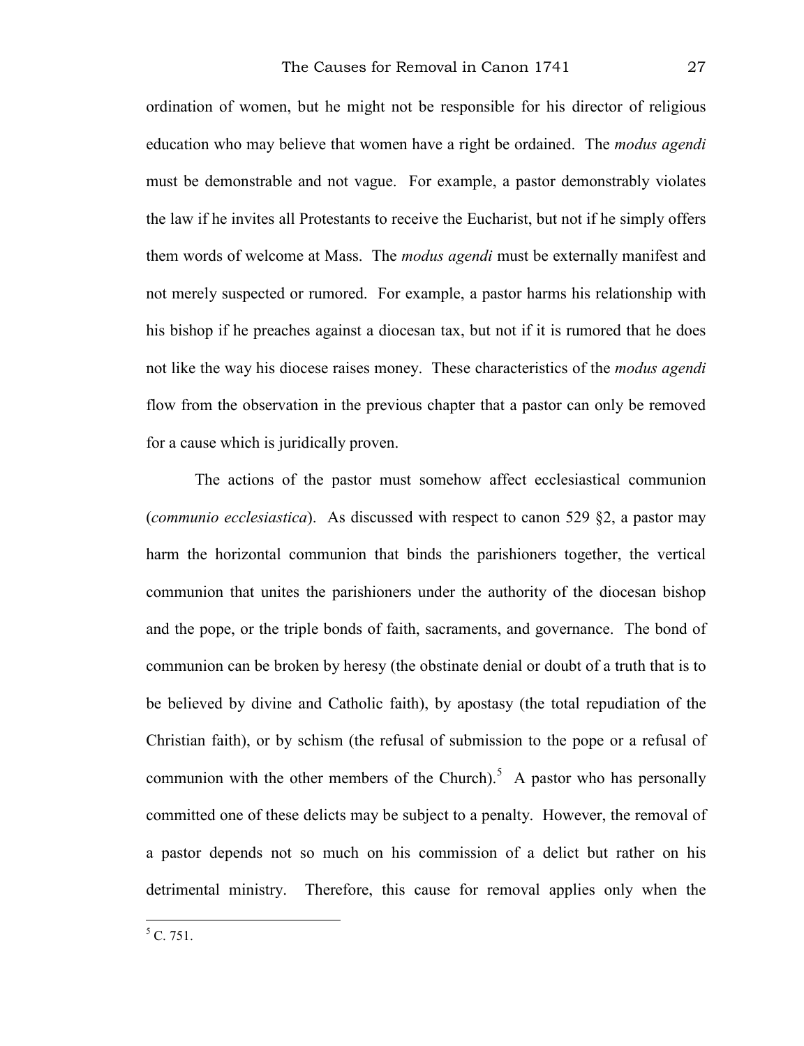ordination of women, but he might not be responsible for his director of religious education who may believe that women have a right be ordained. The *modus agendi* must be demonstrable and not vague. For example, a pastor demonstrably violates the law if he invites all Protestants to receive the Eucharist, but not if he simply offers them words of welcome at Mass. The *modus agendi* must be externally manifest and not merely suspected or rumored. For example, a pastor harms his relationship with his bishop if he preaches against a diocesan tax, but not if it is rumored that he does not like the way his diocese raises money. These characteristics of the *modus agendi* flow from the observation in the previous chapter that a pastor can only be removed for a cause which is juridically proven.

The actions of the pastor must somehow affect ecclesiastical communion (*communio ecclesiastica*). As discussed with respect to canon 529 §2, a pastor may harm the horizontal communion that binds the parishioners together, the vertical communion that unites the parishioners under the authority of the diocesan bishop and the pope, or the triple bonds of faith, sacraments, and governance. The bond of communion can be broken by heresy (the obstinate denial or doubt of a truth that is to be believed by divine and Catholic faith), by apostasy (the total repudiation of the Christian faith), or by schism (the refusal of submission to the pope or a refusal of communion with the other members of the Church).[5] A pastor who has personally committed one of these delicts may be subject to a penalty. However, the removal of a pastor depends not so much on his commission of a delict but rather on his detrimental ministry. Therefore, this cause for removal applies only when the

[5] C. 751.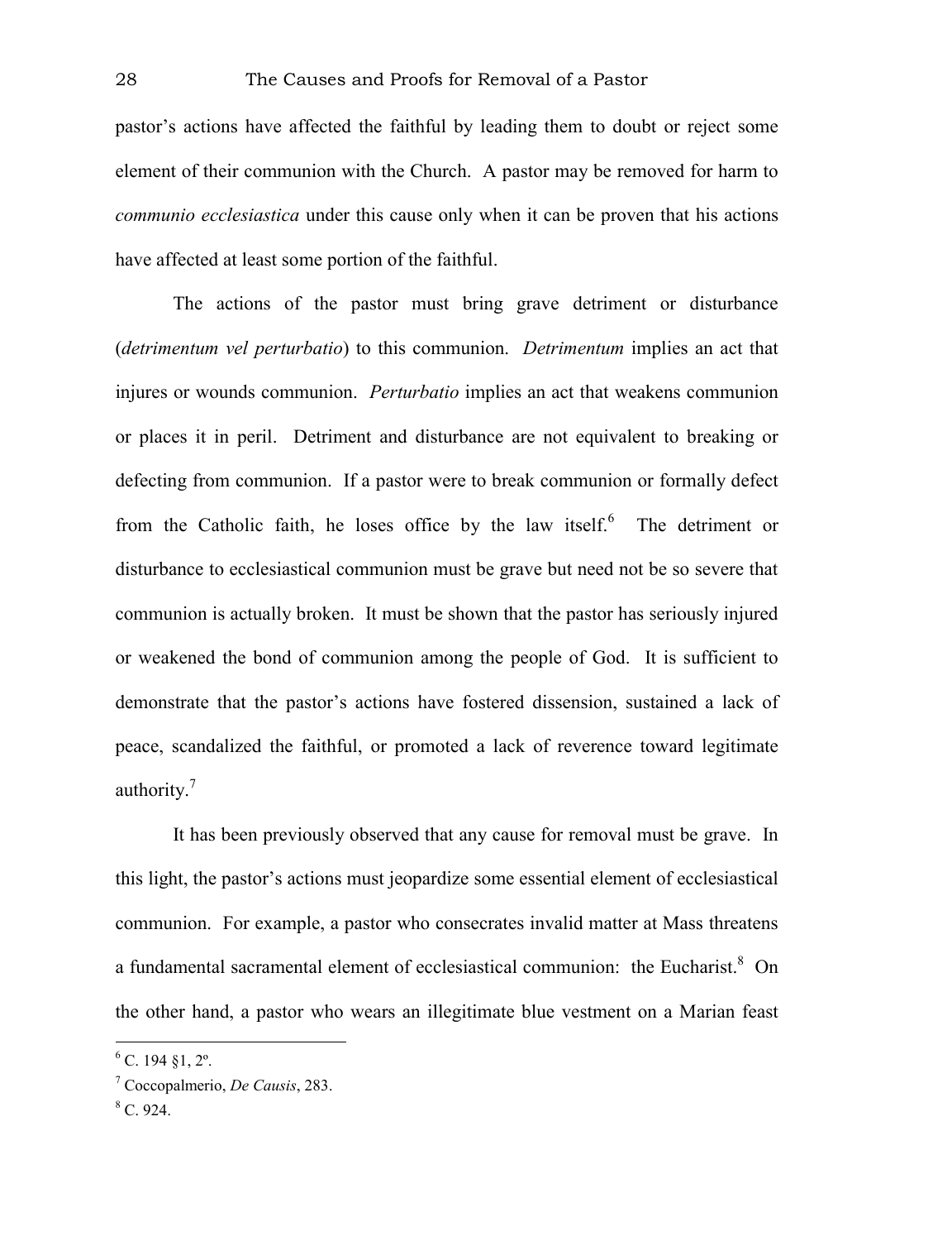pastor's actions have affected the faithful by leading them to doubt or reject some element of their communion with the Church. A pastor may be removed for harm to *communio ecclesiastica* under this cause only when it can be proven that his actions have affected at least some portion of the faithful.

The actions of the pastor must bring grave detriment or disturbance (*detrimentum vel perturbatio*) to this communion. *Detrimentum* implies an act that injures or wounds communion. *Perturbatio* implies an act that weakens communion or places it in peril. Detriment and disturbance are not equivalent to breaking or defecting from communion. If a pastor were to break communion or formally defect from the Catholic faith, he loses office by the law itself.[6] The detriment or disturbance to ecclesiastical communion must be grave but need not be so severe that communion is actually broken. It must be shown that the pastor has seriously injured or weakened the bond of communion among the people of God. It is sufficient to demonstrate that the pastor's actions have fostered dissension, sustained a lack of peace, scandalized the faithful, or promoted a lack of reverence toward legitimate authority.[7]

It has been previously observed that any cause for removal must be grave. In this light, the pastor's actions must jeopardize some essential element of ecclesiastical communion. For example, a pastor who consecrates invalid matter at Mass threatens a fundamental sacramental element of ecclesiastical communion: the Eucharist.[8] On the other hand, a pastor who wears an illegitimate blue vestment on a Marian feast

[6] C. 194 §1, 2º.

[7] Coccopalmerio, *De Causis*, 283.

[8] C. 924.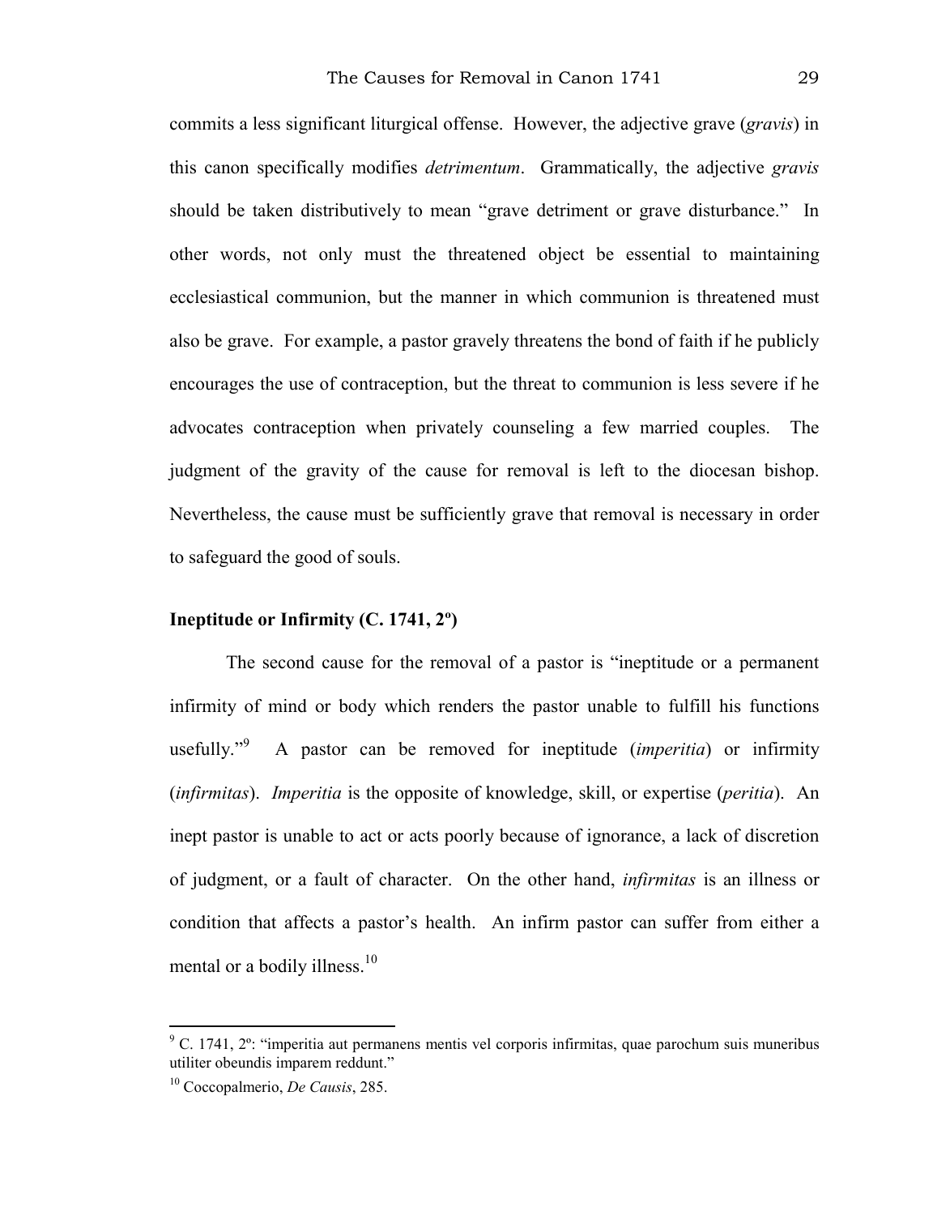commits a less significant liturgical offense. However, the adjective grave (*gravis*) in this canon specifically modifies *detrimentum*. Grammatically, the adjective *gravis* should be taken distributively to mean "grave detriment or grave disturbance." In other words, not only must the threatened object be essential to maintaining ecclesiastical communion, but the manner in which communion is threatened must also be grave. For example, a pastor gravely threatens the bond of faith if he publicly encourages the use of contraception, but the threat to communion is less severe if he advocates contraception when privately counseling a few married couples. The judgment of the gravity of the cause for removal is left to the diocesan bishop. Nevertheless, the cause must be sufficiently grave that removal is necessary in order to safeguard the good of souls.

### Ineptitude or Infirmity (C. 1741, 2º)

The second cause for the removal of a pastor is "ineptitude or a permanent infirmity of mind or body which renders the pastor unable to fulfill his functions usefully."[9] A pastor can be removed for ineptitude (*imperitia*) or infirmity (*infirmitas*). *Imperitia* is the opposite of knowledge, skill, or expertise (*peritia*). An inept pastor is unable to act or acts poorly because of ignorance, a lack of discretion of judgment, or a fault of character. On the other hand, *infirmitas* is an illness or condition that affects a pastor's health. An infirm pastor can suffer from either a mental or a bodily illness.[10]

---

[9] C. 1741, 2º: "imperitia aut permanens mentis vel corporis infirmitas, quae parochum suis muneribus utiliter obeundis imparem reddunt."

[10] Coccopalmerio, *De Causis*, 285.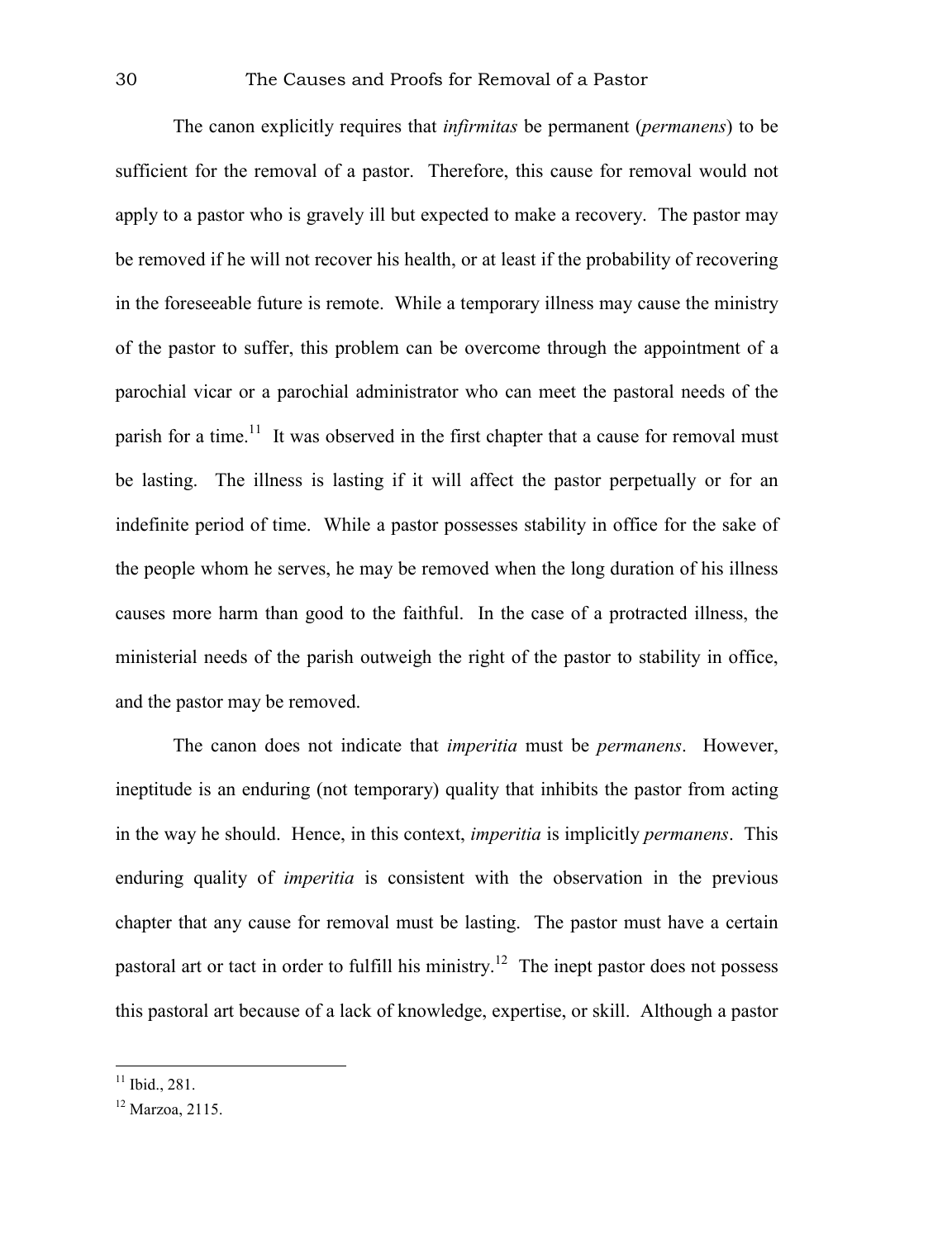The canon explicitly requires that *infirmitas* be permanent (*permanens*) to be sufficient for the removal of a pastor. Therefore, this cause for removal would not apply to a pastor who is gravely ill but expected to make a recovery. The pastor may be removed if he will not recover his health, or at least if the probability of recovering in the foreseeable future is remote. While a temporary illness may cause the ministry of the pastor to suffer, this problem can be overcome through the appointment of a parochial vicar or a parochial administrator who can meet the pastoral needs of the parish for a time.[11] It was observed in the first chapter that a cause for removal must be lasting. The illness is lasting if it will affect the pastor perpetually or for an indefinite period of time. While a pastor possesses stability in office for the sake of the people whom he serves, he may be removed when the long duration of his illness causes more harm than good to the faithful. In the case of a protracted illness, the ministerial needs of the parish outweigh the right of the pastor to stability in office, and the pastor may be removed.

The canon does not indicate that *imperitia* must be *permanens*. However, ineptitude is an enduring (not temporary) quality that inhibits the pastor from acting in the way he should. Hence, in this context, *imperitia* is implicitly *permanens*. This enduring quality of *imperitia* is consistent with the observation in the previous chapter that any cause for removal must be lasting. The pastor must have a certain pastoral art or tact in order to fulfill his ministry.[12] The inept pastor does not possess this pastoral art because of a lack of knowledge, expertise, or skill. Although a pastor

---

[11] Ibid., 281.

[12] Marzoa, 2115.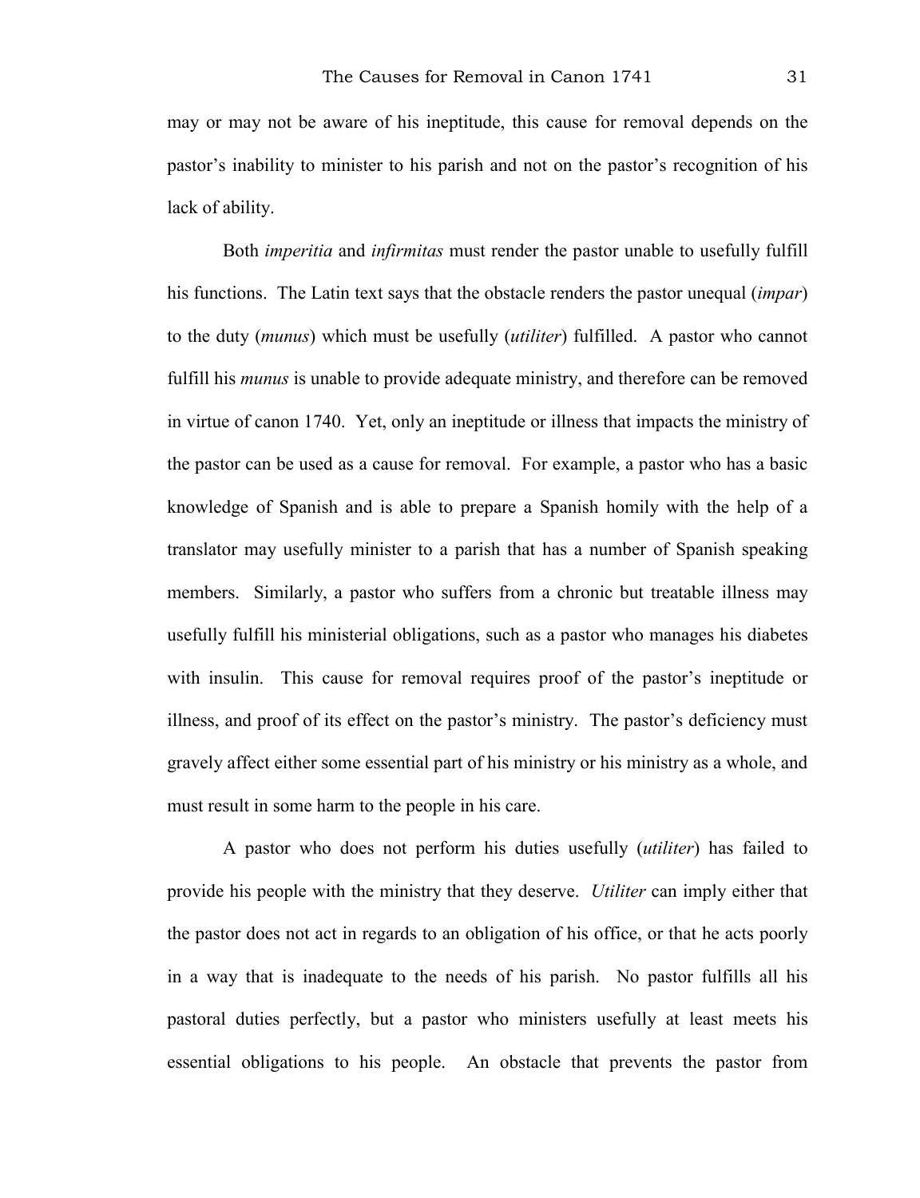may or may not be aware of his ineptitude, this cause for removal depends on the pastor's inability to minister to his parish and not on the pastor's recognition of his lack of ability.

Both *imperitia* and *infirmitas* must render the pastor unable to usefully fulfill his functions. The Latin text says that the obstacle renders the pastor unequal (*impar*) to the duty (*munus*) which must be usefully (*utiliter*) fulfilled. A pastor who cannot fulfill his *munus* is unable to provide adequate ministry, and therefore can be removed in virtue of canon 1740. Yet, only an ineptitude or illness that impacts the ministry of the pastor can be used as a cause for removal. For example, a pastor who has a basic knowledge of Spanish and is able to prepare a Spanish homily with the help of a translator may usefully minister to a parish that has a number of Spanish speaking members. Similarly, a pastor who suffers from a chronic but treatable illness may usefully fulfill his ministerial obligations, such as a pastor who manages his diabetes with insulin. This cause for removal requires proof of the pastor's ineptitude or illness, and proof of its effect on the pastor's ministry. The pastor's deficiency must gravely affect either some essential part of his ministry or his ministry as a whole, and must result in some harm to the people in his care.

A pastor who does not perform his duties usefully (*utiliter*) has failed to provide his people with the ministry that they deserve. *Utiliter* can imply either that the pastor does not act in regards to an obligation of his office, or that he acts poorly in a way that is inadequate to the needs of his parish. No pastor fulfills all his pastoral duties perfectly, but a pastor who ministers usefully at least meets his essential obligations to his people. An obstacle that prevents the pastor from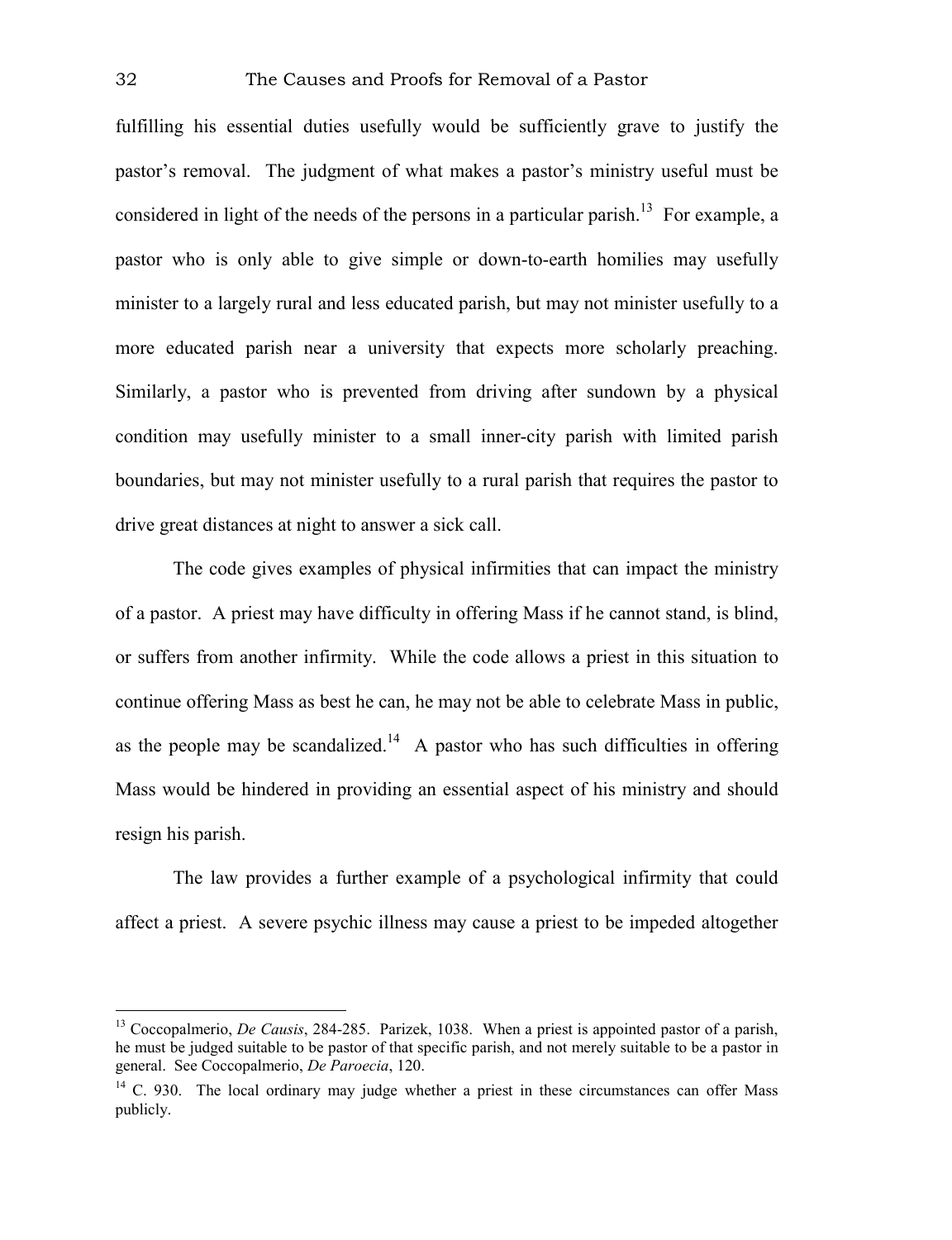fulfilling his essential duties usefully would be sufficiently grave to justify the pastor's removal. The judgment of what makes a pastor's ministry useful must be considered in light of the needs of the persons in a particular parish.[13] For example, a pastor who is only able to give simple or down-to-earth homilies may usefully minister to a largely rural and less educated parish, but may not minister usefully to a more educated parish near a university that expects more scholarly preaching. Similarly, a pastor who is prevented from driving after sundown by a physical condition may usefully minister to a small inner-city parish with limited parish boundaries, but may not minister usefully to a rural parish that requires the pastor to drive great distances at night to answer a sick call.

The code gives examples of physical infirmities that can impact the ministry of a pastor. A priest may have difficulty in offering Mass if he cannot stand, is blind, or suffers from another infirmity. While the code allows a priest in this situation to continue offering Mass as best he can, he may not be able to celebrate Mass in public, as the people may be scandalized.[14] A pastor who has such difficulties in offering Mass would be hindered in providing an essential aspect of his ministry and should resign his parish.

The law provides a further example of a psychological infirmity that could affect a priest. A severe psychic illness may cause a priest to be impeded altogether

---

[13] Coccopalmerio, *De Causis*, 284-285. Parizek, 1038. When a priest is appointed pastor of a parish, he must be judged suitable to be pastor of that specific parish, and not merely suitable to be a pastor in general. See Coccopalmerio, *De Paroecia*, 120.

[14] C. 930. The local ordinary may judge whether a priest in these circumstances can offer Mass publicly.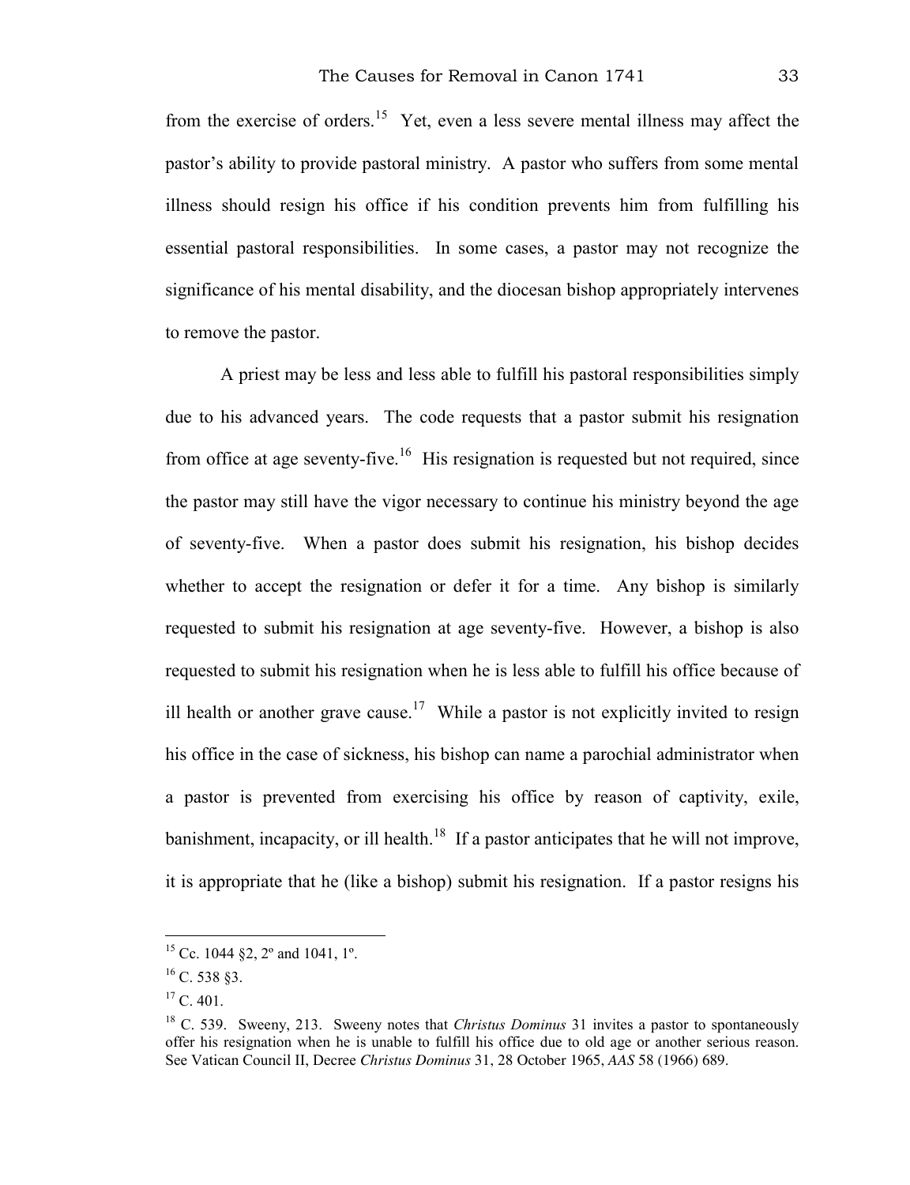from the exercise of orders.[15] Yet, even a less severe mental illness may affect the pastor's ability to provide pastoral ministry. A pastor who suffers from some mental illness should resign his office if his condition prevents him from fulfilling his essential pastoral responsibilities. In some cases, a pastor may not recognize the significance of his mental disability, and the diocesan bishop appropriately intervenes to remove the pastor.

A priest may be less and less able to fulfill his pastoral responsibilities simply due to his advanced years. The code requests that a pastor submit his resignation from office at age seventy-five.[16] His resignation is requested but not required, since the pastor may still have the vigor necessary to continue his ministry beyond the age of seventy-five. When a pastor does submit his resignation, his bishop decides whether to accept the resignation or defer it for a time. Any bishop is similarly requested to submit his resignation at age seventy-five. However, a bishop is also requested to submit his resignation when he is less able to fulfill his office because of ill health or another grave cause.[17] While a pastor is not explicitly invited to resign his office in the case of sickness, his bishop can name a parochial administrator when a pastor is prevented from exercising his office by reason of captivity, exile, banishment, incapacity, or ill health.[18] If a pastor anticipates that he will not improve, it is appropriate that he (like a bishop) submit his resignation. If a pastor resigns his

---

[15] Cc. 1044 §2, 2º and 1041, 1º.

[16] C. 538 §3.

[17] C. 401.

[18] C. 539. Sweeny, 213. Sweeny notes that *Christus Dominus* 31 invites a pastor to spontaneously offer his resignation when he is unable to fulfill his office due to old age or another serious reason. See Vatican Council II, Decree *Christus Dominus* 31, 28 October 1965, *AAS* 58 (1966) 689.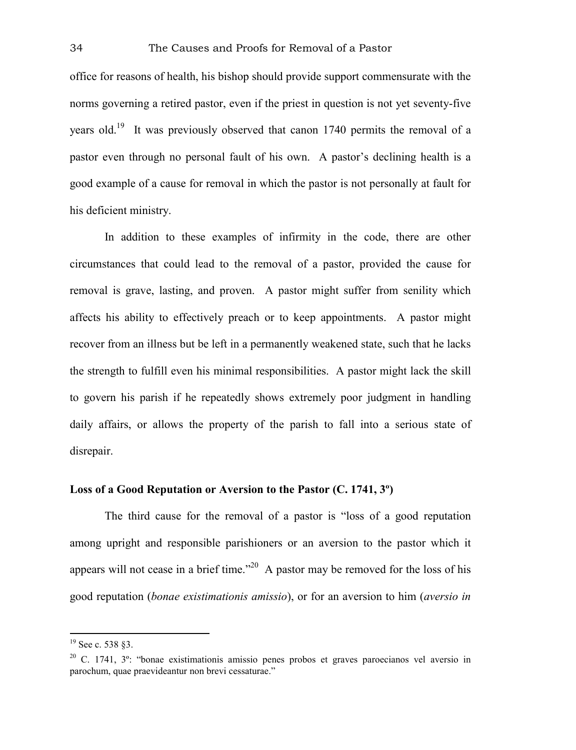office for reasons of health, his bishop should provide support commensurate with the norms governing a retired pastor, even if the priest in question is not yet seventy-five years old.[19] It was previously observed that canon 1740 permits the removal of a pastor even through no personal fault of his own. A pastor's declining health is a good example of a cause for removal in which the pastor is not personally at fault for his deficient ministry.

In addition to these examples of infirmity in the code, there are other circumstances that could lead to the removal of a pastor, provided the cause for removal is grave, lasting, and proven. A pastor might suffer from senility which affects his ability to effectively preach or to keep appointments. A pastor might recover from an illness but be left in a permanently weakened state, such that he lacks the strength to fulfill even his minimal responsibilities. A pastor might lack the skill to govern his parish if he repeatedly shows extremely poor judgment in handling daily affairs, or allows the property of the parish to fall into a serious state of disrepair.

### Loss of a Good Reputation or Aversion to the Pastor (C. 1741, 3º)

The third cause for the removal of a pastor is "loss of a good reputation among upright and responsible parishioners or an aversion to the pastor which it appears will not cease in a brief time."[20] A pastor may be removed for the loss of his good reputation (*bonae existimationis amissio*), or for an aversion to him (*aversio in*

---

[19] See c. 538 §3.

[20] C. 1741, 3º: "bonae existimationis amissio penes probos et graves paroecianos vel aversio in parochum, quae praevideantur non brevi cessaturae."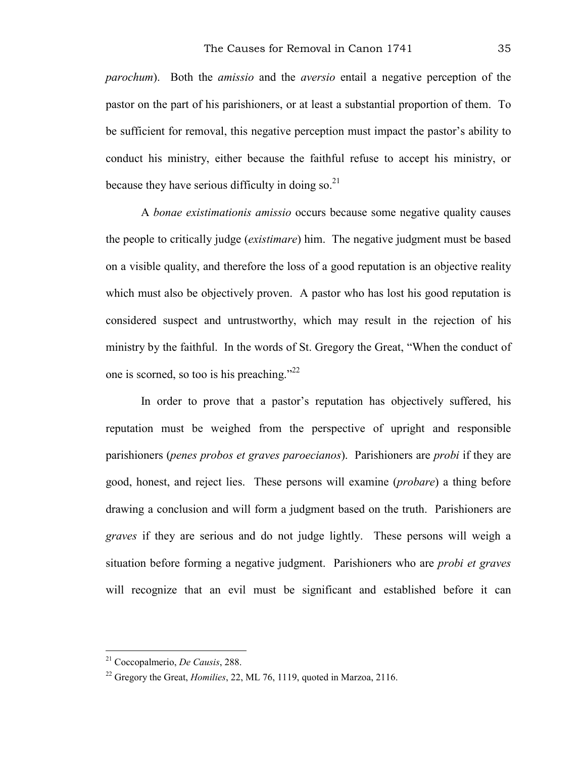*parochum*). Both the *amissio* and the *aversio* entail a negative perception of the pastor on the part of his parishioners, or at least a substantial proportion of them. To be sufficient for removal, this negative perception must impact the pastor's ability to conduct his ministry, either because the faithful refuse to accept his ministry, or because they have serious difficulty in doing so.[21]

A *bonae existimationis amissio* occurs because some negative quality causes the people to critically judge (*existimare*) him. The negative judgment must be based on a visible quality, and therefore the loss of a good reputation is an objective reality which must also be objectively proven. A pastor who has lost his good reputation is considered suspect and untrustworthy, which may result in the rejection of his ministry by the faithful. In the words of St. Gregory the Great, "When the conduct of one is scorned, so too is his preaching."[22]

In order to prove that a pastor's reputation has objectively suffered, his reputation must be weighed from the perspective of upright and responsible parishioners (*penes probos et graves paroecianos*). Parishioners are *probi* if they are good, honest, and reject lies. These persons will examine (*probare*) a thing before drawing a conclusion and will form a judgment based on the truth. Parishioners are *graves* if they are serious and do not judge lightly. These persons will weigh a situation before forming a negative judgment. Parishioners who are *probi et graves* will recognize that an evil must be significant and established before it can

---

[21] Coccopalmerio, *De Causis*, 288.

[22] Gregory the Great, *Homilies*, 22, ML 76, 1119, quoted in Marzoa, 2116.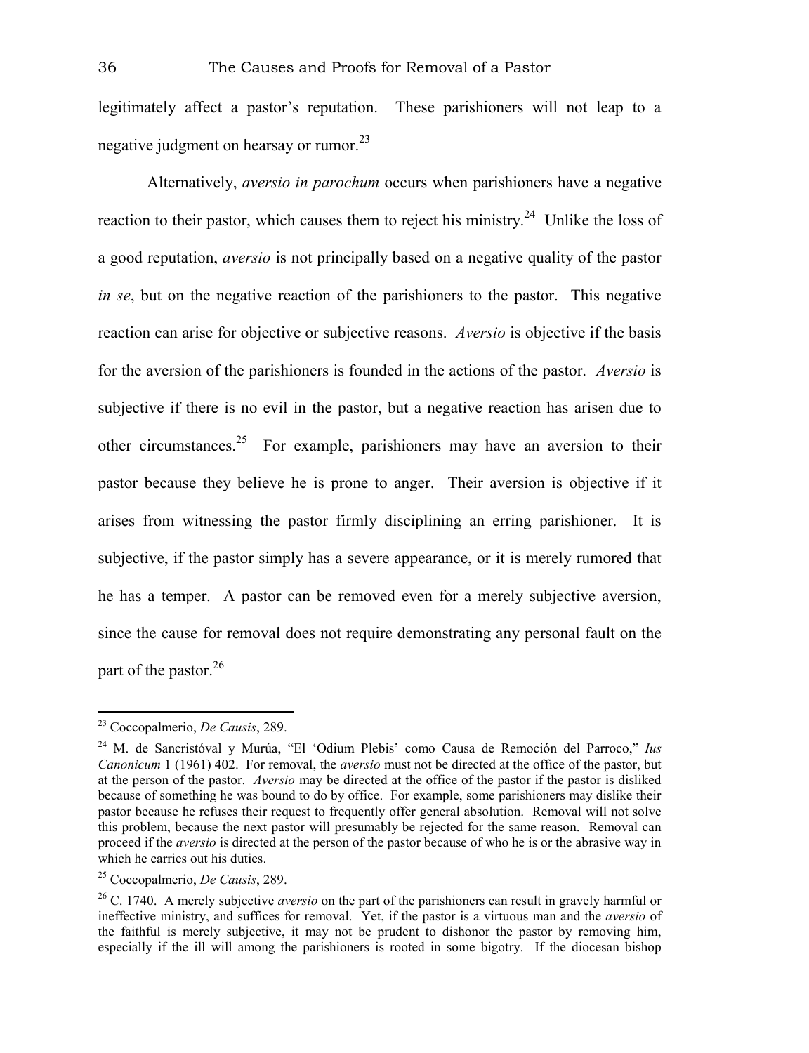legitimately affect a pastor's reputation. These parishioners will not leap to a negative judgment on hearsay or rumor.[23]

Alternatively, *aversio in parochum* occurs when parishioners have a negative reaction to their pastor, which causes them to reject his ministry.[24] Unlike the loss of a good reputation, *aversio* is not principally based on a negative quality of the pastor *in se*, but on the negative reaction of the parishioners to the pastor. This negative reaction can arise for objective or subjective reasons. *Aversio* is objective if the basis for the aversion of the parishioners is founded in the actions of the pastor. *Aversio* is subjective if there is no evil in the pastor, but a negative reaction has arisen due to other circumstances.[25] For example, parishioners may have an aversion to their pastor because they believe he is prone to anger. Their aversion is objective if it arises from witnessing the pastor firmly disciplining an erring parishioner. It is subjective, if the pastor simply has a severe appearance, or it is merely rumored that he has a temper. A pastor can be removed even for a merely subjective aversion, since the cause for removal does not require demonstrating any personal fault on the part of the pastor.[26]

---

[23] Coccopalmerio, *De Causis*, 289.

[24] M. de Sancristóval y Murúa, "El 'Odium Plebis' como Causa de Remoción del Parroco," *Ius Canonicum* 1 (1961) 402. For removal, the *aversio* must not be directed at the office of the pastor, but at the person of the pastor. *Aversio* may be directed at the office of the pastor if the pastor is disliked because of something he was bound to do by office. For example, some parishioners may dislike their pastor because he refuses their request to frequently offer general absolution. Removal will not solve this problem, because the next pastor will presumably be rejected for the same reason. Removal can proceed if the *aversio* is directed at the person of the pastor because of who he is or the abrasive way in which he carries out his duties.

[25] Coccopalmerio, *De Causis*, 289.

[26] C. 1740. A merely subjective *aversio* on the part of the parishioners can result in gravely harmful or ineffective ministry, and suffices for removal. Yet, if the pastor is a virtuous man and the *aversio* of the faithful is merely subjective, it may not be prudent to dishonor the pastor by removing him, especially if the ill will among the parishioners is rooted in some bigotry. If the diocesan bishop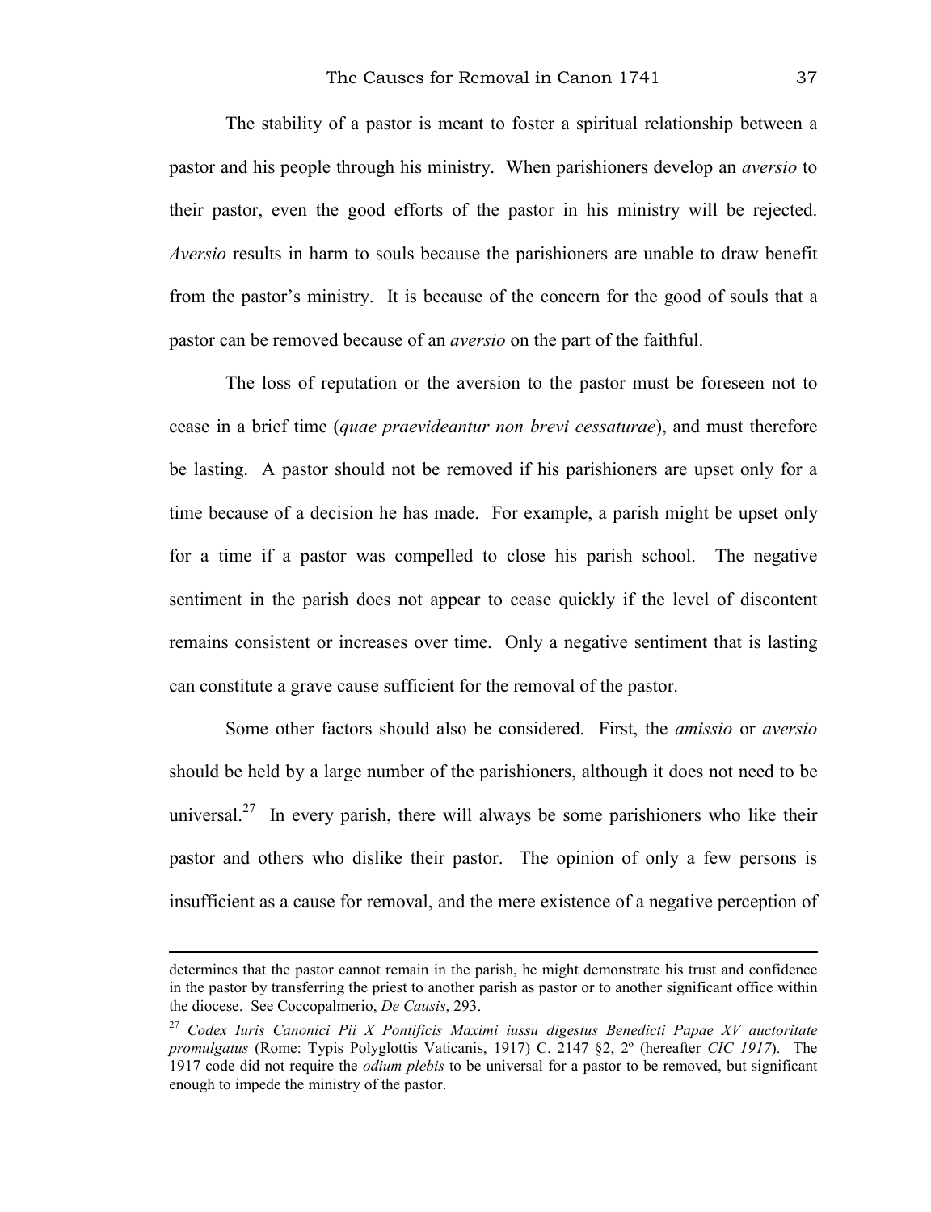The stability of a pastor is meant to foster a spiritual relationship between a pastor and his people through his ministry. When parishioners develop an *aversio* to their pastor, even the good efforts of the pastor in his ministry will be rejected. *Aversio* results in harm to souls because the parishioners are unable to draw benefit from the pastor's ministry. It is because of the concern for the good of souls that a pastor can be removed because of an *aversio* on the part of the faithful.

The loss of reputation or the aversion to the pastor must be foreseen not to cease in a brief time (*quae praevideantur non brevi cessaturae*), and must therefore be lasting. A pastor should not be removed if his parishioners are upset only for a time because of a decision he has made. For example, a parish might be upset only for a time if a pastor was compelled to close his parish school. The negative sentiment in the parish does not appear to cease quickly if the level of discontent remains consistent or increases over time. Only a negative sentiment that is lasting can constitute a grave cause sufficient for the removal of the pastor.

Some other factors should also be considered. First, the *amissio* or *aversio* should be held by a large number of the parishioners, although it does not need to be universal.[27] In every parish, there will always be some parishioners who like their pastor and others who dislike their pastor. The opinion of only a few persons is insufficient as a cause for removal, and the mere existence of a negative perception of

---

determines that the pastor cannot remain in the parish, he might demonstrate his trust and confidence in the pastor by transferring the priest to another parish as pastor or to another significant office within the diocese. See Coccopalmerio, *De Causis*, 293.

[27] *Codex Iuris Canonici Pii X Pontificis Maximi iussu digestus Benedicti Papae XV auctoritate promulgatus* (Rome: Typis Polyglottis Vaticanis, 1917) C. 2147 §2, 2º (hereafter *CIC 1917*). The 1917 code did not require the *odium plebis* to be universal for a pastor to be removed, but significant enough to impede the ministry of the pastor.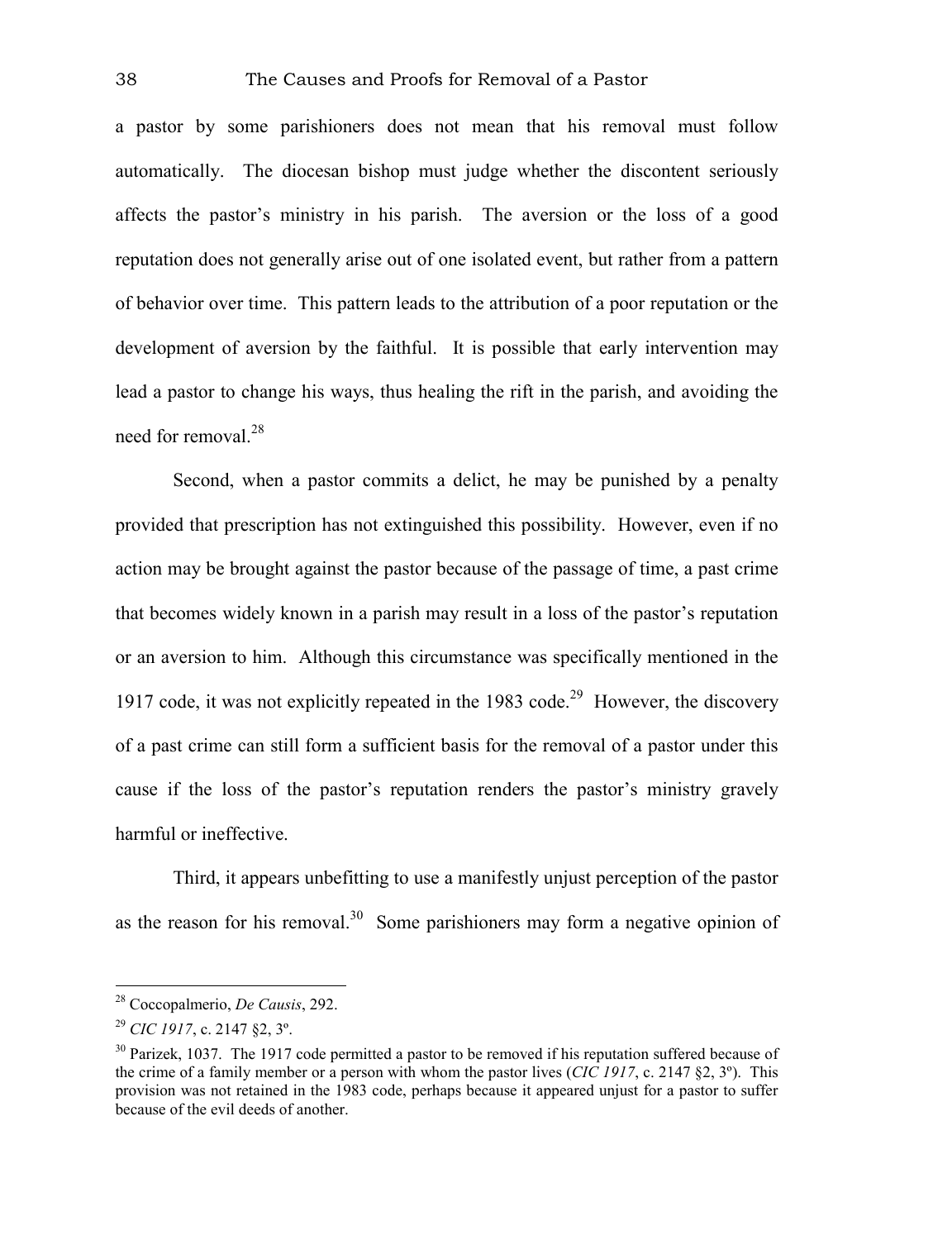a pastor by some parishioners does not mean that his removal must follow automatically. The diocesan bishop must judge whether the discontent seriously affects the pastor's ministry in his parish. The aversion or the loss of a good reputation does not generally arise out of one isolated event, but rather from a pattern of behavior over time. This pattern leads to the attribution of a poor reputation or the development of aversion by the faithful. It is possible that early intervention may lead a pastor to change his ways, thus healing the rift in the parish, and avoiding the need for removal.[28]

Second, when a pastor commits a delict, he may be punished by a penalty provided that prescription has not extinguished this possibility. However, even if no action may be brought against the pastor because of the passage of time, a past crime that becomes widely known in a parish may result in a loss of the pastor's reputation or an aversion to him. Although this circumstance was specifically mentioned in the 1917 code, it was not explicitly repeated in the 1983 code.[29] However, the discovery of a past crime can still form a sufficient basis for the removal of a pastor under this cause if the loss of the pastor's reputation renders the pastor's ministry gravely harmful or ineffective.

Third, it appears unbefitting to use a manifestly unjust perception of the pastor as the reason for his removal.[30] Some parishioners may form a negative opinion of

---

[28] Coccopalmerio, *De Causis*, 292.

[29] *CIC 1917*, c. 2147 §2, 3º.

[30] Parizek, 1037. The 1917 code permitted a pastor to be removed if his reputation suffered because of the crime of a family member or a person with whom the pastor lives (*CIC 1917*, c. 2147 §2, 3º). This provision was not retained in the 1983 code, perhaps because it appeared unjust for a pastor to suffer because of the evil deeds of another.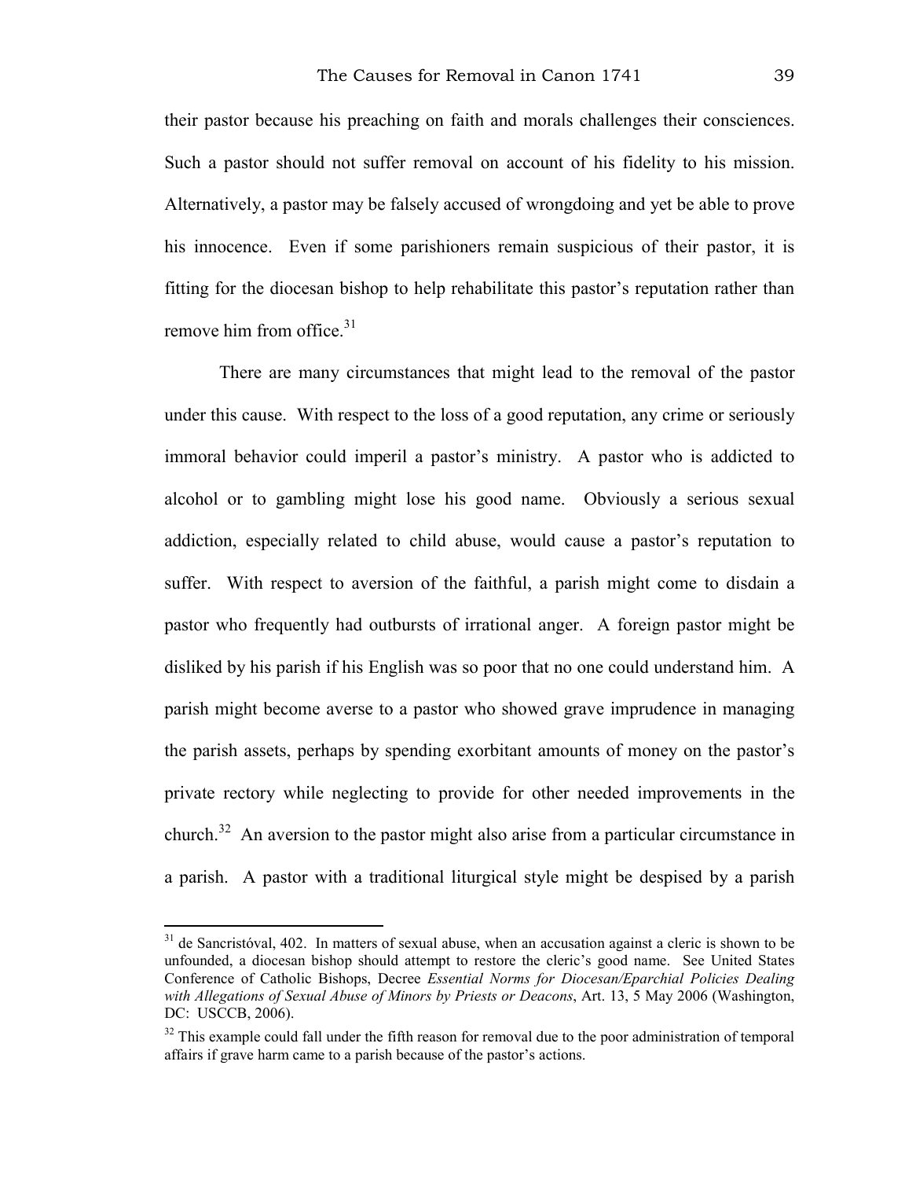their pastor because his preaching on faith and morals challenges their consciences. Such a pastor should not suffer removal on account of his fidelity to his mission. Alternatively, a pastor may be falsely accused of wrongdoing and yet be able to prove his innocence. Even if some parishioners remain suspicious of their pastor, it is fitting for the diocesan bishop to help rehabilitate this pastor's reputation rather than remove him from office.[31]

There are many circumstances that might lead to the removal of the pastor under this cause. With respect to the loss of a good reputation, any crime or seriously immoral behavior could imperil a pastor's ministry. A pastor who is addicted to alcohol or to gambling might lose his good name. Obviously a serious sexual addiction, especially related to child abuse, would cause a pastor's reputation to suffer. With respect to aversion of the faithful, a parish might come to disdain a pastor who frequently had outbursts of irrational anger. A foreign pastor might be disliked by his parish if his English was so poor that no one could understand him. A parish might become averse to a pastor who showed grave imprudence in managing the parish assets, perhaps by spending exorbitant amounts of money on the pastor's private rectory while neglecting to provide for other needed improvements in the church.[32] An aversion to the pastor might also arise from a particular circumstance in a parish. A pastor with a traditional liturgical style might be despised by a parish

---

[31] de Sancristóval, 402. In matters of sexual abuse, when an accusation against a cleric is shown to be unfounded, a diocesan bishop should attempt to restore the cleric's good name. See United States Conference of Catholic Bishops, Decree *Essential Norms for Diocesan/Eparchial Policies Dealing with Allegations of Sexual Abuse of Minors by Priests or Deacons*, Art. 13, 5 May 2006 (Washington, DC: USCCB, 2006).

[32] This example could fall under the fifth reason for removal due to the poor administration of temporal affairs if grave harm came to a parish because of the pastor's actions.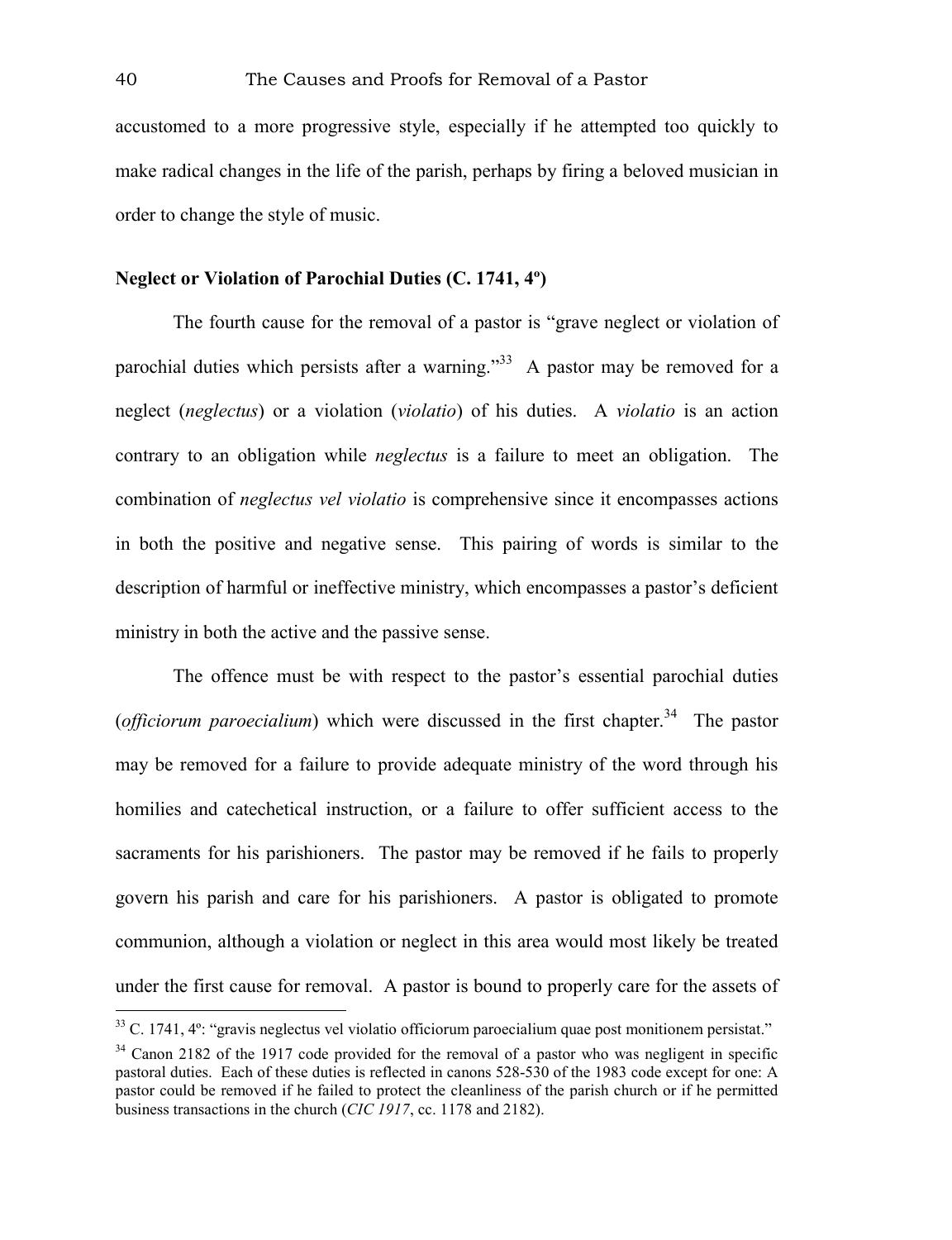accustomed to a more progressive style, especially if he attempted too quickly to make radical changes in the life of the parish, perhaps by firing a beloved musician in order to change the style of music.

**Neglect or Violation of Parochial Duties (C. 1741, 4º)**

The fourth cause for the removal of a pastor is "grave neglect or violation of parochial duties which persists after a warning."[33] A pastor may be removed for a neglect (*neglectus*) or a violation (*violatio*) of his duties. A *violatio* is an action contrary to an obligation while *neglectus* is a failure to meet an obligation. The combination of *neglectus vel violatio* is comprehensive since it encompasses actions in both the positive and negative sense. This pairing of words is similar to the description of harmful or ineffective ministry, which encompasses a pastor's deficient ministry in both the active and the passive sense.

The offence must be with respect to the pastor's essential parochial duties (*officiorum paroecialium*) which were discussed in the first chapter.[34] The pastor may be removed for a failure to provide adequate ministry of the word through his homilies and catechetical instruction, or a failure to offer sufficient access to the sacraments for his parishioners. The pastor may be removed if he fails to properly govern his parish and care for his parishioners. A pastor is obligated to promote communion, although a violation or neglect in this area would most likely be treated under the first cause for removal. A pastor is bound to properly care for the assets of

[33] C. 1741, 4º: "gravis neglectus vel violatio officiorum paroecialium quae post monitionem persistat."

[34] Canon 2182 of the 1917 code provided for the removal of a pastor who was negligent in specific pastoral duties. Each of these duties is reflected in canons 528-530 of the 1983 code except for one: A pastor could be removed if he failed to protect the cleanliness of the parish church or if he permitted business transactions in the church (*CIC 1917*, cc. 1178 and 2182).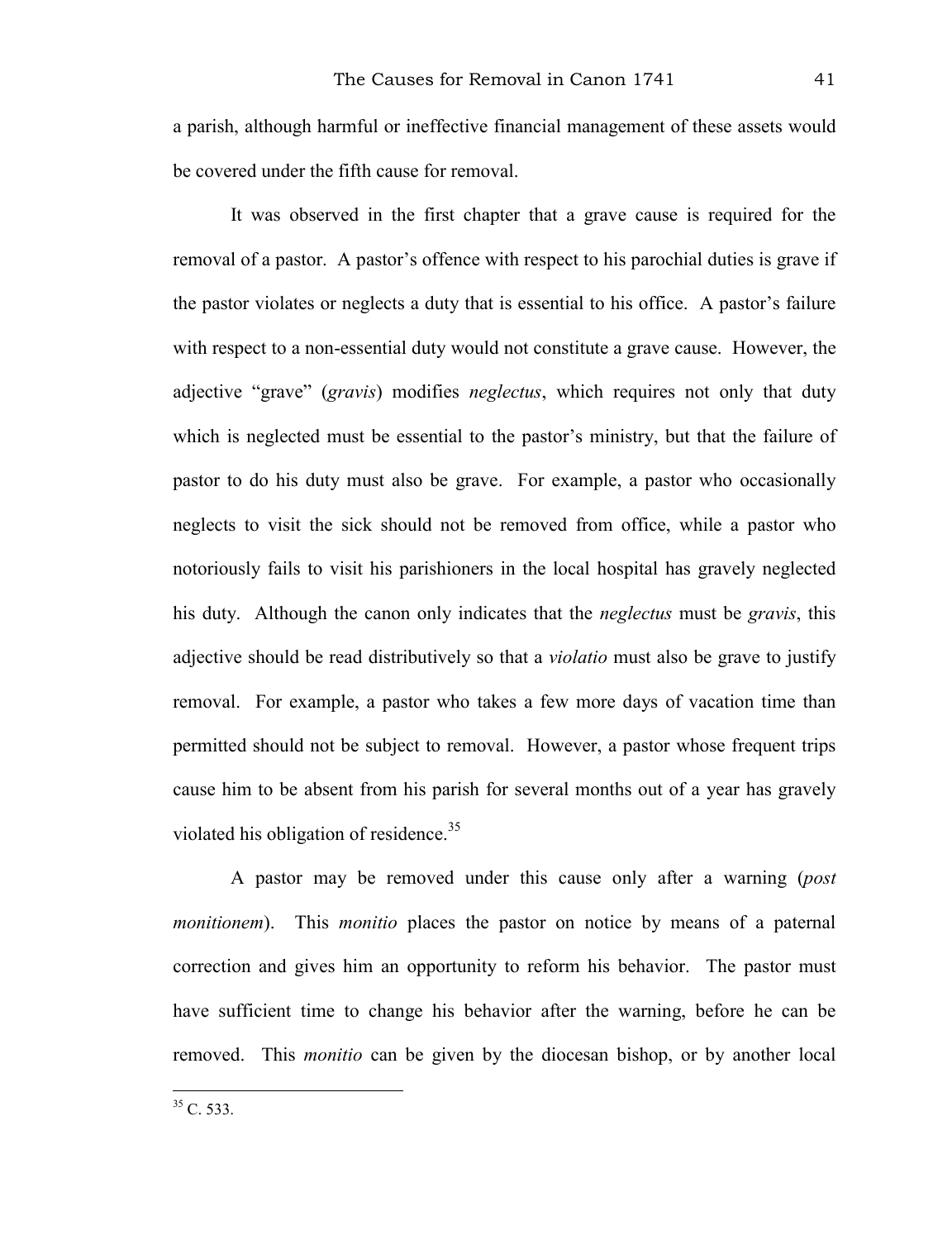a parish, although harmful or ineffective financial management of these assets would be covered under the fifth cause for removal.

It was observed in the first chapter that a grave cause is required for the removal of a pastor. A pastor's offence with respect to his parochial duties is grave if the pastor violates or neglects a duty that is essential to his office. A pastor's failure with respect to a non-essential duty would not constitute a grave cause. However, the adjective "grave" (*gravis*) modifies *neglectus*, which requires not only that duty which is neglected must be essential to the pastor's ministry, but that the failure of pastor to do his duty must also be grave. For example, a pastor who occasionally neglects to visit the sick should not be removed from office, while a pastor who notoriously fails to visit his parishioners in the local hospital has gravely neglected his duty. Although the canon only indicates that the *neglectus* must be *gravis*, this adjective should be read distributively so that a *violatio* must also be grave to justify removal. For example, a pastor who takes a few more days of vacation time than permitted should not be subject to removal. However, a pastor whose frequent trips cause him to be absent from his parish for several months out of a year has gravely violated his obligation of residence.[35]

A pastor may be removed under this cause only after a warning (*post monitionem*). This *monitio* places the pastor on notice by means of a paternal correction and gives him an opportunity to reform his behavior. The pastor must have sufficient time to change his behavior after the warning, before he can be removed. This *monitio* can be given by the diocesan bishop, or by another local

[35] C. 533.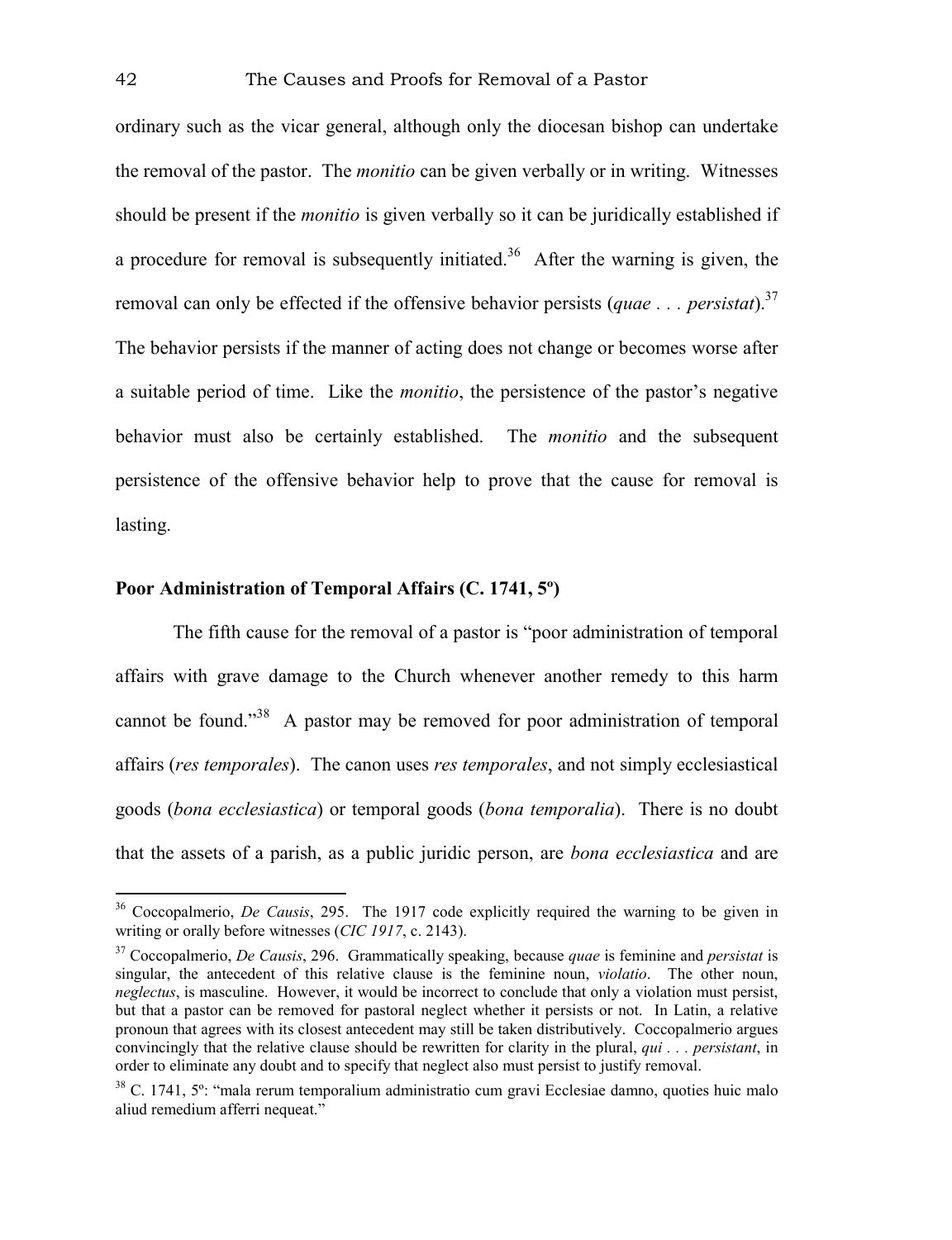ordinary such as the vicar general, although only the diocesan bishop can undertake the removal of the pastor. The *monitio* can be given verbally or in writing. Witnesses should be present if the *monitio* is given verbally so it can be juridically established if a procedure for removal is subsequently initiated.[36] After the warning is given, the removal can only be effected if the offensive behavior persists (*quae . . . persistat*).[37] The behavior persists if the manner of acting does not change or becomes worse after a suitable period of time. Like the *monitio*, the persistence of the pastor's negative behavior must also be certainly established. The *monitio* and the subsequent persistence of the offensive behavior help to prove that the cause for removal is lasting.

### Poor Administration of Temporal Affairs (C. 1741, 5º)

The fifth cause for the removal of a pastor is "poor administration of temporal affairs with grave damage to the Church whenever another remedy to this harm cannot be found."[38] A pastor may be removed for poor administration of temporal affairs (*res temporales*). The canon uses *res temporales*, and not simply ecclesiastical goods (*bona ecclesiastica*) or temporal goods (*bona temporalia*). There is no doubt that the assets of a parish, as a public juridic person, are *bona ecclesiastica* and are

---

[36] Coccopalmerio, *De Causis*, 295. The 1917 code explicitly required the warning to be given in writing or orally before witnesses (*CIC 1917*, c. 2143).

[37] Coccopalmerio, *De Causis*, 296. Grammatically speaking, because *quae* is feminine and *persistat* is singular, the antecedent of this relative clause is the feminine noun, *violatio*. The other noun, *neglectus*, is masculine. However, it would be incorrect to conclude that only a violation must persist, but that a pastor can be removed for pastoral neglect whether it persists or not. In Latin, a relative pronoun that agrees with its closest antecedent may still be taken distributively. Coccopalmerio argues convincingly that the relative clause should be rewritten for clarity in the plural, *qui . . . persistant*, in order to eliminate any doubt and to specify that neglect also must persist to justify removal.

[38] C. 1741, 5º: "mala rerum temporalium administratio cum gravi Ecclesiae damno, quoties huic malo aliud remedium afferri nequeat."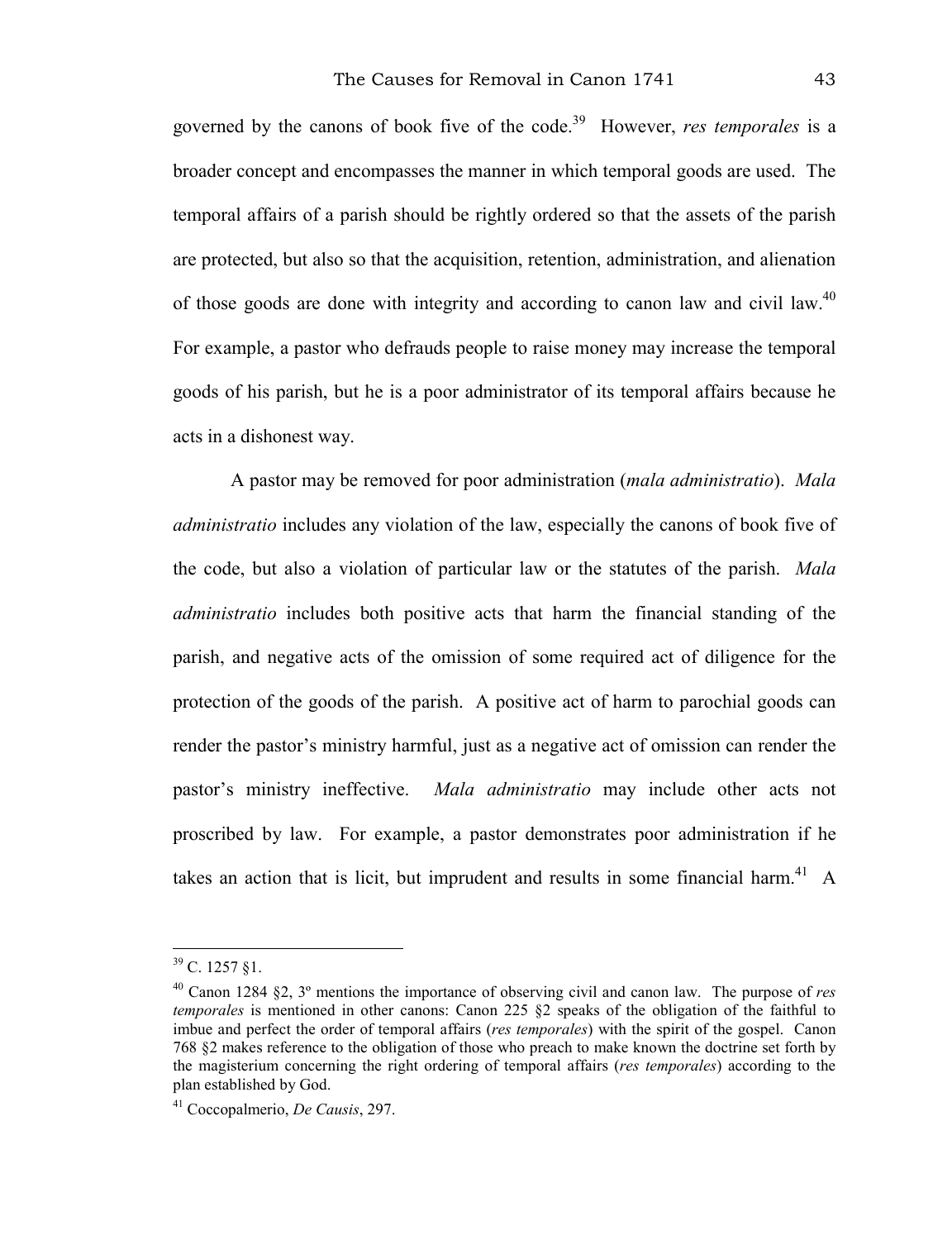governed by the canons of book five of the code.[39] However, *res temporales* is a broader concept and encompasses the manner in which temporal goods are used. The temporal affairs of a parish should be rightly ordered so that the assets of the parish are protected, but also so that the acquisition, retention, administration, and alienation of those goods are done with integrity and according to canon law and civil law.[40] For example, a pastor who defrauds people to raise money may increase the temporal goods of his parish, but he is a poor administrator of its temporal affairs because he acts in a dishonest way.

A pastor may be removed for poor administration (*mala administratio*). *Mala administratio* includes any violation of the law, especially the canons of book five of the code, but also a violation of particular law or the statutes of the parish. *Mala administratio* includes both positive acts that harm the financial standing of the parish, and negative acts of the omission of some required act of diligence for the protection of the goods of the parish. A positive act of harm to parochial goods can render the pastor's ministry harmful, just as a negative act of omission can render the pastor's ministry ineffective. *Mala administratio* may include other acts not proscribed by law. For example, a pastor demonstrates poor administration if he takes an action that is licit, but imprudent and results in some financial harm.[41] A

---

[39] C. 1257 §1.

[40] Canon 1284 §2, 3º mentions the importance of observing civil and canon law. The purpose of *res temporales* is mentioned in other canons: Canon 225 §2 speaks of the obligation of the faithful to imbue and perfect the order of temporal affairs (*res temporales*) with the spirit of the gospel. Canon 768 §2 makes reference to the obligation of those who preach to make known the doctrine set forth by the magisterium concerning the right ordering of temporal affairs (*res temporales*) according to the plan established by God.

[41] Coccopalmerio, *De Causis*, 297.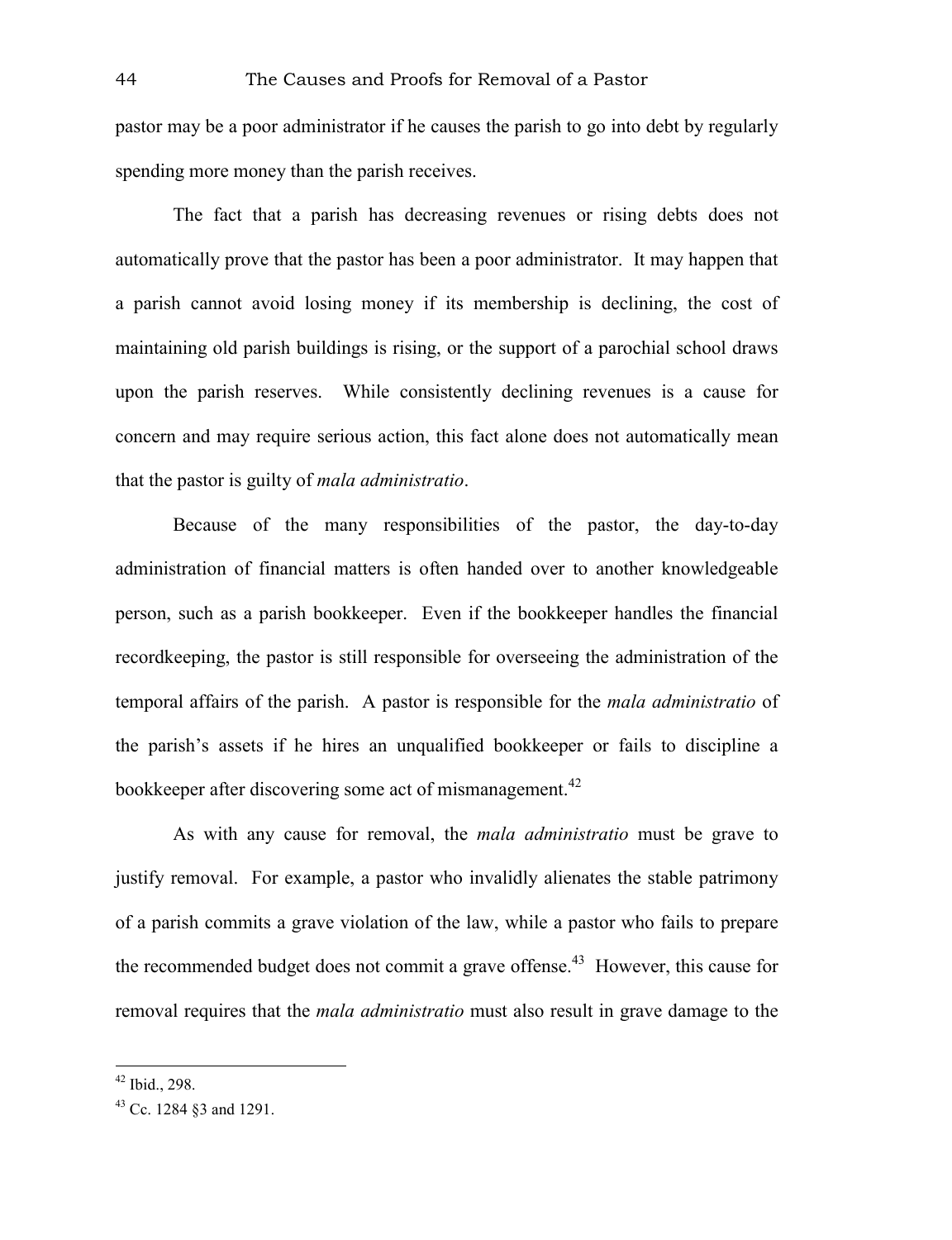pastor may be a poor administrator if he causes the parish to go into debt by regularly spending more money than the parish receives.

The fact that a parish has decreasing revenues or rising debts does not automatically prove that the pastor has been a poor administrator. It may happen that a parish cannot avoid losing money if its membership is declining, the cost of maintaining old parish buildings is rising, or the support of a parochial school draws upon the parish reserves. While consistently declining revenues is a cause for concern and may require serious action, this fact alone does not automatically mean that the pastor is guilty of *mala administratio*.

Because of the many responsibilities of the pastor, the day-to-day administration of financial matters is often handed over to another knowledgeable person, such as a parish bookkeeper. Even if the bookkeeper handles the financial recordkeeping, the pastor is still responsible for overseeing the administration of the temporal affairs of the parish. A pastor is responsible for the *mala administratio* of the parish's assets if he hires an unqualified bookkeeper or fails to discipline a bookkeeper after discovering some act of mismanagement.[42]

As with any cause for removal, the *mala administratio* must be grave to justify removal. For example, a pastor who invalidly alienates the stable patrimony of a parish commits a grave violation of the law, while a pastor who fails to prepare the recommended budget does not commit a grave offense.[43] However, this cause for removal requires that the *mala administratio* must also result in grave damage to the

---

[42] Ibid., 298.

[43] Cc. 1284 §3 and 1291.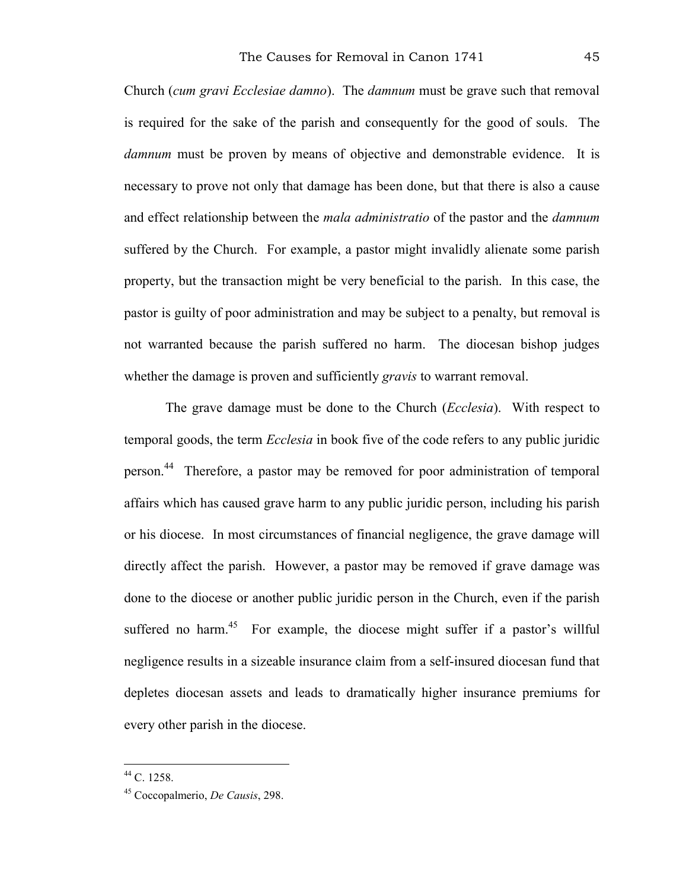Church (*cum gravi Ecclesiae damno*). The *damnum* must be grave such that removal is required for the sake of the parish and consequently for the good of souls. The *damnum* must be proven by means of objective and demonstrable evidence. It is necessary to prove not only that damage has been done, but that there is also a cause and effect relationship between the *mala administratio* of the pastor and the *damnum* suffered by the Church. For example, a pastor might invalidly alienate some parish property, but the transaction might be very beneficial to the parish. In this case, the pastor is guilty of poor administration and may be subject to a penalty, but removal is not warranted because the parish suffered no harm. The diocesan bishop judges whether the damage is proven and sufficiently *gravis* to warrant removal.

The grave damage must be done to the Church (*Ecclesia*). With respect to temporal goods, the term *Ecclesia* in book five of the code refers to any public juridic person.[44] Therefore, a pastor may be removed for poor administration of temporal affairs which has caused grave harm to any public juridic person, including his parish or his diocese. In most circumstances of financial negligence, the grave damage will directly affect the parish. However, a pastor may be removed if grave damage was done to the diocese or another public juridic person in the Church, even if the parish suffered no harm.[45] For example, the diocese might suffer if a pastor's willful negligence results in a sizeable insurance claim from a self-insured diocesan fund that depletes diocesan assets and leads to dramatically higher insurance premiums for every other parish in the diocese.

---

[44] C. 1258.

[45] Coccopalmerio, *De Causis*, 298.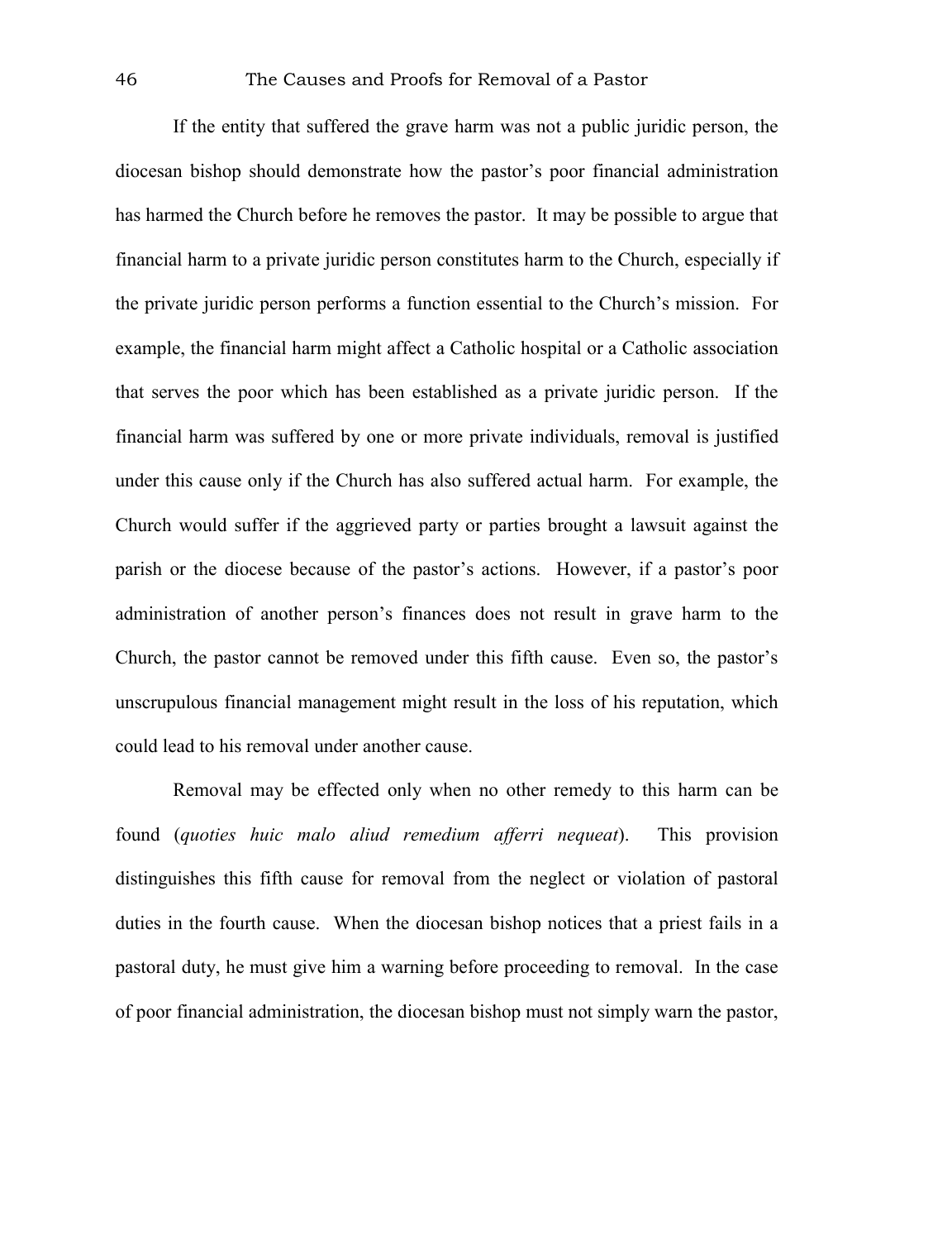If the entity that suffered the grave harm was not a public juridic person, the diocesan bishop should demonstrate how the pastor's poor financial administration has harmed the Church before he removes the pastor. It may be possible to argue that financial harm to a private juridic person constitutes harm to the Church, especially if the private juridic person performs a function essential to the Church's mission. For example, the financial harm might affect a Catholic hospital or a Catholic association that serves the poor which has been established as a private juridic person. If the financial harm was suffered by one or more private individuals, removal is justified under this cause only if the Church has also suffered actual harm. For example, the Church would suffer if the aggrieved party or parties brought a lawsuit against the parish or the diocese because of the pastor's actions. However, if a pastor's poor administration of another person's finances does not result in grave harm to the Church, the pastor cannot be removed under this fifth cause. Even so, the pastor's unscrupulous financial management might result in the loss of his reputation, which could lead to his removal under another cause.

Removal may be effected only when no other remedy to this harm can be found (*quoties huic malo aliud remedium afferri nequeat*). This provision distinguishes this fifth cause for removal from the neglect or violation of pastoral duties in the fourth cause. When the diocesan bishop notices that a priest fails in a pastoral duty, he must give him a warning before proceeding to removal. In the case of poor financial administration, the diocesan bishop must not simply warn the pastor,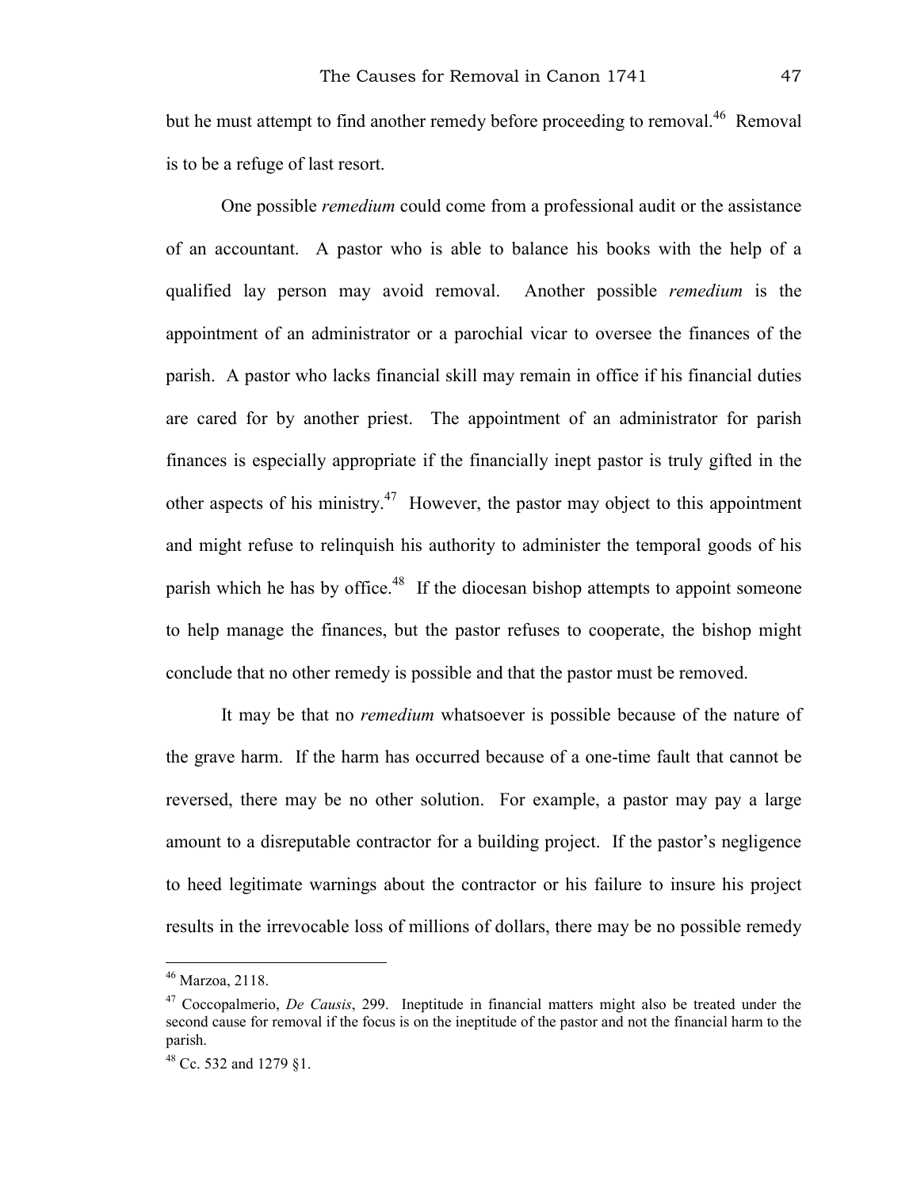but he must attempt to find another remedy before proceeding to removal.[46] Removal is to be a refuge of last resort.

One possible *remedium* could come from a professional audit or the assistance of an accountant. A pastor who is able to balance his books with the help of a qualified lay person may avoid removal. Another possible *remedium* is the appointment of an administrator or a parochial vicar to oversee the finances of the parish. A pastor who lacks financial skill may remain in office if his financial duties are cared for by another priest. The appointment of an administrator for parish finances is especially appropriate if the financially inept pastor is truly gifted in the other aspects of his ministry.[47] However, the pastor may object to this appointment and might refuse to relinquish his authority to administer the temporal goods of his parish which he has by office.[48] If the diocesan bishop attempts to appoint someone to help manage the finances, but the pastor refuses to cooperate, the bishop might conclude that no other remedy is possible and that the pastor must be removed.

It may be that no *remedium* whatsoever is possible because of the nature of the grave harm. If the harm has occurred because of a one-time fault that cannot be reversed, there may be no other solution. For example, a pastor may pay a large amount to a disreputable contractor for a building project. If the pastor's negligence to heed legitimate warnings about the contractor or his failure to insure his project results in the irrevocable loss of millions of dollars, there may be no possible remedy

---

[46] Marzoa, 2118.

[47] Coccopalmerio, *De Causis*, 299. Ineptitude in financial matters might also be treated under the second cause for removal if the focus is on the ineptitude of the pastor and not the financial harm to the parish.

[48] Cc. 532 and 1279 §1.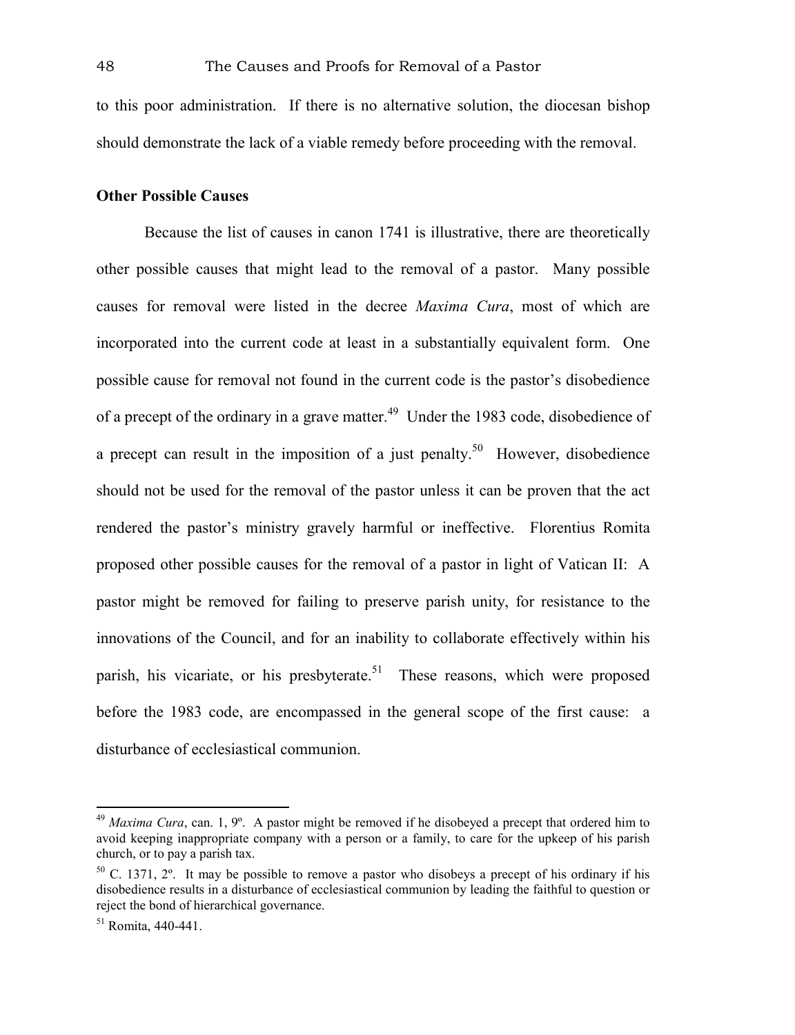to this poor administration. If there is no alternative solution, the diocesan bishop should demonstrate the lack of a viable remedy before proceeding with the removal.

**Other Possible Causes**

Because the list of causes in canon 1741 is illustrative, there are theoretically other possible causes that might lead to the removal of a pastor. Many possible causes for removal were listed in the decree *Maxima Cura*, most of which are incorporated into the current code at least in a substantially equivalent form. One possible cause for removal not found in the current code is the pastor's disobedience of a precept of the ordinary in a grave matter.[49] Under the 1983 code, disobedience of a precept can result in the imposition of a just penalty.[50] However, disobedience should not be used for the removal of the pastor unless it can be proven that the act rendered the pastor's ministry gravely harmful or ineffective. Florentius Romita proposed other possible causes for the removal of a pastor in light of Vatican II: A pastor might be removed for failing to preserve parish unity, for resistance to the innovations of the Council, and for an inability to collaborate effectively within his parish, his vicariate, or his presbyterate.[51] These reasons, which were proposed before the 1983 code, are encompassed in the general scope of the first cause: a disturbance of ecclesiastical communion.

---

[49] *Maxima Cura*, can. 1, 9º. A pastor might be removed if he disobeyed a precept that ordered him to avoid keeping inappropriate company with a person or a family, to care for the upkeep of his parish church, or to pay a parish tax.

[50] C. 1371, 2º. It may be possible to remove a pastor who disobeys a precept of his ordinary if his disobedience results in a disturbance of ecclesiastical communion by leading the faithful to question or reject the bond of hierarchical governance.

[51] Romita, 440-441.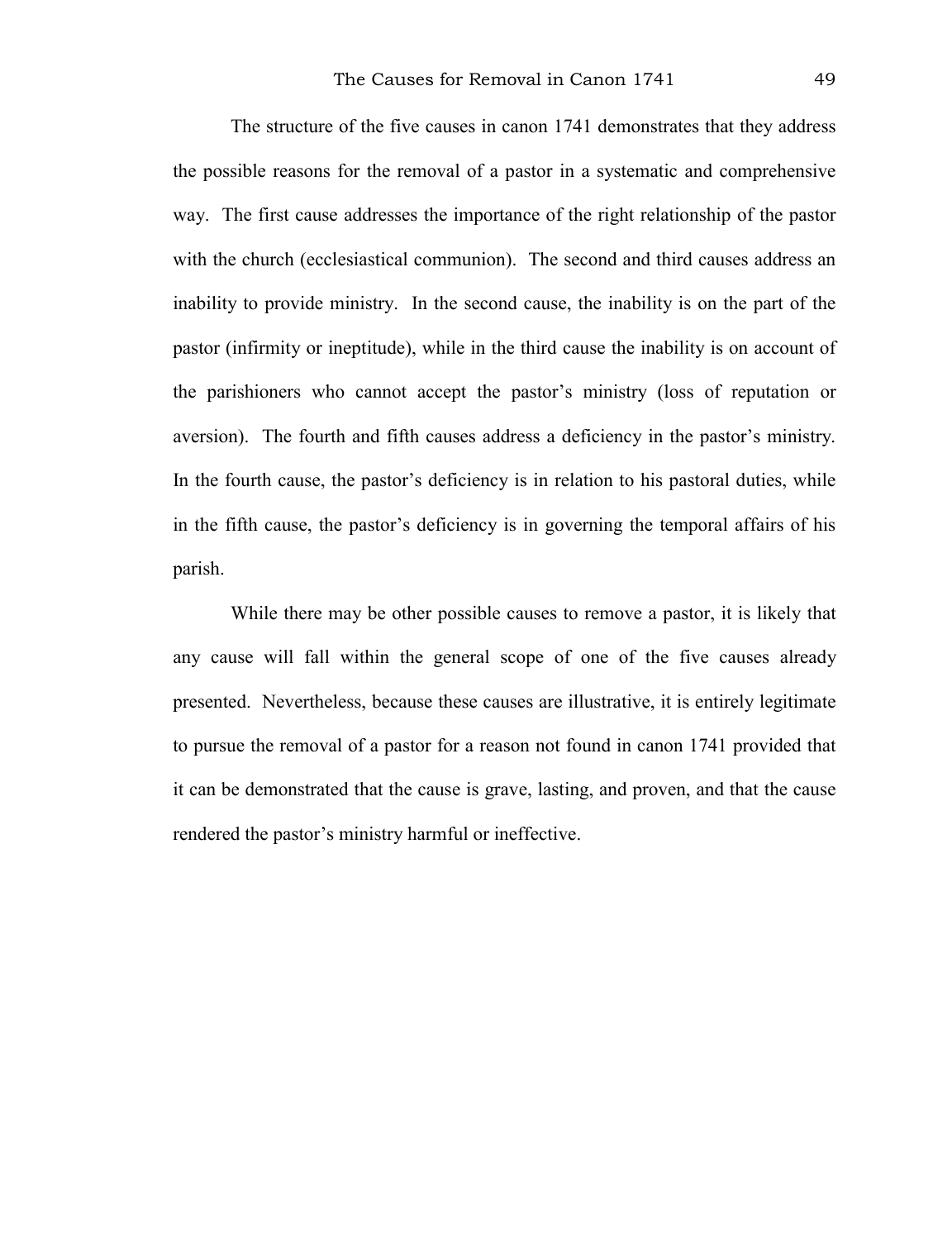The structure of the five causes in canon 1741 demonstrates that they address the possible reasons for the removal of a pastor in a systematic and comprehensive way. The first cause addresses the importance of the right relationship of the pastor with the church (ecclesiastical communion). The second and third causes address an inability to provide ministry. In the second cause, the inability is on the part of the pastor (infirmity or ineptitude), while in the third cause the inability is on account of the parishioners who cannot accept the pastor's ministry (loss of reputation or aversion). The fourth and fifth causes address a deficiency in the pastor's ministry. In the fourth cause, the pastor's deficiency is in relation to his pastoral duties, while in the fifth cause, the pastor's deficiency is in governing the temporal affairs of his parish.

While there may be other possible causes to remove a pastor, it is likely that any cause will fall within the general scope of one of the five causes already presented. Nevertheless, because these causes are illustrative, it is entirely legitimate to pursue the removal of a pastor for a reason not found in canon 1741 provided that it can be demonstrated that the cause is grave, lasting, and proven, and that the cause rendered the pastor's ministry harmful or ineffective.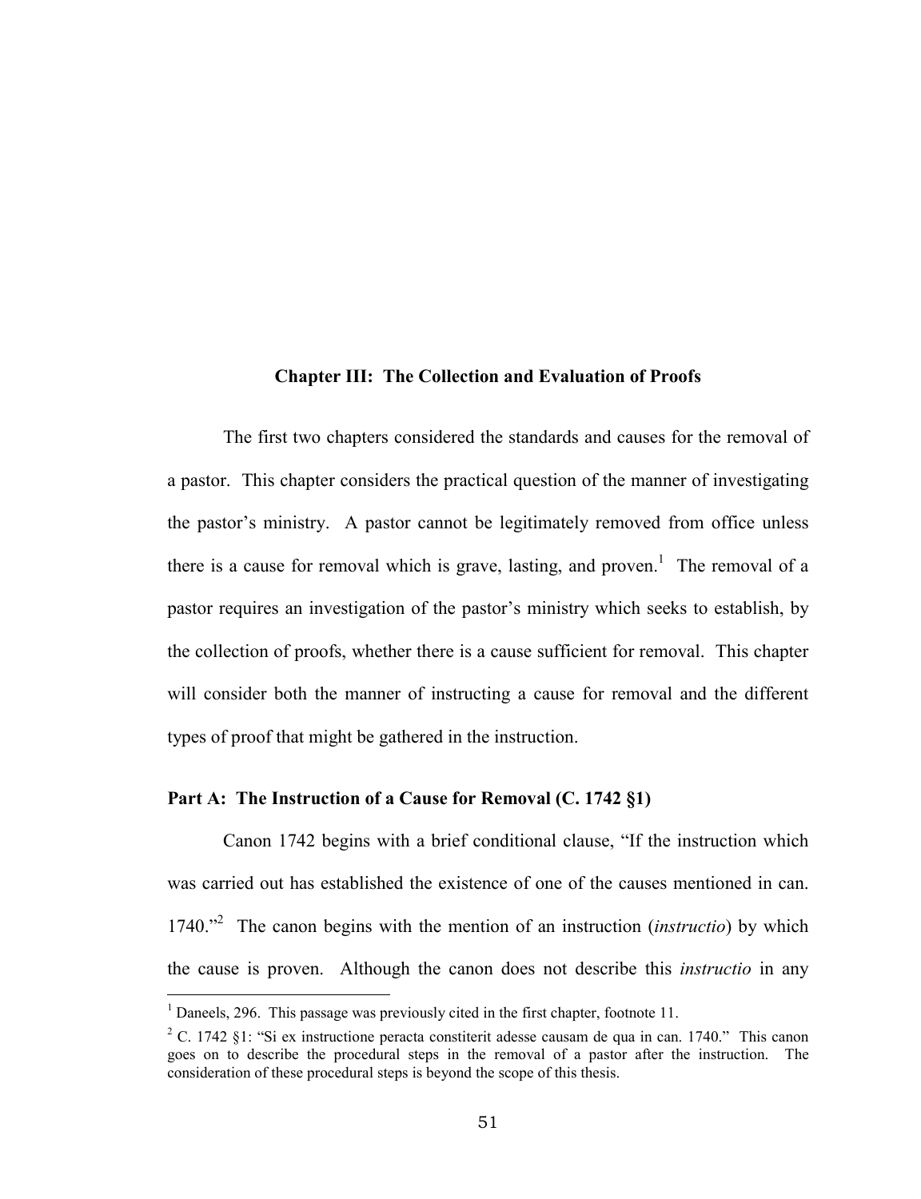## Chapter III: The Collection and Evaluation of Proofs

The first two chapters considered the standards and causes for the removal of a pastor. This chapter considers the practical question of the manner of investigating the pastor's ministry. A pastor cannot be legitimately removed from office unless there is a cause for removal which is grave, lasting, and proven.[1] The removal of a pastor requires an investigation of the pastor's ministry which seeks to establish, by the collection of proofs, whether there is a cause sufficient for removal. This chapter will consider both the manner of instructing a cause for removal and the different types of proof that might be gathered in the instruction.

### Part A: The Instruction of a Cause for Removal (C. 1742 §1)

Canon 1742 begins with a brief conditional clause, "If the instruction which was carried out has established the existence of one of the causes mentioned in can. 1740."[2] The canon begins with the mention of an instruction (*instructio*) by which the cause is proven. Although the canon does not describe this *instructio* in any

---

[1] Daneels, 296. This passage was previously cited in the first chapter, footnote 11.

[2] C. 1742 §1: "Si ex instructione peracta constiterit adesse causam de qua in can. 1740." This canon goes on to describe the procedural steps in the removal of a pastor after the instruction. The consideration of these procedural steps is beyond the scope of this thesis.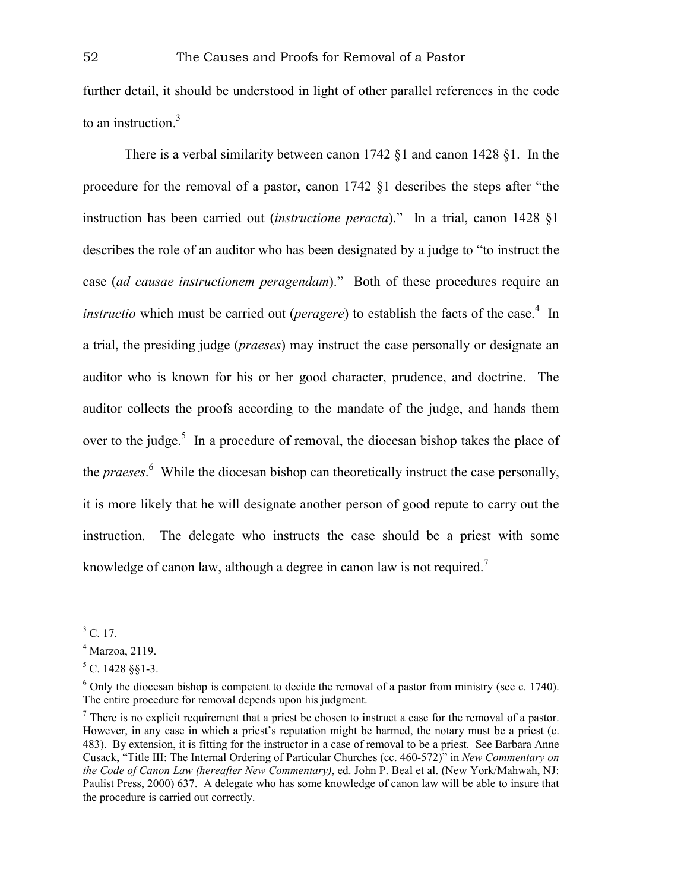further detail, it should be understood in light of other parallel references in the code to an instruction.[3]

There is a verbal similarity between canon 1742 §1 and canon 1428 §1. In the procedure for the removal of a pastor, canon 1742 §1 describes the steps after "the instruction has been carried out (*instructione peracta*)." In a trial, canon 1428 §1 describes the role of an auditor who has been designated by a judge to "to instruct the case (*ad causae instructionem peragendam*)." Both of these procedures require an *instructio* which must be carried out (*peragere*) to establish the facts of the case.[4] In a trial, the presiding judge (*praeses*) may instruct the case personally or designate an auditor who is known for his or her good character, prudence, and doctrine. The auditor collects the proofs according to the mandate of the judge, and hands them over to the judge.[5] In a procedure of removal, the diocesan bishop takes the place of the *praeses*.[6] While the diocesan bishop can theoretically instruct the case personally, it is more likely that he will designate another person of good repute to carry out the instruction. The delegate who instructs the case should be a priest with some knowledge of canon law, although a degree in canon law is not required.[7]

---

[3] C. 17.

[4] Marzoa, 2119.

[5] C. 1428 §§1-3.

[6] Only the diocesan bishop is competent to decide the removal of a pastor from ministry (see c. 1740). The entire procedure for removal depends upon his judgment.

[7] There is no explicit requirement that a priest be chosen to instruct a case for the removal of a pastor. However, in any case in which a priest's reputation might be harmed, the notary must be a priest (c. 483). By extension, it is fitting for the instructor in a case of removal to be a priest. See Barbara Anne Cusack, "Title III: The Internal Ordering of Particular Churches (cc. 460-572)" in *New Commentary on the Code of Canon Law (hereafter New Commentary)*, ed. John P. Beal et al. (New York/Mahwah, NJ: Paulist Press, 2000) 637. A delegate who has some knowledge of canon law will be able to insure that the procedure is carried out correctly.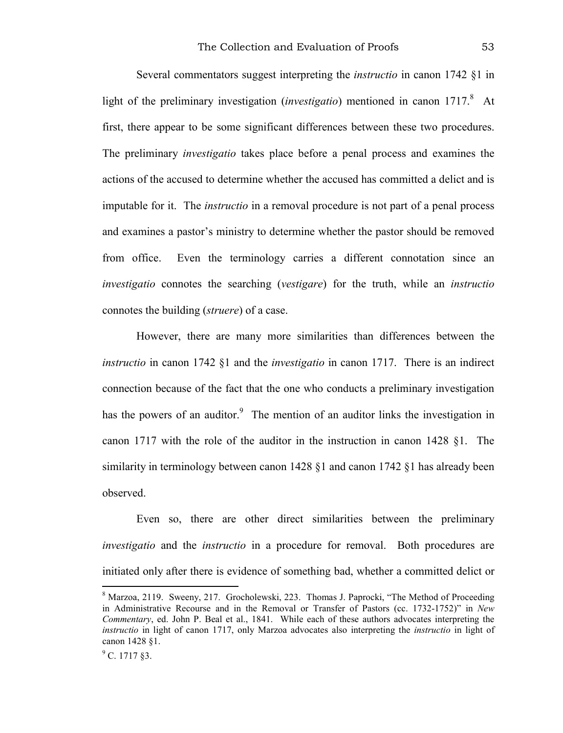Several commentators suggest interpreting the *instructio* in canon 1742 §1 in light of the preliminary investigation (*investigatio*) mentioned in canon 1717.[8] At first, there appear to be some significant differences between these two procedures. The preliminary *investigatio* takes place before a penal process and examines the actions of the accused to determine whether the accused has committed a delict and is imputable for it. The *instructio* in a removal procedure is not part of a penal process and examines a pastor's ministry to determine whether the pastor should be removed from office. Even the terminology carries a different connotation since an *investigatio* connotes the searching (*vestigare*) for the truth, while an *instructio* connotes the building (*struere*) of a case.

However, there are many more similarities than differences between the *instructio* in canon 1742 §1 and the *investigatio* in canon 1717. There is an indirect connection because of the fact that the one who conducts a preliminary investigation has the powers of an auditor.[9] The mention of an auditor links the investigation in canon 1717 with the role of the auditor in the instruction in canon 1428 §1. The similarity in terminology between canon 1428 §1 and canon 1742 §1 has already been observed.

Even so, there are other direct similarities between the preliminary *investigatio* and the *instructio* in a procedure for removal. Both procedures are initiated only after there is evidence of something bad, whether a committed delict or

---

[8] Marzoa, 2119. Sweeny, 217. Grocholewski, 223. Thomas J. Paprocki, "The Method of Proceeding in Administrative Recourse and in the Removal or Transfer of Pastors (cc. 1732-1752)" in *New Commentary*, ed. John P. Beal et al., 1841. While each of these authors advocates interpreting the *instructio* in light of canon 1717, only Marzoa advocates also interpreting the *instructio* in light of canon 1428 §1.

[9] C. 1717 §3.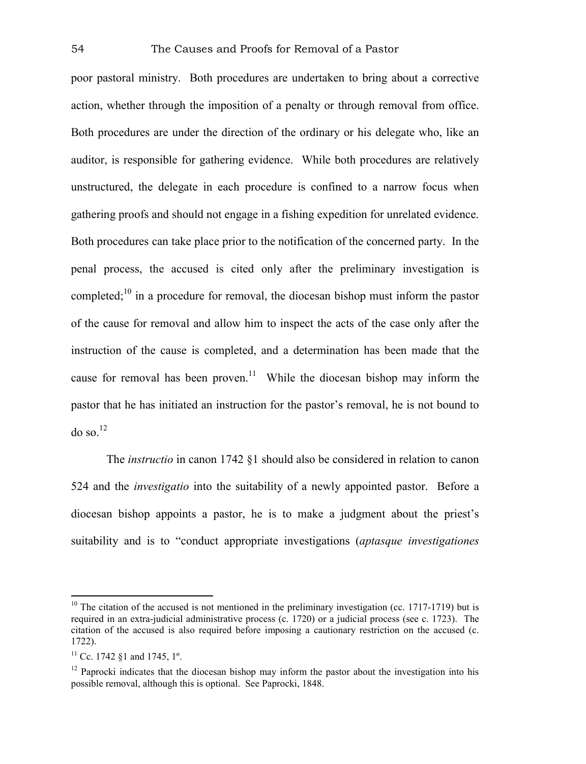poor pastoral ministry. Both procedures are undertaken to bring about a corrective action, whether through the imposition of a penalty or through removal from office. Both procedures are under the direction of the ordinary or his delegate who, like an auditor, is responsible for gathering evidence. While both procedures are relatively unstructured, the delegate in each procedure is confined to a narrow focus when gathering proofs and should not engage in a fishing expedition for unrelated evidence. Both procedures can take place prior to the notification of the concerned party. In the penal process, the accused is cited only after the preliminary investigation is completed;[10] in a procedure for removal, the diocesan bishop must inform the pastor of the cause for removal and allow him to inspect the acts of the case only after the instruction of the cause is completed, and a determination has been made that the cause for removal has been proven.[11] While the diocesan bishop may inform the pastor that he has initiated an instruction for the pastor's removal, he is not bound to do so.[12]

The *instructio* in canon 1742 §1 should also be considered in relation to canon 524 and the *investigatio* into the suitability of a newly appointed pastor. Before a diocesan bishop appoints a pastor, he is to make a judgment about the priest's suitability and is to "conduct appropriate investigations (*aptasque investigationes*

---

[10] The citation of the accused is not mentioned in the preliminary investigation (cc. 1717-1719) but is required in an extra-judicial administrative process (c. 1720) or a judicial process (see c. 1723). The citation of the accused is also required before imposing a cautionary restriction on the accused (c. 1722).

[11] Cc. 1742 §1 and 1745, 1º.

[12] Paprocki indicates that the diocesan bishop may inform the pastor about the investigation into his possible removal, although this is optional. See Paprocki, 1848.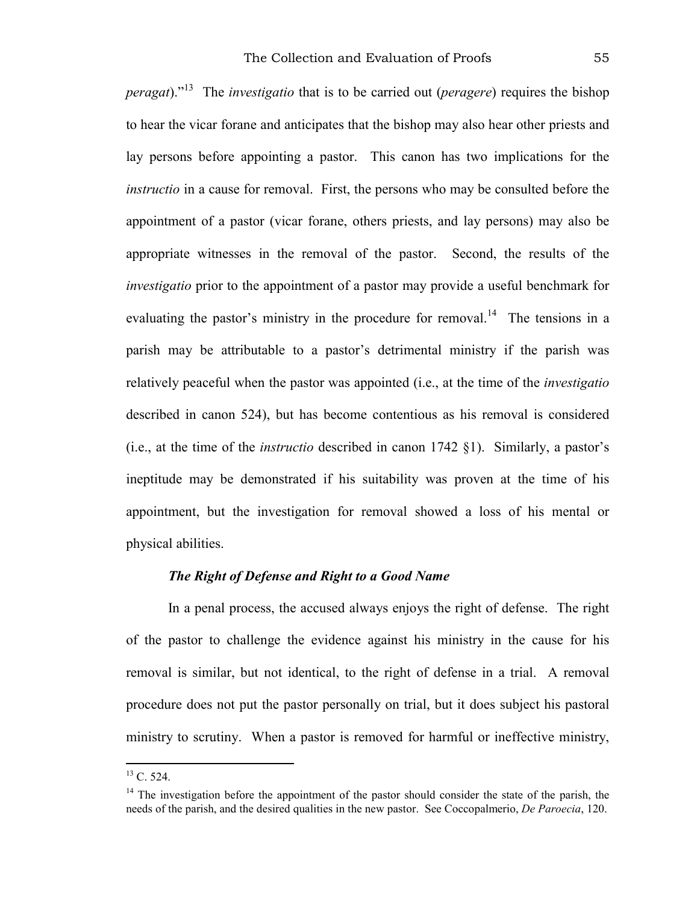*peragat*)."[13] The *investigatio* that is to be carried out (*peragere*) requires the bishop to hear the vicar forane and anticipates that the bishop may also hear other priests and lay persons before appointing a pastor. This canon has two implications for the *instructio* in a cause for removal. First, the persons who may be consulted before the appointment of a pastor (vicar forane, others priests, and lay persons) may also be appropriate witnesses in the removal of the pastor. Second, the results of the *investigatio* prior to the appointment of a pastor may provide a useful benchmark for evaluating the pastor's ministry in the procedure for removal.[14] The tensions in a parish may be attributable to a pastor's detrimental ministry if the parish was relatively peaceful when the pastor was appointed (i.e., at the time of the *investigatio* described in canon 524), but has become contentious as his removal is considered (i.e., at the time of the *instructio* described in canon 1742 §1). Similarly, a pastor's ineptitude may be demonstrated if his suitability was proven at the time of his appointment, but the investigation for removal showed a loss of his mental or physical abilities.

### *The Right of Defense and Right to a Good Name*

In a penal process, the accused always enjoys the right of defense. The right of the pastor to challenge the evidence against his ministry in the cause for his removal is similar, but not identical, to the right of defense in a trial. A removal procedure does not put the pastor personally on trial, but it does subject his pastoral ministry to scrutiny. When a pastor is removed for harmful or ineffective ministry,

---

[13] C. 524.

[14] The investigation before the appointment of the pastor should consider the state of the parish, the needs of the parish, and the desired qualities in the new pastor. See Coccopalmerio, *De Paroecia*, 120.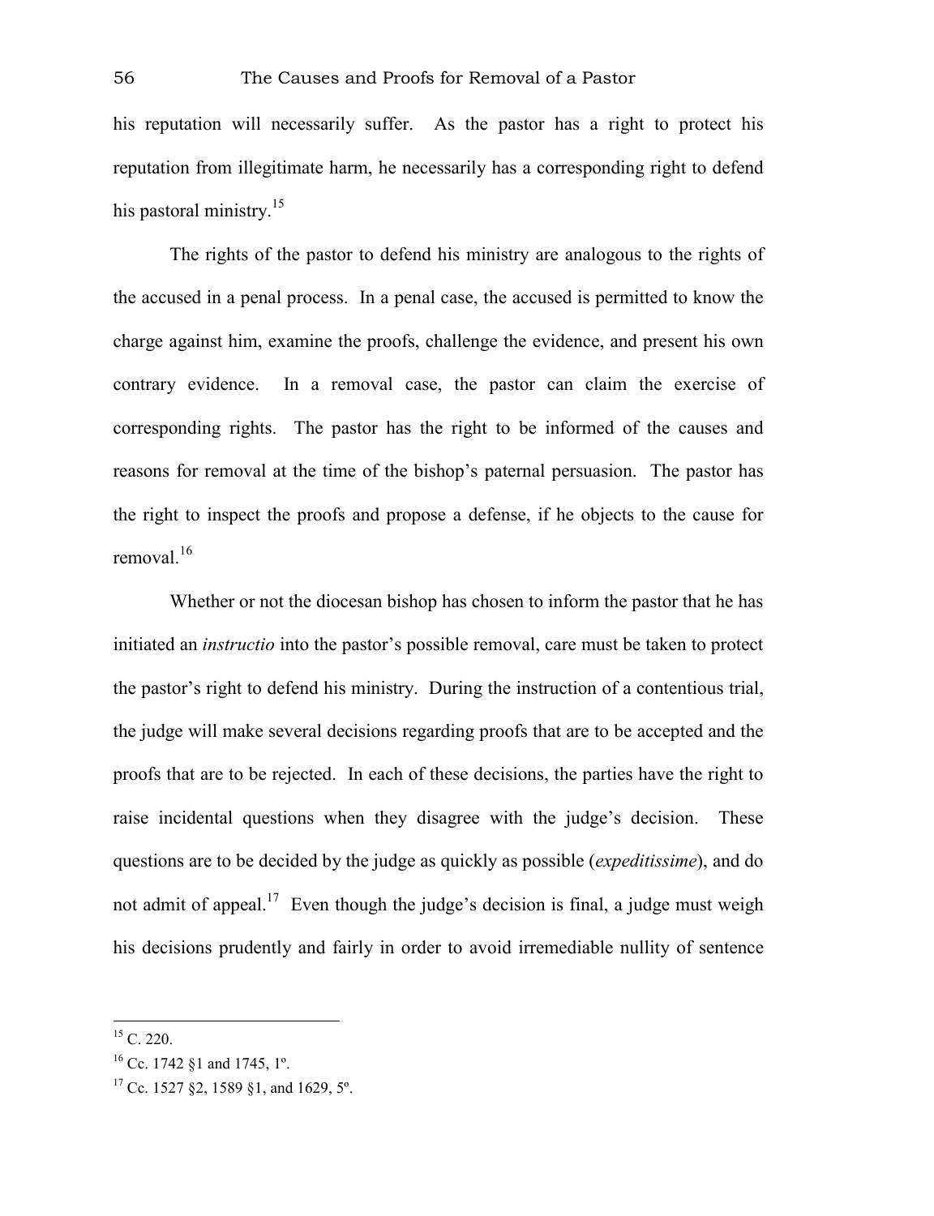his reputation will necessarily suffer. As the pastor has a right to protect his reputation from illegitimate harm, he necessarily has a corresponding right to defend his pastoral ministry.[15]

The rights of the pastor to defend his ministry are analogous to the rights of the accused in a penal process. In a penal case, the accused is permitted to know the charge against him, examine the proofs, challenge the evidence, and present his own contrary evidence. In a removal case, the pastor can claim the exercise of corresponding rights. The pastor has the right to be informed of the causes and reasons for removal at the time of the bishop's paternal persuasion. The pastor has the right to inspect the proofs and propose a defense, if he objects to the cause for removal.[16]

Whether or not the diocesan bishop has chosen to inform the pastor that he has initiated an *instructio* into the pastor's possible removal, care must be taken to protect the pastor's right to defend his ministry. During the instruction of a contentious trial, the judge will make several decisions regarding proofs that are to be accepted and the proofs that are to be rejected. In each of these decisions, the parties have the right to raise incidental questions when they disagree with the judge's decision. These questions are to be decided by the judge as quickly as possible (*expeditissime*), and do not admit of appeal.[17] Even though the judge's decision is final, a judge must weigh his decisions prudently and fairly in order to avoid irremediable nullity of sentence

---

[15] C. 220.

[16] Cc. 1742 §1 and 1745, 1º.

[17] Cc. 1527 §2, 1589 §1, and 1629, 5º.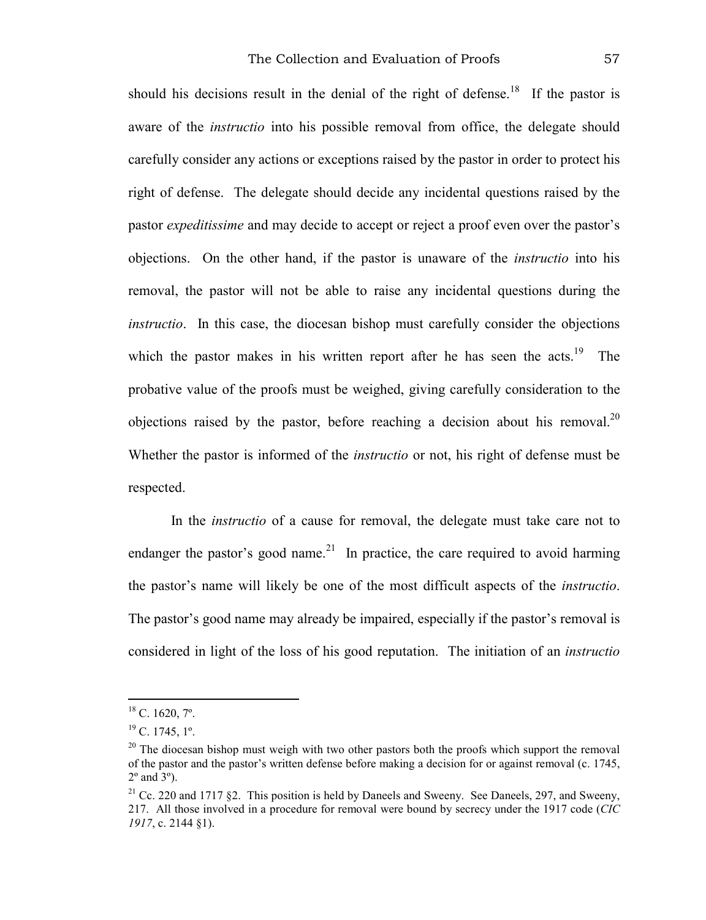should his decisions result in the denial of the right of defense.[18] If the pastor is aware of the *instructio* into his possible removal from office, the delegate should carefully consider any actions or exceptions raised by the pastor in order to protect his right of defense. The delegate should decide any incidental questions raised by the pastor *expeditissime* and may decide to accept or reject a proof even over the pastor's objections. On the other hand, if the pastor is unaware of the *instructio* into his removal, the pastor will not be able to raise any incidental questions during the *instructio*. In this case, the diocesan bishop must carefully consider the objections which the pastor makes in his written report after he has seen the acts.[19] The probative value of the proofs must be weighed, giving carefully consideration to the objections raised by the pastor, before reaching a decision about his removal.[20] Whether the pastor is informed of the *instructio* or not, his right of defense must be respected.

In the *instructio* of a cause for removal, the delegate must take care not to endanger the pastor's good name.[21] In practice, the care required to avoid harming the pastor's name will likely be one of the most difficult aspects of the *instructio*. The pastor's good name may already be impaired, especially if the pastor's removal is considered in light of the loss of his good reputation. The initiation of an *instructio*

---

[18] C. 1620, 7º.

[19] C. 1745, 1º.

[20] The diocesan bishop must weigh with two other pastors both the proofs which support the removal of the pastor and the pastor's written defense before making a decision for or against removal (c. 1745, 2º and 3º).

[21] Cc. 220 and 1717 §2. This position is held by Daneels and Sweeny. See Daneels, 297, and Sweeny, 217. All those involved in a procedure for removal were bound by secrecy under the 1917 code (*CIC 1917*, c. 2144 §1).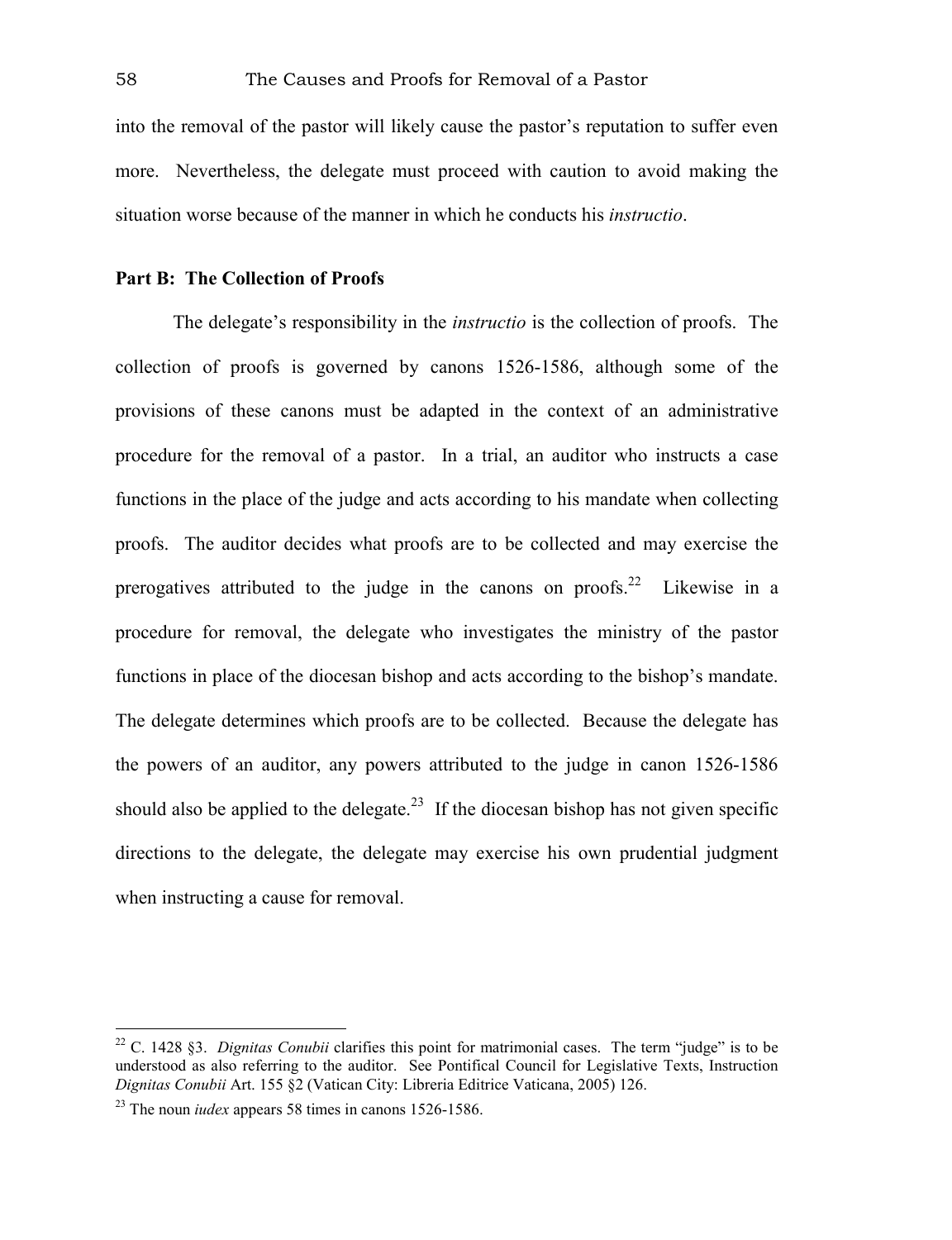into the removal of the pastor will likely cause the pastor's reputation to suffer even more. Nevertheless, the delegate must proceed with caution to avoid making the situation worse because of the manner in which he conducts his *instructio*.

### Part B: The Collection of Proofs

The delegate's responsibility in the *instructio* is the collection of proofs. The collection of proofs is governed by canons 1526-1586, although some of the provisions of these canons must be adapted in the context of an administrative procedure for the removal of a pastor. In a trial, an auditor who instructs a case functions in the place of the judge and acts according to his mandate when collecting proofs. The auditor decides what proofs are to be collected and may exercise the prerogatives attributed to the judge in the canons on proofs.[22] Likewise in a procedure for removal, the delegate who investigates the ministry of the pastor functions in place of the diocesan bishop and acts according to the bishop's mandate. The delegate determines which proofs are to be collected. Because the delegate has the powers of an auditor, any powers attributed to the judge in canon 1526-1586 should also be applied to the delegate.[23] If the diocesan bishop has not given specific directions to the delegate, the delegate may exercise his own prudential judgment when instructing a cause for removal.

---

[22] C. 1428 §3. *Dignitas Conubii* clarifies this point for matrimonial cases. The term "judge" is to be understood as also referring to the auditor. See Pontifical Council for Legislative Texts, Instruction *Dignitas Conubii* Art. 155 §2 (Vatican City: Libreria Editrice Vaticana, 2005) 126.

[23] The noun *iudex* appears 58 times in canons 1526-1586.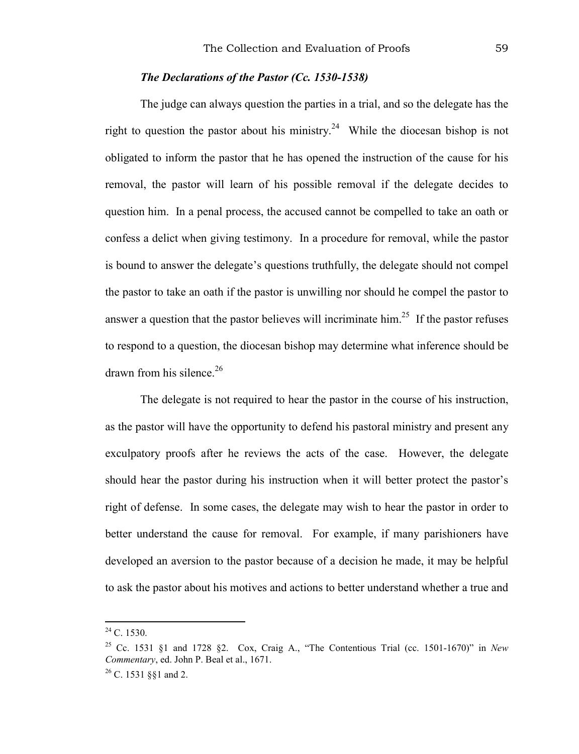### *The Declarations of the Pastor (Cc. 1530-1538)*

The judge can always question the parties in a trial, and so the delegate has the right to question the pastor about his ministry.[24] While the diocesan bishop is not obligated to inform the pastor that he has opened the instruction of the cause for his removal, the pastor will learn of his possible removal if the delegate decides to question him. In a penal process, the accused cannot be compelled to take an oath or confess a delict when giving testimony. In a procedure for removal, while the pastor is bound to answer the delegate's questions truthfully, the delegate should not compel the pastor to take an oath if the pastor is unwilling nor should he compel the pastor to answer a question that the pastor believes will incriminate him.[25] If the pastor refuses to respond to a question, the diocesan bishop may determine what inference should be drawn from his silence.[26]

The delegate is not required to hear the pastor in the course of his instruction, as the pastor will have the opportunity to defend his pastoral ministry and present any exculpatory proofs after he reviews the acts of the case. However, the delegate should hear the pastor during his instruction when it will better protect the pastor's right of defense. In some cases, the delegate may wish to hear the pastor in order to better understand the cause for removal. For example, if many parishioners have developed an aversion to the pastor because of a decision he made, it may be helpful to ask the pastor about his motives and actions to better understand whether a true and

---

[24] C. 1530.

[25] Cc. 1531 §1 and 1728 §2. Cox, Craig A., "The Contentious Trial (cc. 1501-1670)" in *New Commentary*, ed. John P. Beal et al., 1671.

[26] C. 1531 §§1 and 2.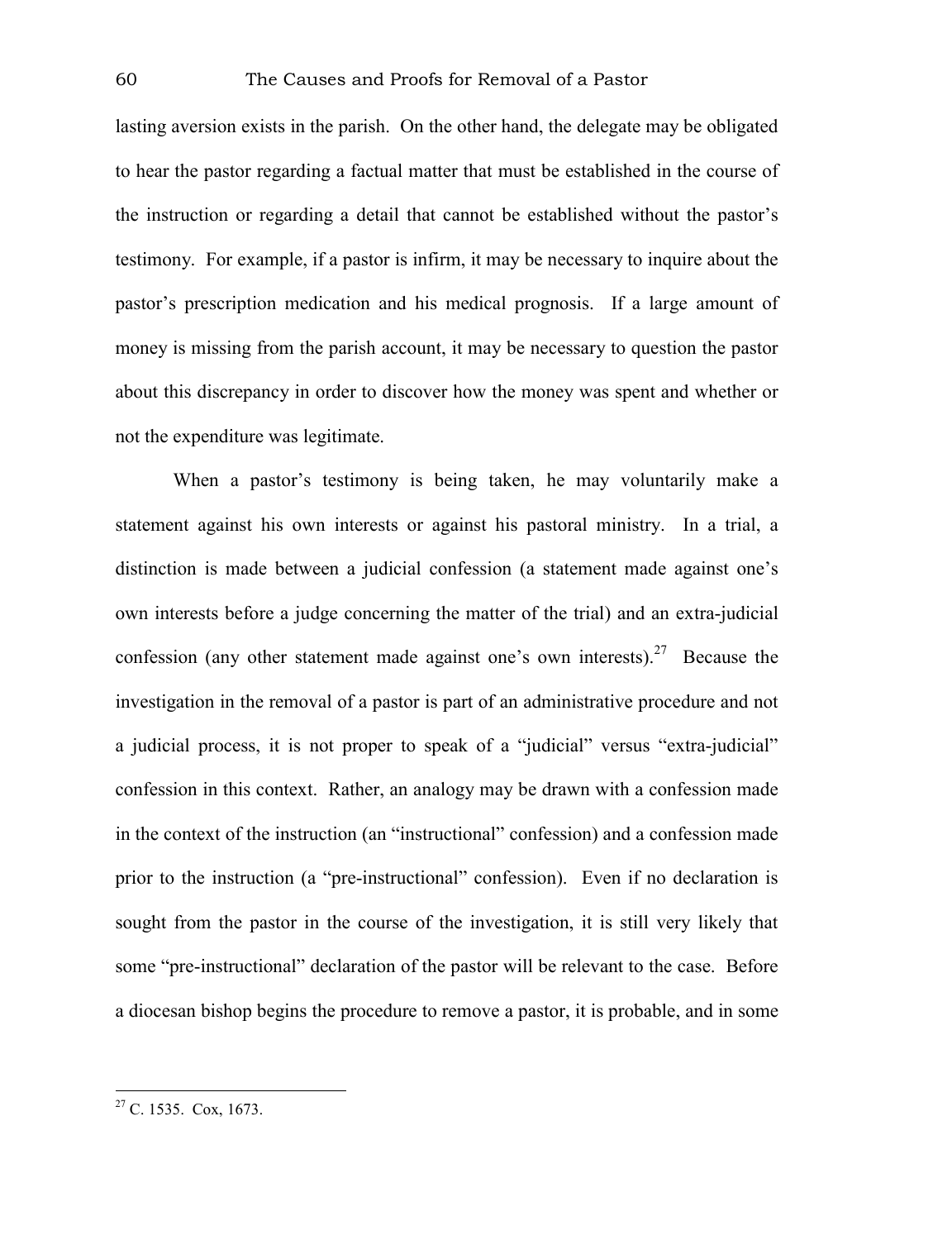lasting aversion exists in the parish. On the other hand, the delegate may be obligated to hear the pastor regarding a factual matter that must be established in the course of the instruction or regarding a detail that cannot be established without the pastor's testimony. For example, if a pastor is infirm, it may be necessary to inquire about the pastor's prescription medication and his medical prognosis. If a large amount of money is missing from the parish account, it may be necessary to question the pastor about this discrepancy in order to discover how the money was spent and whether or not the expenditure was legitimate.

When a pastor's testimony is being taken, he may voluntarily make a statement against his own interests or against his pastoral ministry. In a trial, a distinction is made between a judicial confession (a statement made against one's own interests before a judge concerning the matter of the trial) and an extra-judicial confession (any other statement made against one's own interests).[27] Because the investigation in the removal of a pastor is part of an administrative procedure and not a judicial process, it is not proper to speak of a "judicial" versus "extra-judicial" confession in this context. Rather, an analogy may be drawn with a confession made in the context of the instruction (an "instructional" confession) and a confession made prior to the instruction (a "pre-instructional" confession). Even if no declaration is sought from the pastor in the course of the investigation, it is still very likely that some "pre-instructional" declaration of the pastor will be relevant to the case. Before a diocesan bishop begins the procedure to remove a pastor, it is probable, and in some

---

[27] C. 1535. Cox, 1673.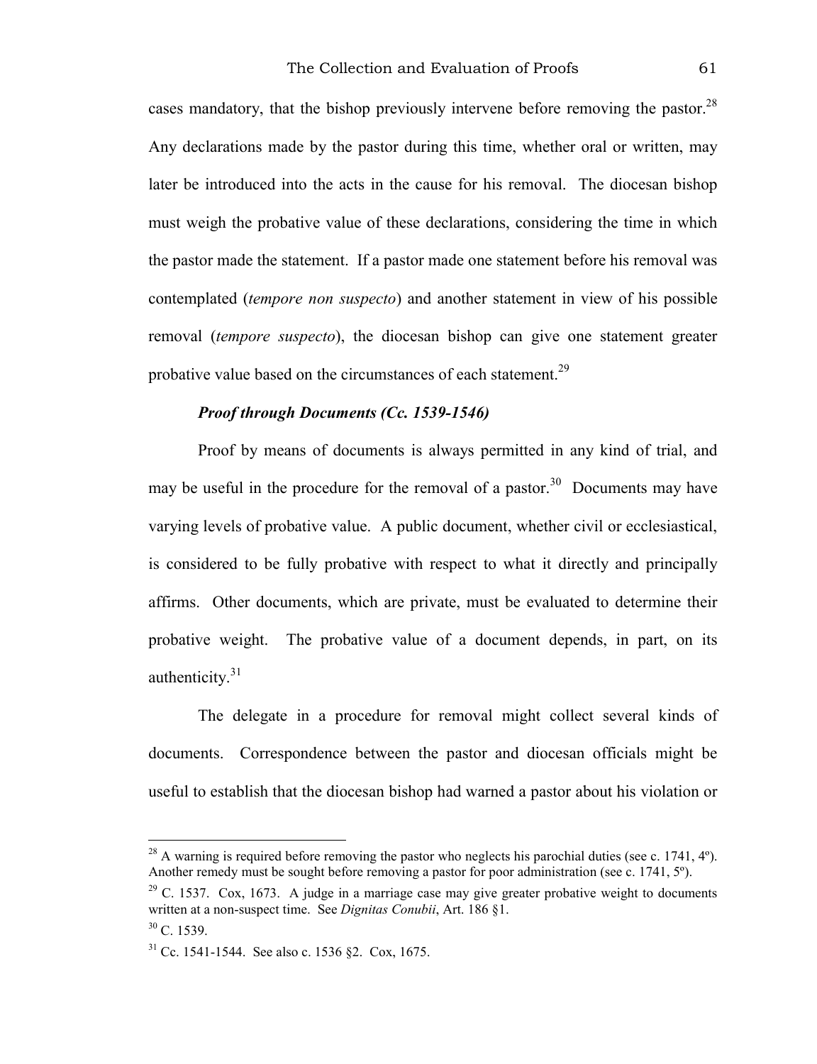cases mandatory, that the bishop previously intervene before removing the pastor.[28] Any declarations made by the pastor during this time, whether oral or written, may later be introduced into the acts in the cause for his removal. The diocesan bishop must weigh the probative value of these declarations, considering the time in which the pastor made the statement. If a pastor made one statement before his removal was contemplated (*tempore non suspecto*) and another statement in view of his possible removal (*tempore suspecto*), the diocesan bishop can give one statement greater probative value based on the circumstances of each statement.[29]

### *Proof through Documents (Cc. 1539-1546)*

Proof by means of documents is always permitted in any kind of trial, and may be useful in the procedure for the removal of a pastor.[30] Documents may have varying levels of probative value. A public document, whether civil or ecclesiastical, is considered to be fully probative with respect to what it directly and principally affirms. Other documents, which are private, must be evaluated to determine their probative weight. The probative value of a document depends, in part, on its authenticity.[31]

The delegate in a procedure for removal might collect several kinds of documents. Correspondence between the pastor and diocesan officials might be useful to establish that the diocesan bishop had warned a pastor about his violation or

---

[28] A warning is required before removing the pastor who neglects his parochial duties (see c. 1741, 4º). Another remedy must be sought before removing a pastor for poor administration (see c. 1741, 5º).

[29] C. 1537. Cox, 1673. A judge in a marriage case may give greater probative weight to documents written at a non-suspect time. See *Dignitas Conubii*, Art. 186 §1.

[30] C. 1539.

[31] Cc. 1541-1544. See also c. 1536 §2. Cox, 1675.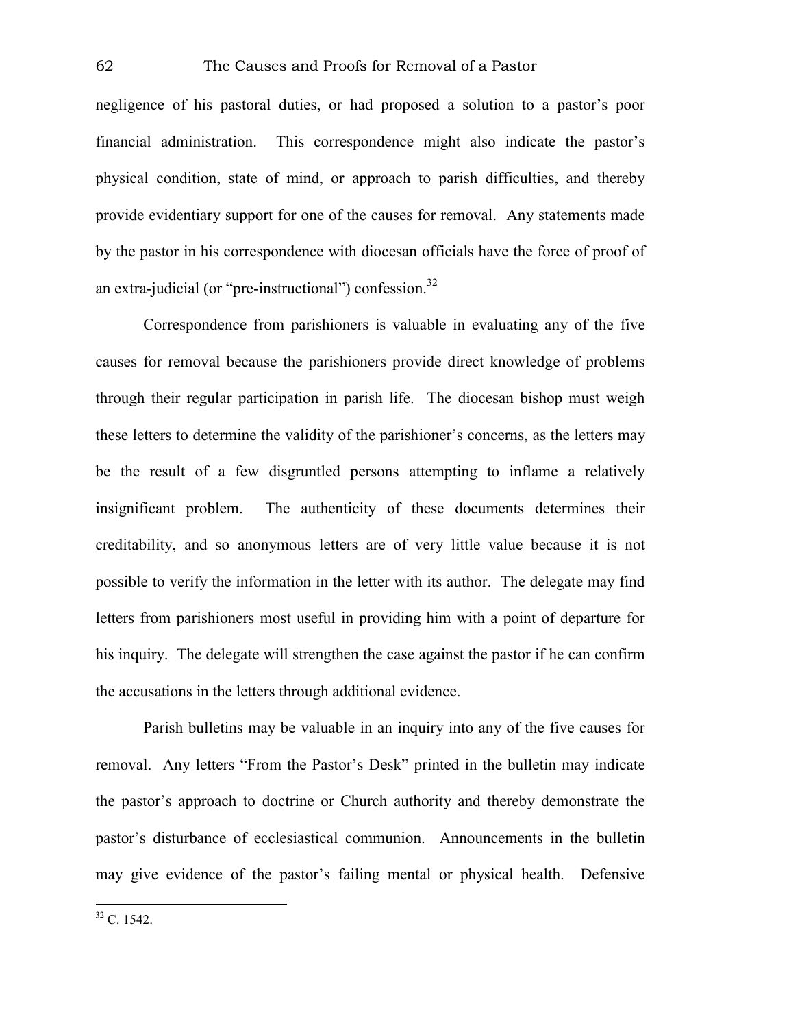negligence of his pastoral duties, or had proposed a solution to a pastor's poor financial administration. This correspondence might also indicate the pastor's physical condition, state of mind, or approach to parish difficulties, and thereby provide evidentiary support for one of the causes for removal. Any statements made by the pastor in his correspondence with diocesan officials have the force of proof of an extra-judicial (or "pre-instructional") confession.[32]

Correspondence from parishioners is valuable in evaluating any of the five causes for removal because the parishioners provide direct knowledge of problems through their regular participation in parish life. The diocesan bishop must weigh these letters to determine the validity of the parishioner's concerns, as the letters may be the result of a few disgruntled persons attempting to inflame a relatively insignificant problem. The authenticity of these documents determines their creditability, and so anonymous letters are of very little value because it is not possible to verify the information in the letter with its author. The delegate may find letters from parishioners most useful in providing him with a point of departure for his inquiry. The delegate will strengthen the case against the pastor if he can confirm the accusations in the letters through additional evidence.

Parish bulletins may be valuable in an inquiry into any of the five causes for removal. Any letters "From the Pastor's Desk" printed in the bulletin may indicate the pastor's approach to doctrine or Church authority and thereby demonstrate the pastor's disturbance of ecclesiastical communion. Announcements in the bulletin may give evidence of the pastor's failing mental or physical health. Defensive

[32] C. 1542.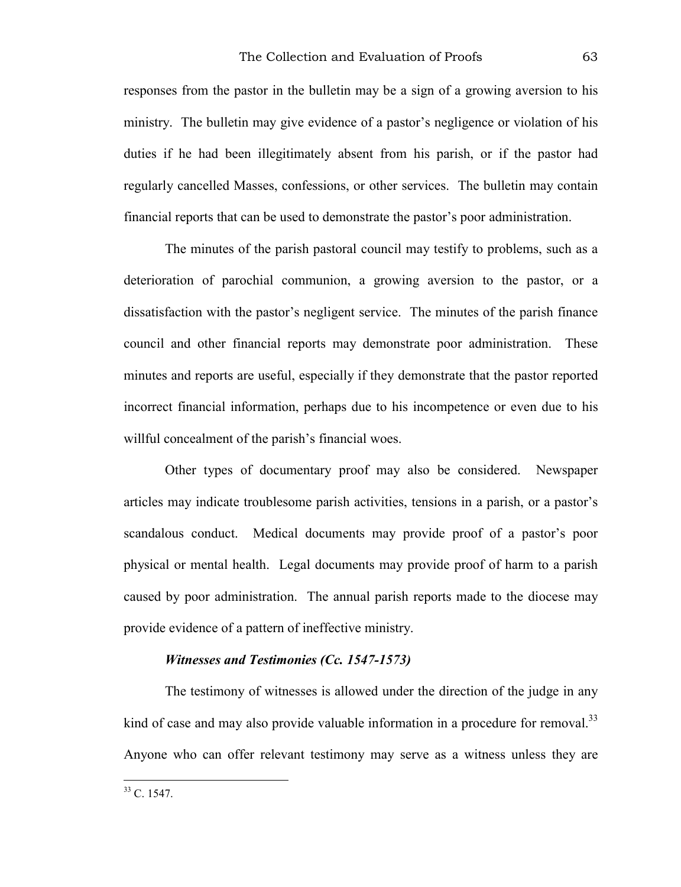responses from the pastor in the bulletin may be a sign of a growing aversion to his ministry. The bulletin may give evidence of a pastor's negligence or violation of his duties if he had been illegitimately absent from his parish, or if the pastor had regularly cancelled Masses, confessions, or other services. The bulletin may contain financial reports that can be used to demonstrate the pastor's poor administration.

The minutes of the parish pastoral council may testify to problems, such as a deterioration of parochial communion, a growing aversion to the pastor, or a dissatisfaction with the pastor's negligent service. The minutes of the parish finance council and other financial reports may demonstrate poor administration. These minutes and reports are useful, especially if they demonstrate that the pastor reported incorrect financial information, perhaps due to his incompetence or even due to his willful concealment of the parish's financial woes.

Other types of documentary proof may also be considered. Newspaper articles may indicate troublesome parish activities, tensions in a parish, or a pastor's scandalous conduct. Medical documents may provide proof of a pastor's poor physical or mental health. Legal documents may provide proof of harm to a parish caused by poor administration. The annual parish reports made to the diocese may provide evidence of a pattern of ineffective ministry.

#### ***Witnesses and Testimonies (Cc. 1547-1573)***

The testimony of witnesses is allowed under the direction of the judge in any kind of case and may also provide valuable information in a procedure for removal.[33] Anyone who can offer relevant testimony may serve as a witness unless they are

---

[33] C. 1547.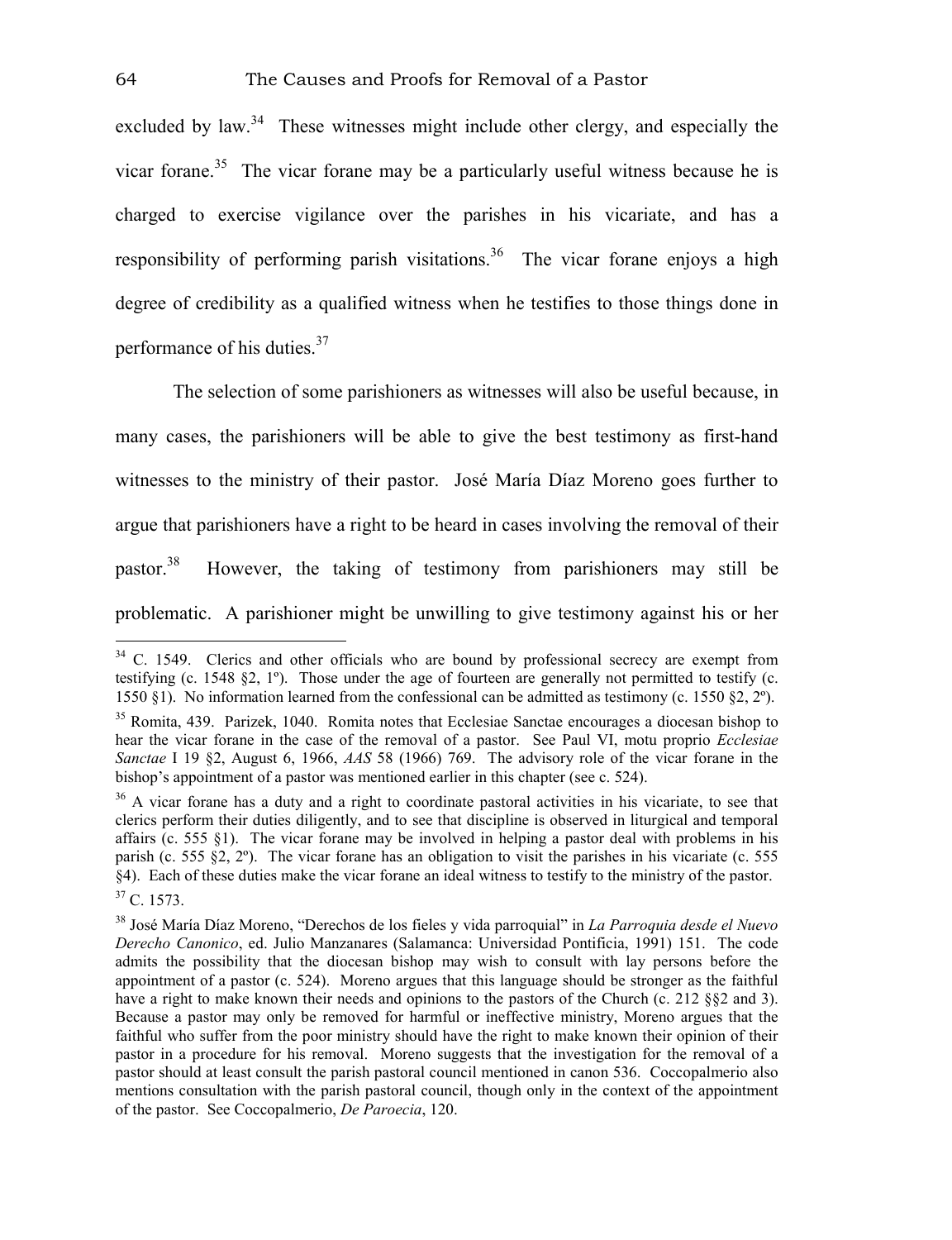excluded by law.[34] These witnesses might include other clergy, and especially the vicar forane.[35] The vicar forane may be a particularly useful witness because he is charged to exercise vigilance over the parishes in his vicariate, and has a responsibility of performing parish visitations.[36] The vicar forane enjoys a high degree of credibility as a qualified witness when he testifies to those things done in performance of his duties.[37]

The selection of some parishioners as witnesses will also be useful because, in many cases, the parishioners will be able to give the best testimony as first-hand witnesses to the ministry of their pastor. José María Díaz Moreno goes further to argue that parishioners have a right to be heard in cases involving the removal of their pastor.[38] However, the taking of testimony from parishioners may still be problematic. A parishioner might be unwilling to give testimony against his or her

---

[34] C. 1549. Clerics and other officials who are bound by professional secrecy are exempt from testifying (c. 1548 §2, 1º). Those under the age of fourteen are generally not permitted to testify (c. 1550 §1). No information learned from the confessional can be admitted as testimony (c. 1550 §2, 2º).

[35] Romita, 439. Parizek, 1040. Romita notes that Ecclesiae Sanctae encourages a diocesan bishop to hear the vicar forane in the case of the removal of a pastor. See Paul VI, motu proprio *Ecclesiae Sanctae* I 19 §2, August 6, 1966, *AAS* 58 (1966) 769. The advisory role of the vicar forane in the bishop's appointment of a pastor was mentioned earlier in this chapter (see c. 524).

[36] A vicar forane has a duty and a right to coordinate pastoral activities in his vicariate, to see that clerics perform their duties diligently, and to see that discipline is observed in liturgical and temporal affairs (c. 555 §1). The vicar forane may be involved in helping a pastor deal with problems in his parish (c. 555 §2, 2º). The vicar forane has an obligation to visit the parishes in his vicariate (c. 555 §4). Each of these duties make the vicar forane an ideal witness to testify to the ministry of the pastor.

[37] C. 1573.

[38] José María Díaz Moreno, "Derechos de los fieles y vida parroquial" in *La Parroquia desde el Nuevo Derecho Canonico*, ed. Julio Manzanares (Salamanca: Universidad Pontificia, 1991) 151. The code admits the possibility that the diocesan bishop may wish to consult with lay persons before the appointment of a pastor (c. 524). Moreno argues that this language should be stronger as the faithful have a right to make known their needs and opinions to the pastors of the Church (c. 212 §§2 and 3). Because a pastor may only be removed for harmful or ineffective ministry, Moreno argues that the faithful who suffer from the poor ministry should have the right to make known their opinion of their pastor in a procedure for his removal. Moreno suggests that the investigation for the removal of a pastor should at least consult the parish pastoral council mentioned in canon 536. Coccopalmerio also mentions consultation with the parish pastoral council, though only in the context of the appointment of the pastor. See Coccopalmerio, *De Paroecia*, 120.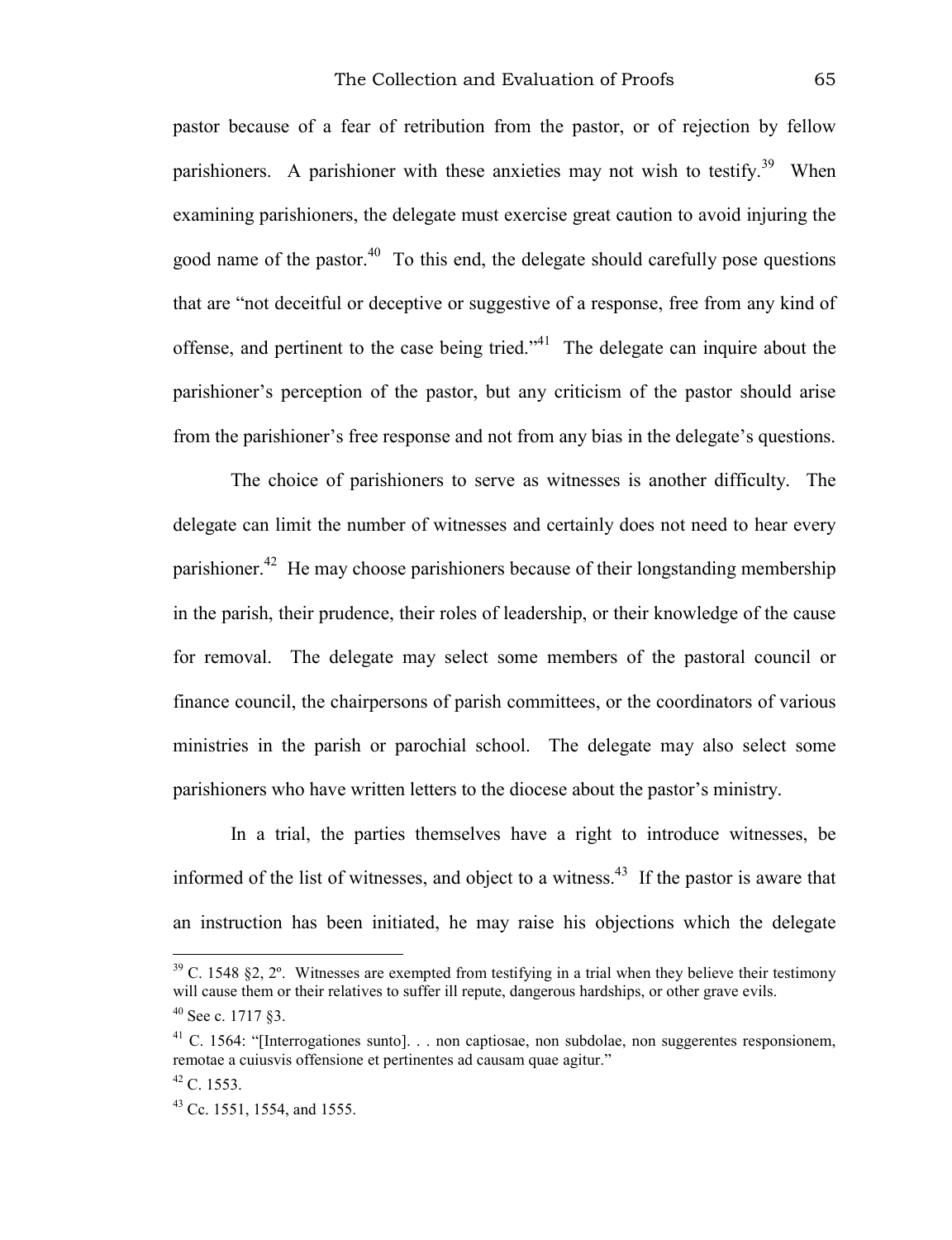pastor because of a fear of retribution from the pastor, or of rejection by fellow parishioners. A parishioner with these anxieties may not wish to testify.[39] When examining parishioners, the delegate must exercise great caution to avoid injuring the good name of the pastor.[40] To this end, the delegate should carefully pose questions that are "not deceitful or deceptive or suggestive of a response, free from any kind of offense, and pertinent to the case being tried."[41] The delegate can inquire about the parishioner's perception of the pastor, but any criticism of the pastor should arise from the parishioner's free response and not from any bias in the delegate's questions.

The choice of parishioners to serve as witnesses is another difficulty. The delegate can limit the number of witnesses and certainly does not need to hear every parishioner.[42] He may choose parishioners because of their longstanding membership in the parish, their prudence, their roles of leadership, or their knowledge of the cause for removal. The delegate may select some members of the pastoral council or finance council, the chairpersons of parish committees, or the coordinators of various ministries in the parish or parochial school. The delegate may also select some parishioners who have written letters to the diocese about the pastor's ministry.

In a trial, the parties themselves have a right to introduce witnesses, be informed of the list of witnesses, and object to a witness.[43] If the pastor is aware that an instruction has been initiated, he may raise his objections which the delegate

---

[39] C. 1548 §2, 2º. Witnesses are exempted from testifying in a trial when they believe their testimony will cause them or their relatives to suffer ill repute, dangerous hardships, or other grave evils.

[40] See c. 1717 §3.

[41] C. 1564: "[Interrogationes sunto]. . . non captiosae, non subdolae, non suggerentes responsionem, remotae a cuiusvis offensione et pertinentes ad causam quae agitur."

[42] C. 1553.

[43] Cc. 1551, 1554, and 1555.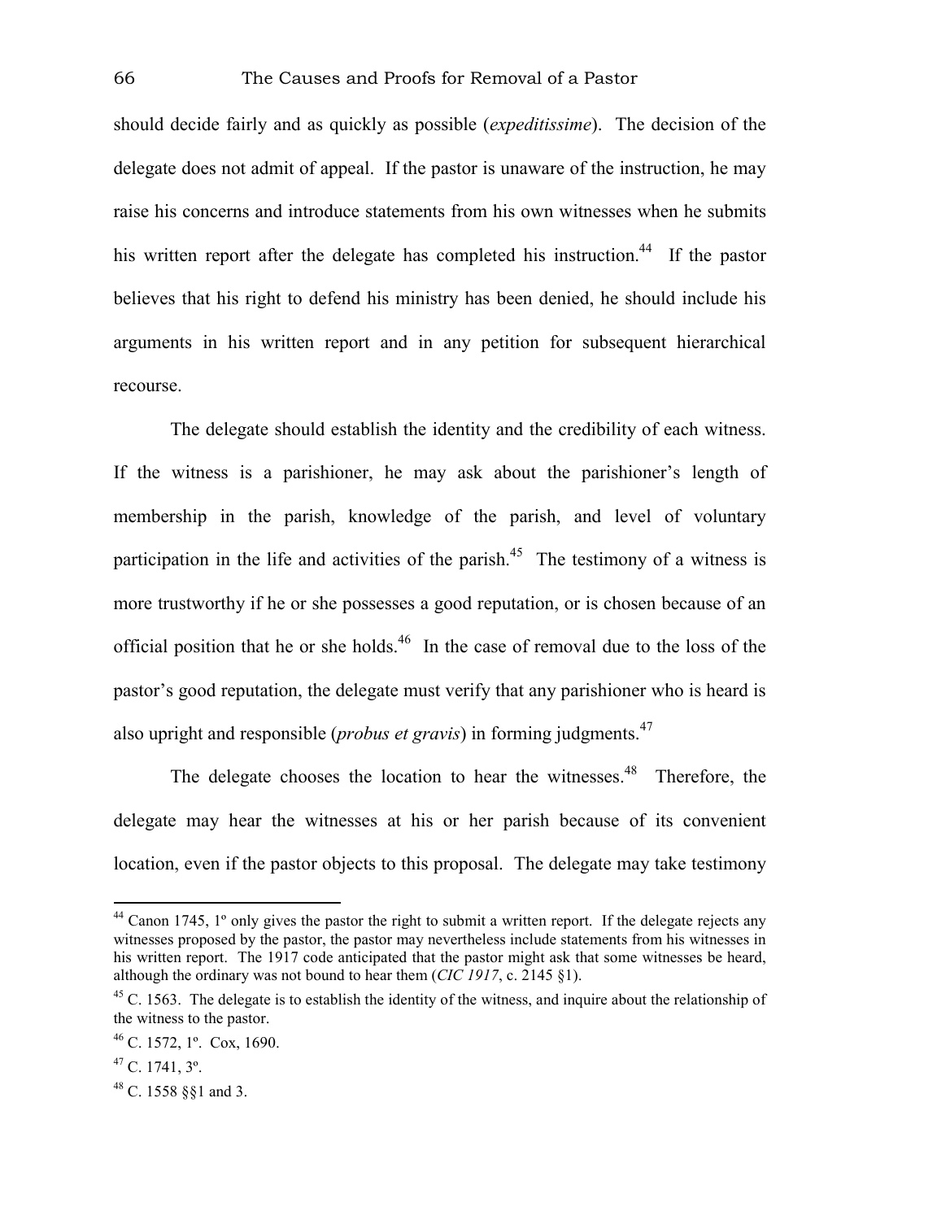should decide fairly and as quickly as possible (*expeditissime*). The decision of the delegate does not admit of appeal. If the pastor is unaware of the instruction, he may raise his concerns and introduce statements from his own witnesses when he submits his written report after the delegate has completed his instruction.[44] If the pastor believes that his right to defend his ministry has been denied, he should include his arguments in his written report and in any petition for subsequent hierarchical recourse.

The delegate should establish the identity and the credibility of each witness. If the witness is a parishioner, he may ask about the parishioner's length of membership in the parish, knowledge of the parish, and level of voluntary participation in the life and activities of the parish.[45] The testimony of a witness is more trustworthy if he or she possesses a good reputation, or is chosen because of an official position that he or she holds.[46] In the case of removal due to the loss of the pastor's good reputation, the delegate must verify that any parishioner who is heard is also upright and responsible (*probus et gravis*) in forming judgments.[47]

The delegate chooses the location to hear the witnesses.[48] Therefore, the delegate may hear the witnesses at his or her parish because of its convenient location, even if the pastor objects to this proposal. The delegate may take testimony

---

[44] Canon 1745, 1º only gives the pastor the right to submit a written report. If the delegate rejects any witnesses proposed by the pastor, the pastor may nevertheless include statements from his witnesses in his written report. The 1917 code anticipated that the pastor might ask that some witnesses be heard, although the ordinary was not bound to hear them (*CIC 1917*, c. 2145 §1).

[45] C. 1563. The delegate is to establish the identity of the witness, and inquire about the relationship of the witness to the pastor.

[46] C. 1572, 1º. Cox, 1690.

[47] C. 1741, 3º.

[48] C. 1558 §§1 and 3.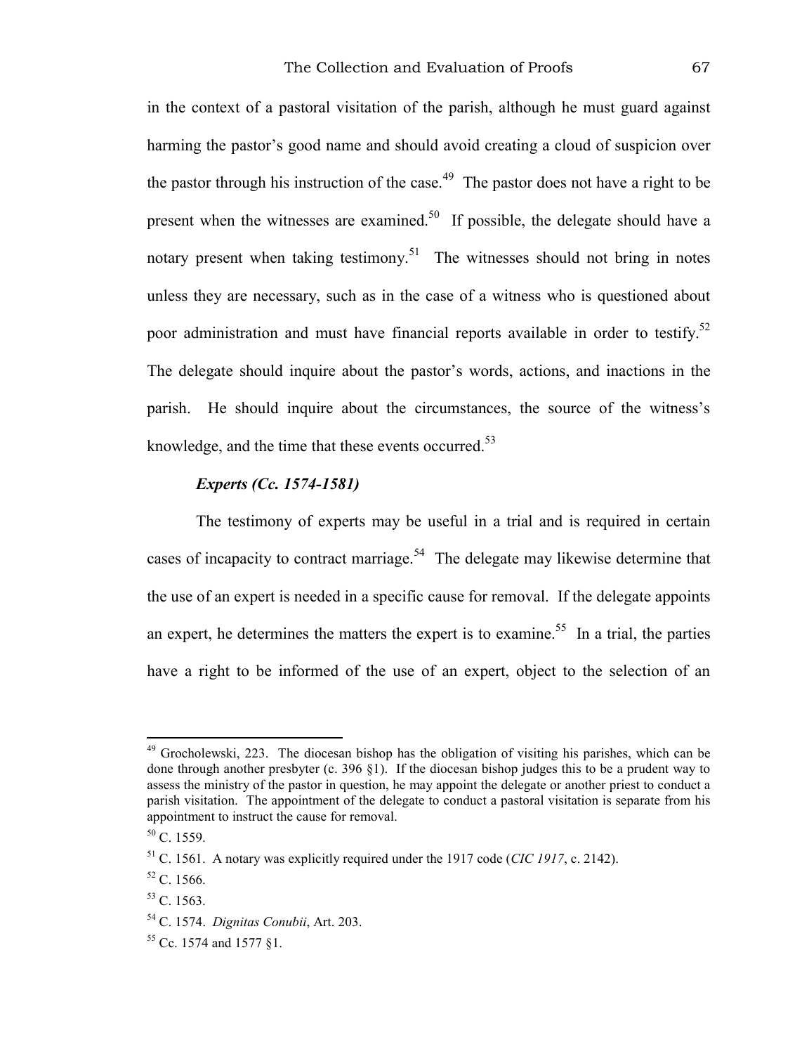in the context of a pastoral visitation of the parish, although he must guard against harming the pastor's good name and should avoid creating a cloud of suspicion over the pastor through his instruction of the case.[49] The pastor does not have a right to be present when the witnesses are examined.[50] If possible, the delegate should have a notary present when taking testimony.[51] The witnesses should not bring in notes unless they are necessary, such as in the case of a witness who is questioned about poor administration and must have financial reports available in order to testify.[52] The delegate should inquire about the pastor's words, actions, and inactions in the parish. He should inquire about the circumstances, the source of the witness's knowledge, and the time that these events occurred.[53]

### *Experts (Cc. 1574-1581)*

The testimony of experts may be useful in a trial and is required in certain cases of incapacity to contract marriage.[54] The delegate may likewise determine that the use of an expert is needed in a specific cause for removal. If the delegate appoints an expert, he determines the matters the expert is to examine.[55] In a trial, the parties have a right to be informed of the use of an expert, object to the selection of an

---

[49] Grocholewski, 223. The diocesan bishop has the obligation of visiting his parishes, which can be done through another presbyter (c. 396 §1). If the diocesan bishop judges this to be a prudent way to assess the ministry of the pastor in question, he may appoint the delegate or another priest to conduct a parish visitation. The appointment of the delegate to conduct a pastoral visitation is separate from his appointment to instruct the cause for removal.

[50] C. 1559.

[51] C. 1561. A notary was explicitly required under the 1917 code (*CIC 1917*, c. 2142).

[52] C. 1566.

[53] C. 1563.

[54] C. 1574. *Dignitas Conubii*, Art. 203.

[55] Cc. 1574 and 1577 §1.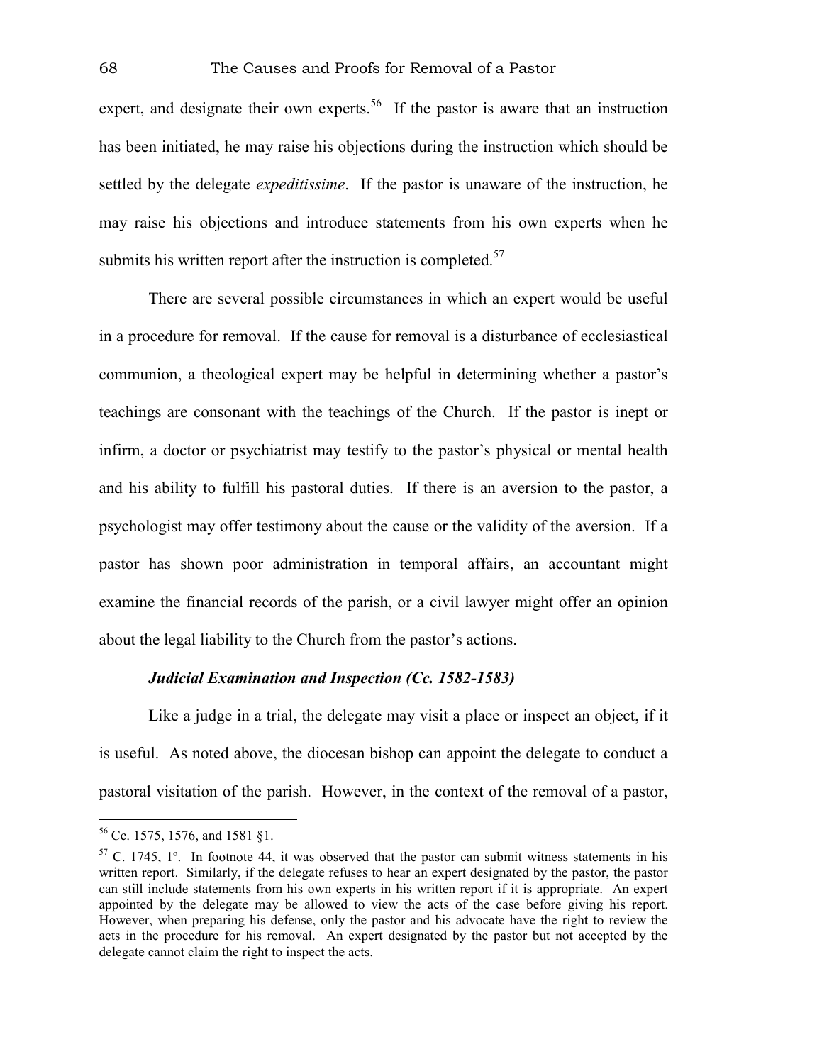expert, and designate their own experts.[56] If the pastor is aware that an instruction has been initiated, he may raise his objections during the instruction which should be settled by the delegate *expeditissime*. If the pastor is unaware of the instruction, he may raise his objections and introduce statements from his own experts when he submits his written report after the instruction is completed.[57]

There are several possible circumstances in which an expert would be useful in a procedure for removal. If the cause for removal is a disturbance of ecclesiastical communion, a theological expert may be helpful in determining whether a pastor's teachings are consonant with the teachings of the Church. If the pastor is inept or infirm, a doctor or psychiatrist may testify to the pastor's physical or mental health and his ability to fulfill his pastoral duties. If there is an aversion to the pastor, a psychologist may offer testimony about the cause or the validity of the aversion. If a pastor has shown poor administration in temporal affairs, an accountant might examine the financial records of the parish, or a civil lawyer might offer an opinion about the legal liability to the Church from the pastor's actions.

### *Judicial Examination and Inspection (Cc. 1582-1583)*

Like a judge in a trial, the delegate may visit a place or inspect an object, if it is useful. As noted above, the diocesan bishop can appoint the delegate to conduct a pastoral visitation of the parish. However, in the context of the removal of a pastor,

---

[56] Cc. 1575, 1576, and 1581 §1.

[57] C. 1745, 1º. In footnote 44, it was observed that the pastor can submit witness statements in his written report. Similarly, if the delegate refuses to hear an expert designated by the pastor, the pastor can still include statements from his own experts in his written report if it is appropriate. An expert appointed by the delegate may be allowed to view the acts of the case before giving his report. However, when preparing his defense, only the pastor and his advocate have the right to review the acts in the procedure for his removal. An expert designated by the pastor but not accepted by the delegate cannot claim the right to inspect the acts.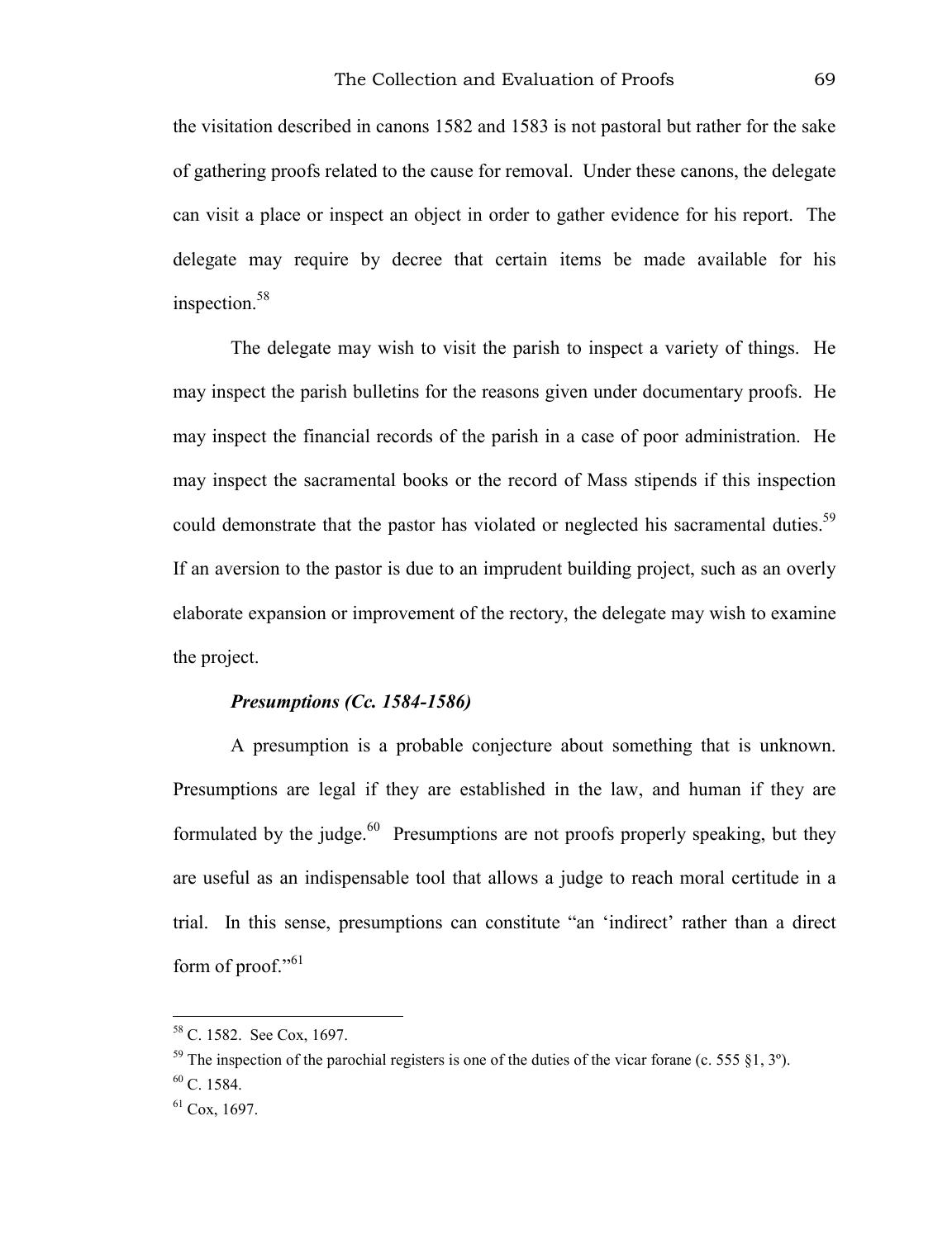the visitation described in canons 1582 and 1583 is not pastoral but rather for the sake of gathering proofs related to the cause for removal. Under these canons, the delegate can visit a place or inspect an object in order to gather evidence for his report. The delegate may require by decree that certain items be made available for his inspection.[58]

The delegate may wish to visit the parish to inspect a variety of things. He may inspect the parish bulletins for the reasons given under documentary proofs. He may inspect the financial records of the parish in a case of poor administration. He may inspect the sacramental books or the record of Mass stipends if this inspection could demonstrate that the pastor has violated or neglected his sacramental duties.[59] If an aversion to the pastor is due to an imprudent building project, such as an overly elaborate expansion or improvement of the rectory, the delegate may wish to examine the project.

***Presumptions (Cc. 1584-1586)***

A presumption is a probable conjecture about something that is unknown. Presumptions are legal if they are established in the law, and human if they are formulated by the judge.[60] Presumptions are not proofs properly speaking, but they are useful as an indispensable tool that allows a judge to reach moral certitude in a trial. In this sense, presumptions can constitute "an 'indirect' rather than a direct form of proof."[61]

---

[58] C. 1582. See Cox, 1697.

[59] The inspection of the parochial registers is one of the duties of the vicar forane (c. 555 §1, 3º).

[60] C. 1584.

[61] Cox, 1697.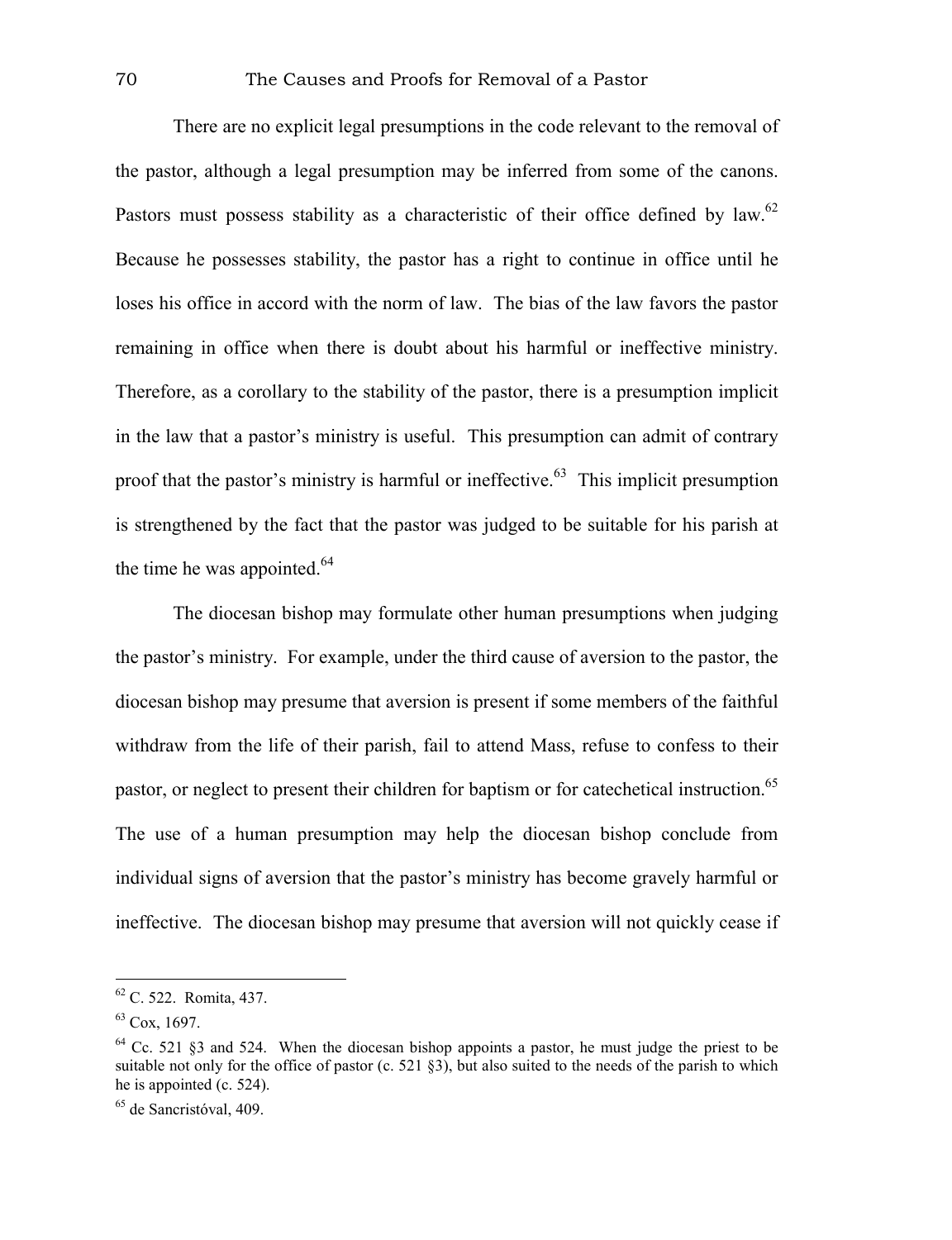There are no explicit legal presumptions in the code relevant to the removal of the pastor, although a legal presumption may be inferred from some of the canons. Pastors must possess stability as a characteristic of their office defined by law.[62] Because he possesses stability, the pastor has a right to continue in office until he loses his office in accord with the norm of law. The bias of the law favors the pastor remaining in office when there is doubt about his harmful or ineffective ministry. Therefore, as a corollary to the stability of the pastor, there is a presumption implicit in the law that a pastor's ministry is useful. This presumption can admit of contrary proof that the pastor's ministry is harmful or ineffective.[63] This implicit presumption is strengthened by the fact that the pastor was judged to be suitable for his parish at the time he was appointed.[64]

The diocesan bishop may formulate other human presumptions when judging the pastor's ministry. For example, under the third cause of aversion to the pastor, the diocesan bishop may presume that aversion is present if some members of the faithful withdraw from the life of their parish, fail to attend Mass, refuse to confess to their pastor, or neglect to present their children for baptism or for catechetical instruction.[65] The use of a human presumption may help the diocesan bishop conclude from individual signs of aversion that the pastor's ministry has become gravely harmful or ineffective. The diocesan bishop may presume that aversion will not quickly cease if

---

[62] C. 522. Romita, 437.

[63] Cox, 1697.

[64] Cc. 521 §3 and 524. When the diocesan bishop appoints a pastor, he must judge the priest to be suitable not only for the office of pastor (c. 521 §3), but also suited to the needs of the parish to which he is appointed (c. 524).

[65] de Sancristóval, 409.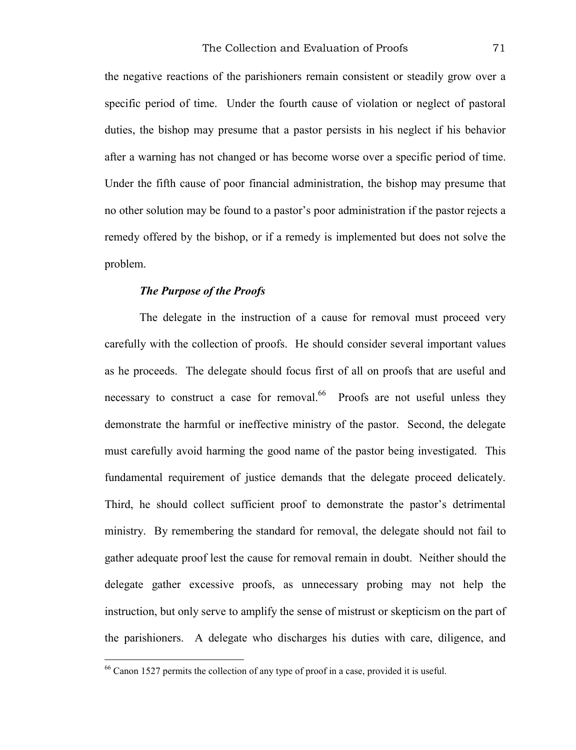the negative reactions of the parishioners remain consistent or steadily grow over a specific period of time. Under the fourth cause of violation or neglect of pastoral duties, the bishop may presume that a pastor persists in his neglect if his behavior after a warning has not changed or has become worse over a specific period of time. Under the fifth cause of poor financial administration, the bishop may presume that no other solution may be found to a pastor's poor administration if the pastor rejects a remedy offered by the bishop, or if a remedy is implemented but does not solve the problem.

***The Purpose of the Proofs***

The delegate in the instruction of a cause for removal must proceed very carefully with the collection of proofs. He should consider several important values as he proceeds. The delegate should focus first of all on proofs that are useful and necessary to construct a case for removal.[66] Proofs are not useful unless they demonstrate the harmful or ineffective ministry of the pastor. Second, the delegate must carefully avoid harming the good name of the pastor being investigated. This fundamental requirement of justice demands that the delegate proceed delicately. Third, he should collect sufficient proof to demonstrate the pastor's detrimental ministry. By remembering the standard for removal, the delegate should not fail to gather adequate proof lest the cause for removal remain in doubt. Neither should the delegate gather excessive proofs, as unnecessary probing may not help the instruction, but only serve to amplify the sense of mistrust or skepticism on the part of the parishioners. A delegate who discharges his duties with care, diligence, and

[66] Canon 1527 permits the collection of any type of proof in a case, provided it is useful.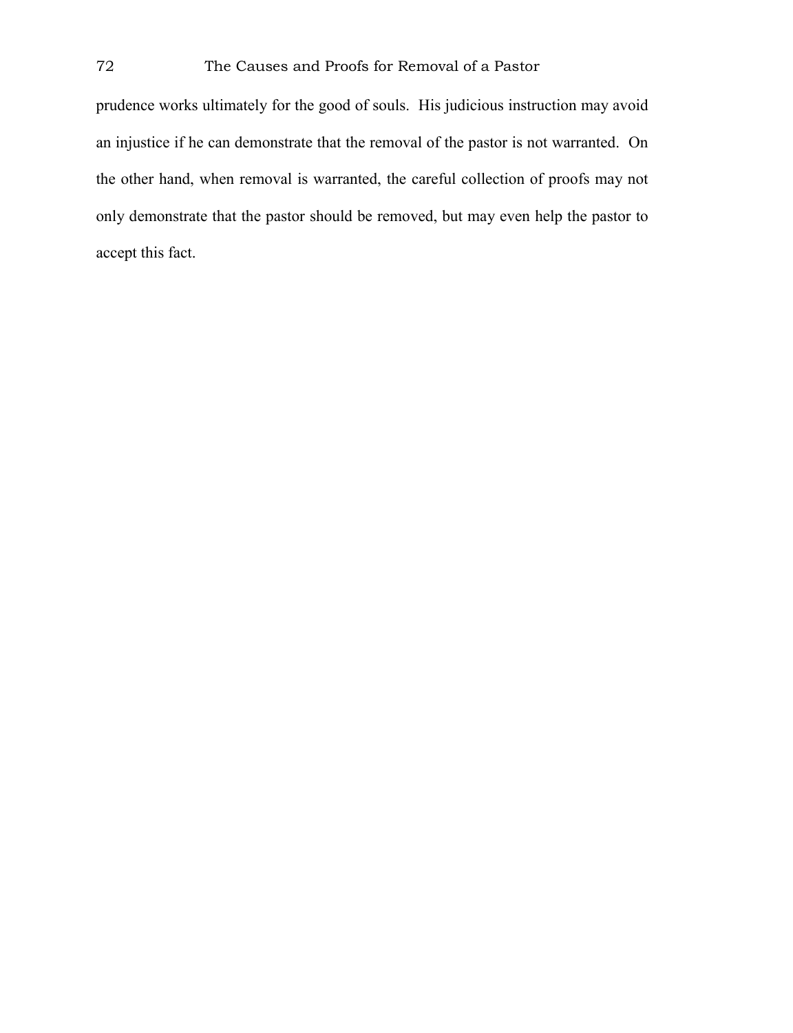prudence works ultimately for the good of souls. His judicious instruction may avoid an injustice if he can demonstrate that the removal of the pastor is not warranted. On the other hand, when removal is warranted, the careful collection of proofs may not only demonstrate that the pastor should be removed, but may even help the pastor to accept this fact.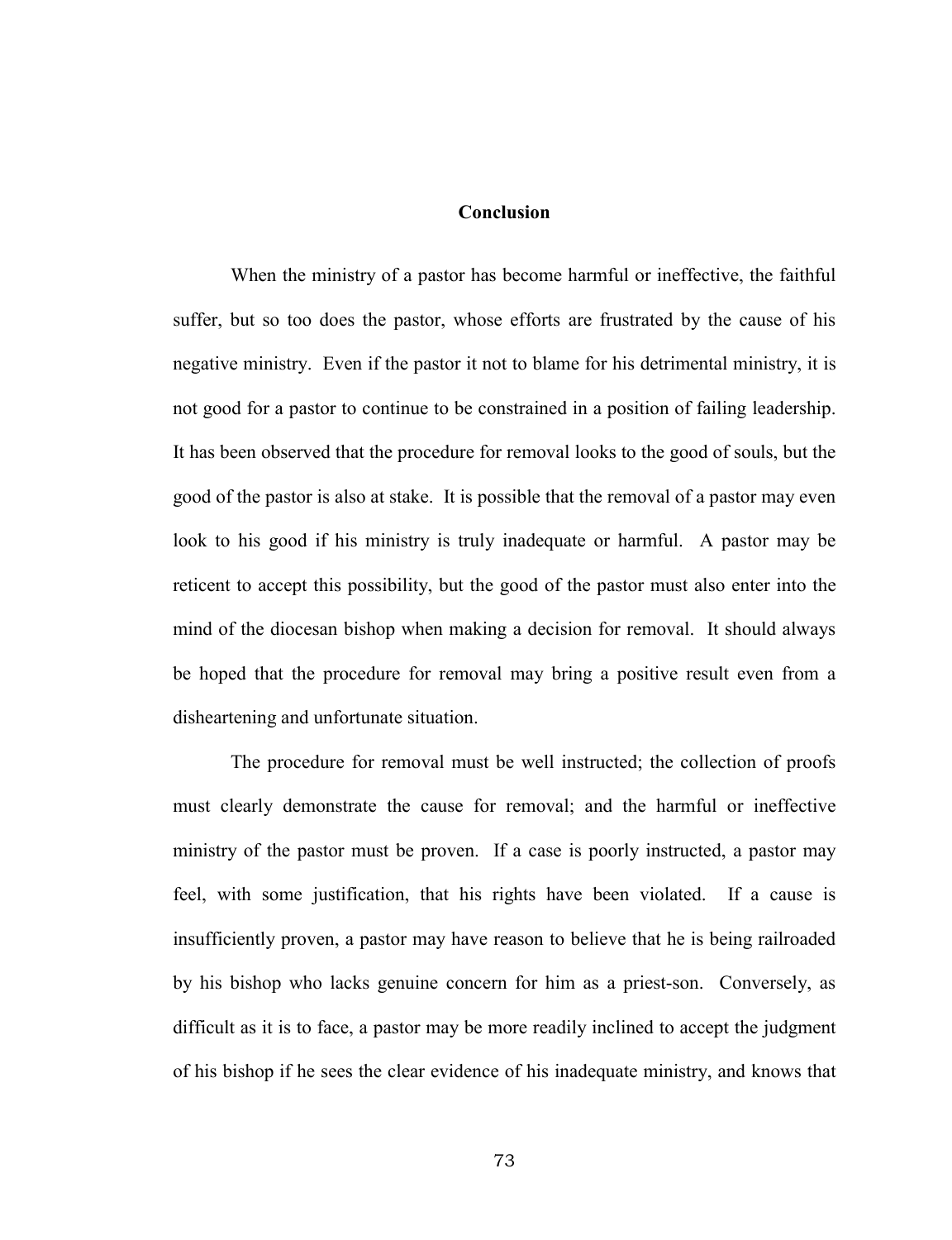## Conclusion

When the ministry of a pastor has become harmful or ineffective, the faithful suffer, but so too does the pastor, whose efforts are frustrated by the cause of his negative ministry. Even if the pastor it not to blame for his detrimental ministry, it is not good for a pastor to continue to be constrained in a position of failing leadership. It has been observed that the procedure for removal looks to the good of souls, but the good of the pastor is also at stake. It is possible that the removal of a pastor may even look to his good if his ministry is truly inadequate or harmful. A pastor may be reticent to accept this possibility, but the good of the pastor must also enter into the mind of the diocesan bishop when making a decision for removal. It should always be hoped that the procedure for removal may bring a positive result even from a disheartening and unfortunate situation.

The procedure for removal must be well instructed; the collection of proofs must clearly demonstrate the cause for removal; and the harmful or ineffective ministry of the pastor must be proven. If a case is poorly instructed, a pastor may feel, with some justification, that his rights have been violated. If a cause is insufficiently proven, a pastor may have reason to believe that he is being railroaded by his bishop who lacks genuine concern for him as a priest-son. Conversely, as difficult as it is to face, a pastor may be more readily inclined to accept the judgment of his bishop if he sees the clear evidence of his inadequate ministry, and knows that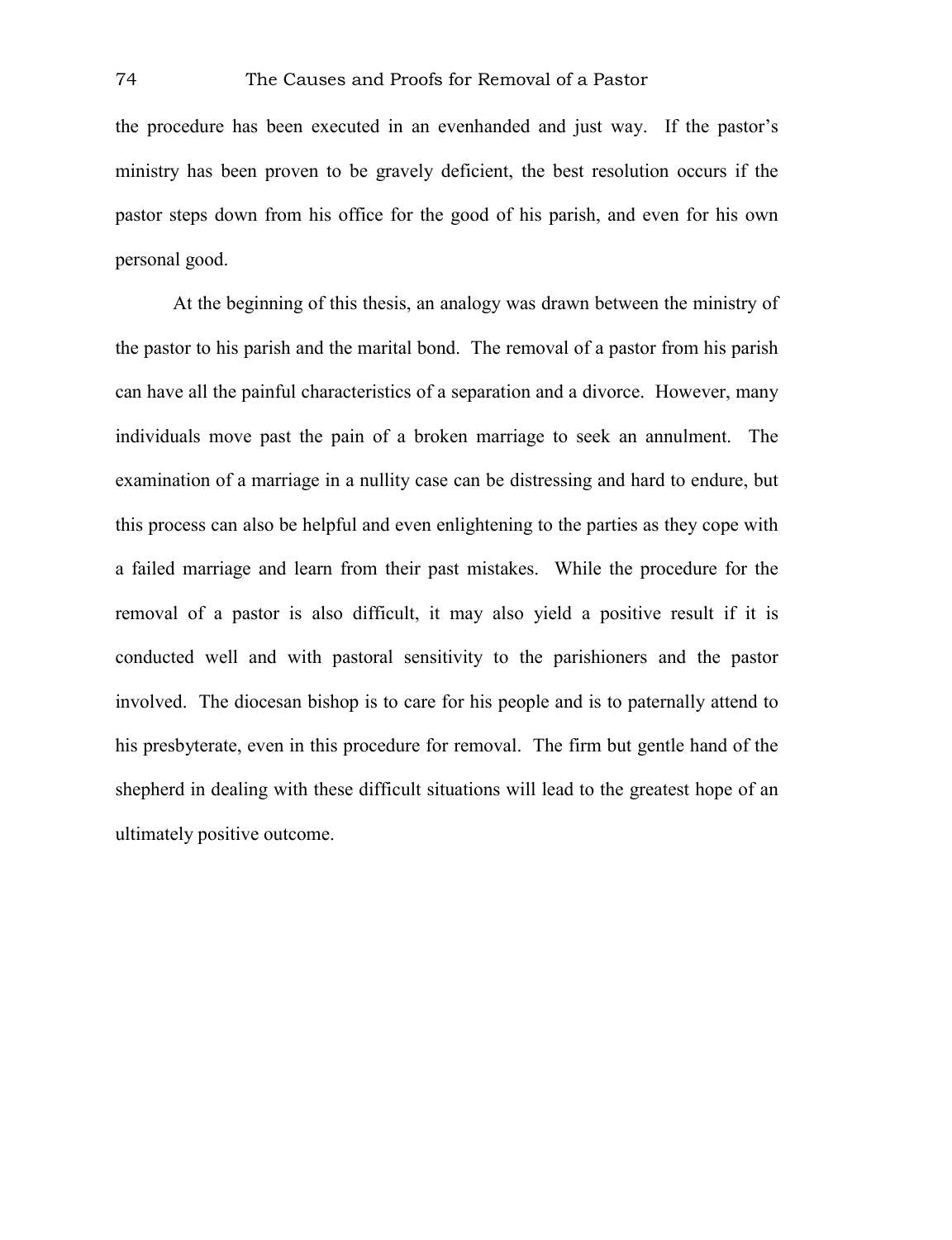the procedure has been executed in an evenhanded and just way. If the pastor's ministry has been proven to be gravely deficient, the best resolution occurs if the pastor steps down from his office for the good of his parish, and even for his own personal good.

At the beginning of this thesis, an analogy was drawn between the ministry of the pastor to his parish and the marital bond. The removal of a pastor from his parish can have all the painful characteristics of a separation and a divorce. However, many individuals move past the pain of a broken marriage to seek an annulment. The examination of a marriage in a nullity case can be distressing and hard to endure, but this process can also be helpful and even enlightening to the parties as they cope with a failed marriage and learn from their past mistakes. While the procedure for the removal of a pastor is also difficult, it may also yield a positive result if it is conducted well and with pastoral sensitivity to the parishioners and the pastor involved. The diocesan bishop is to care for his people and is to paternally attend to his presbyterate, even in this procedure for removal. The firm but gentle hand of the shepherd in dealing with these difficult situations will lead to the greatest hope of an ultimately positive outcome.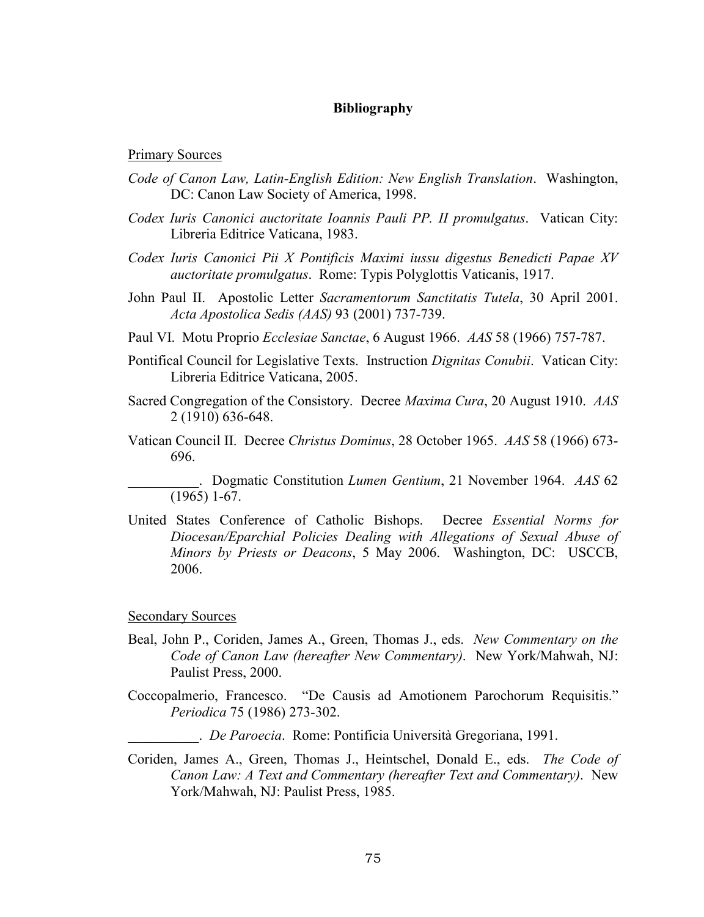# Bibliography

Primary Sources

*Code of Canon Law, Latin-English Edition: New English Translation*. Washington, DC: Canon Law Society of America, 1998.

*Codex Iuris Canonici auctoritate Ioannis Pauli PP. II promulgatus*. Vatican City: Libreria Editrice Vaticana, 1983.

*Codex Iuris Canonici Pii X Pontificis Maximi iussu digestus Benedicti Papae XV auctoritate promulgatus*. Rome: Typis Polyglottis Vaticanis, 1917.

John Paul II. Apostolic Letter *Sacramentorum Sanctitatis Tutela*, 30 April 2001. *Acta Apostolica Sedis (AAS)* 93 (2001) 737-739.

Paul VI. Motu Proprio *Ecclesiae Sanctae*, 6 August 1966. *AAS* 58 (1966) 757-787.

Pontifical Council for Legislative Texts. Instruction *Dignitas Conubii*. Vatican City: Libreria Editrice Vaticana, 2005.

Sacred Congregation of the Consistory. Decree *Maxima Cura*, 20 August 1910. *AAS* 2 (1910) 636-648.

Vatican Council II. Decree *Christus Dominus*, 28 October 1965. *AAS* 58 (1966) 673-696.

__________. Dogmatic Constitution *Lumen Gentium*, 21 November 1964. *AAS* 62 (1965) 1-67.

United States Conference of Catholic Bishops. Decree *Essential Norms for Diocesan/Eparchial Policies Dealing with Allegations of Sexual Abuse of Minors by Priests or Deacons*, 5 May 2006. Washington, DC: USCCB, 2006.

Secondary Sources

Beal, John P., Coriden, James A., Green, Thomas J., eds. *New Commentary on the Code of Canon Law (hereafter New Commentary)*. New York/Mahwah, NJ: Paulist Press, 2000.

Coccopalmerio, Francesco. "De Causis ad Amotionem Parochorum Requisitis." *Periodica* 75 (1986) 273-302.

__________. *De Paroecia*. Rome: Pontificia Università Gregoriana, 1991.

Coriden, James A., Green, Thomas J., Heintschel, Donald E., eds. *The Code of Canon Law: A Text and Commentary (hereafter Text and Commentary)*. New York/Mahwah, NJ: Paulist Press, 1985.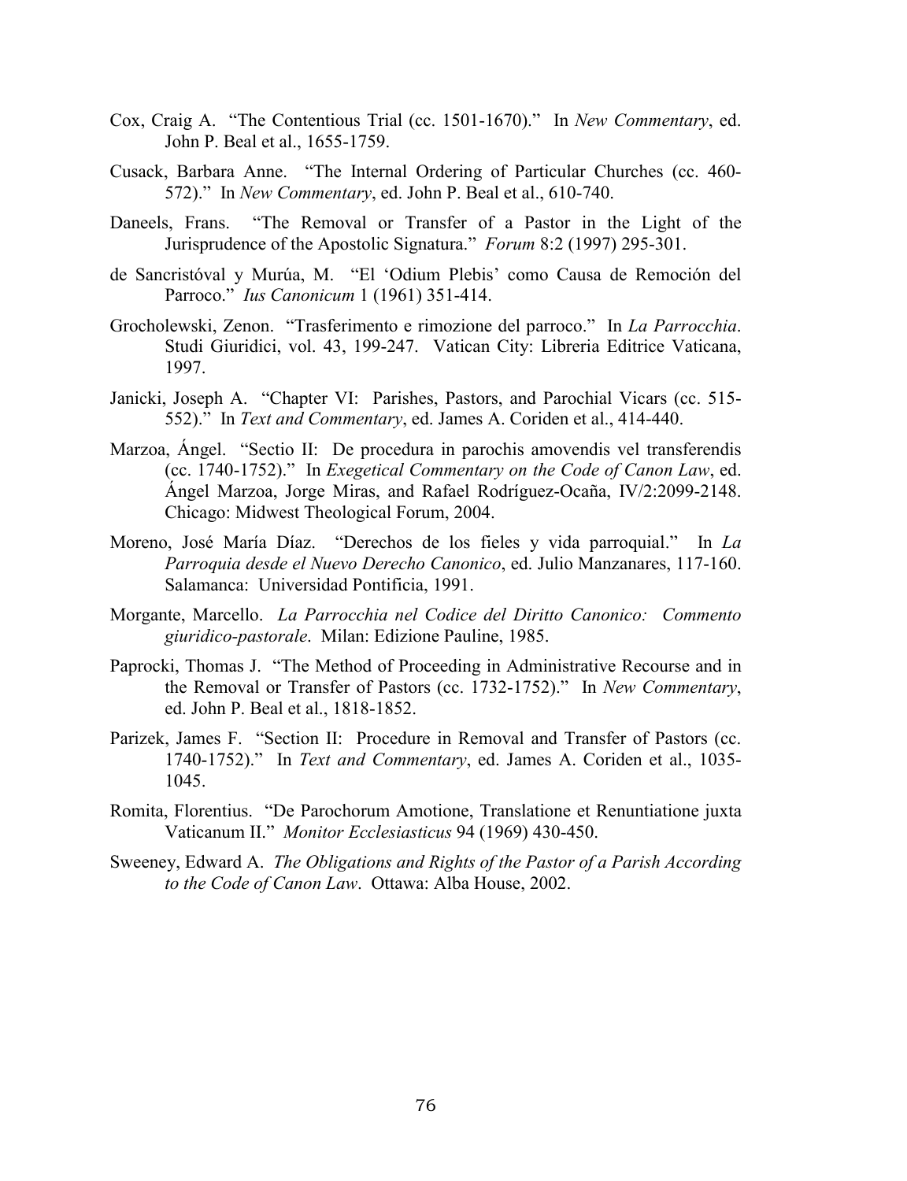Cox, Craig A. "The Contentious Trial (cc. 1501-1670)." In *New Commentary*, ed. John P. Beal et al., 1655-1759.

Cusack, Barbara Anne. "The Internal Ordering of Particular Churches (cc. 460-572)." In *New Commentary*, ed. John P. Beal et al., 610-740.

Daneels, Frans. "The Removal or Transfer of a Pastor in the Light of the Jurisprudence of the Apostolic Signatura." *Forum* 8:2 (1997) 295-301.

de Sancristóval y Murúa, M. "El 'Odium Plebis' como Causa de Remoción del Parroco." *Ius Canonicum* 1 (1961) 351-414.

Grocholewski, Zenon. "Trasferimento e rimozione del parroco." In *La Parrocchia*. Studi Giuridici, vol. 43, 199-247. Vatican City: Libreria Editrice Vaticana, 1997.

Janicki, Joseph A. "Chapter VI: Parishes, Pastors, and Parochial Vicars (cc. 515-552)." In *Text and Commentary*, ed. James A. Coriden et al., 414-440.

Marzoa, Ángel. "Sectio II: De procedura in parochis amovendis vel transferendis (cc. 1740-1752)." In *Exegetical Commentary on the Code of Canon Law*, ed. Ángel Marzoa, Jorge Miras, and Rafael Rodríguez-Ocaña, IV/2:2099-2148. Chicago: Midwest Theological Forum, 2004.

Moreno, José María Díaz. "Derechos de los fieles y vida parroquial." In *La Parroquia desde el Nuevo Derecho Canonico*, ed. Julio Manzanares, 117-160. Salamanca: Universidad Pontificia, 1991.

Morgante, Marcello. *La Parrocchia nel Codice del Diritto Canonico: Commento giuridico-pastorale*. Milan: Edizione Pauline, 1985.

Paprocki, Thomas J. "The Method of Proceeding in Administrative Recourse and in the Removal or Transfer of Pastors (cc. 1732-1752)." In *New Commentary*, ed. John P. Beal et al., 1818-1852.

Parizek, James F. "Section II: Procedure in Removal and Transfer of Pastors (cc. 1740-1752)." In *Text and Commentary*, ed. James A. Coriden et al., 1035-1045.

Romita, Florentius. "De Parochorum Amotione, Translatione et Renuntiatione juxta Vaticanum II." *Monitor Ecclesiasticus* 94 (1969) 430-450.

Sweeney, Edward A. *The Obligations and Rights of the Pastor of a Parish According to the Code of Canon Law*. Ottawa: Alba House, 2002.